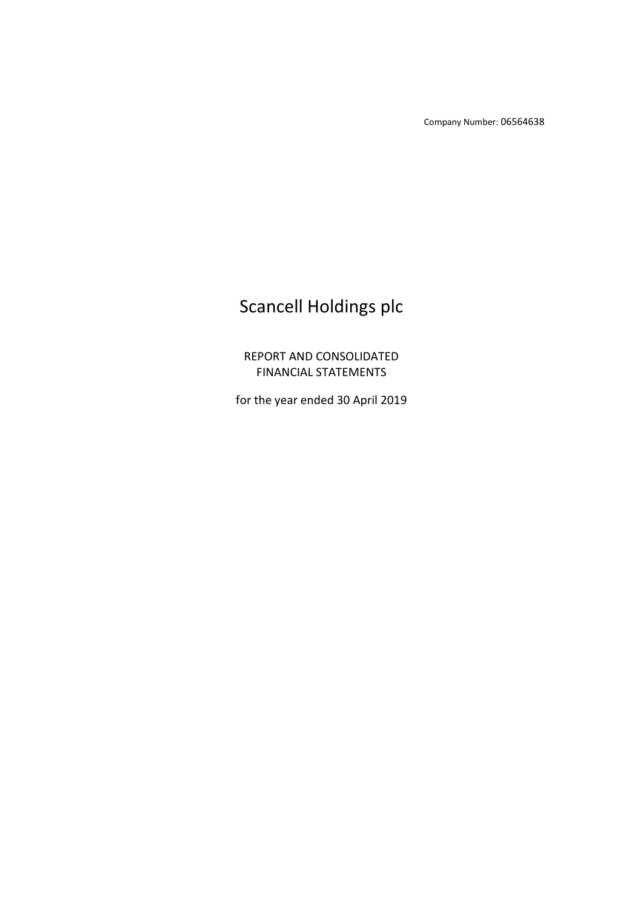Company Number: 06564638

# Scancell Holdings plc

REPORT AND CONSOLIDATED FINANCIAL STATEMENTS

for the year ended 30 April 2019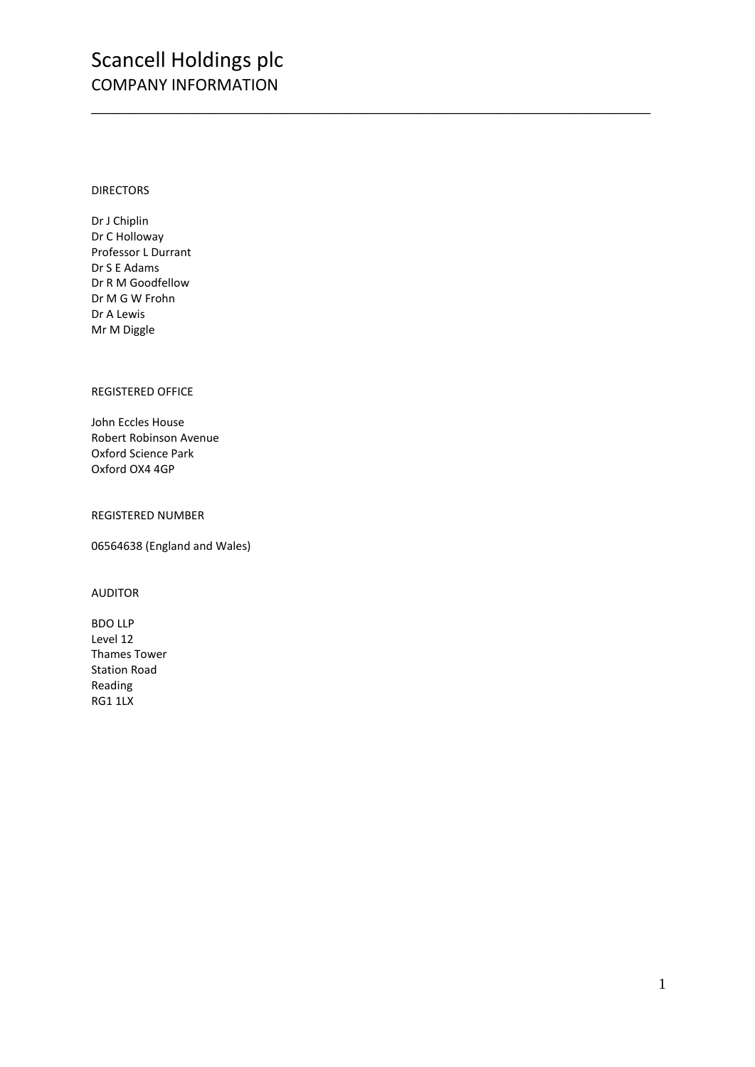# Scancell Holdings plc

## COMPANY INFORMATION

---

DIRECTORS

Dr J Chiplin
Dr C Holloway
Professor L Durrant
Dr S E Adams
Dr R M Goodfellow
Dr M G W Frohn
Dr A Lewis
Mr M Diggle

REGISTERED OFFICE

John Eccles House
Robert Robinson Avenue
Oxford Science Park
Oxford OX4 4GP

REGISTERED NUMBER

06564638 (England and Wales)

AUDITOR

BDO LLP
Level 12
Thames Tower
Station Road
Reading
RG1 1LX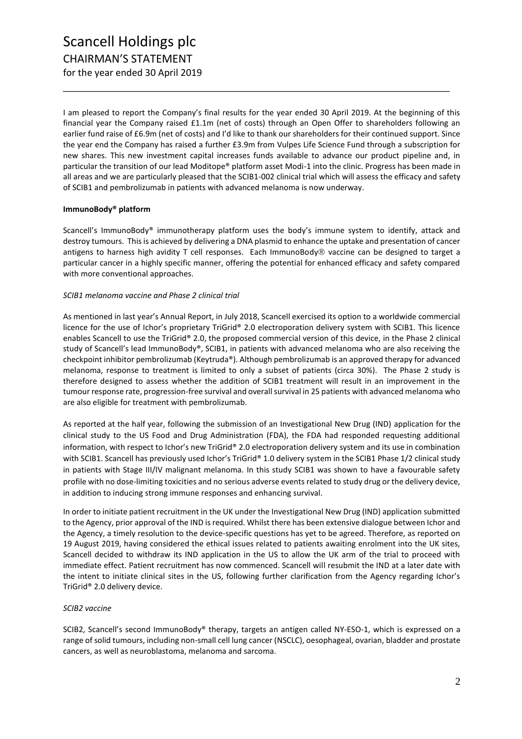# Scancell Holdings plc

## CHAIRMAN'S STATEMENT

for the year ended 30 April 2019

I am pleased to report the Company's final results for the year ended 30 April 2019. At the beginning of this financial year the Company raised £1.1m (net of costs) through an Open Offer to shareholders following an earlier fund raise of £6.9m (net of costs) and I'd like to thank our shareholders for their continued support. Since the year end the Company has raised a further £3.9m from Vulpes Life Science Fund through a subscription for new shares. This new investment capital increases funds available to advance our product pipeline and, in particular the transition of our lead Moditope® platform asset Modi-1 into the clinic. Progress has been made in all areas and we are particularly pleased that the SCIB1-002 clinical trial which will assess the efficacy and safety of SCIB1 and pembrolizumab in patients with advanced melanoma is now underway.

**ImmunoBody® platform**

Scancell's ImmunoBody® immunotherapy platform uses the body's immune system to identify, attack and destroy tumours. This is achieved by delivering a DNA plasmid to enhance the uptake and presentation of cancer antigens to harness high avidity T cell responses. Each ImmunoBody® vaccine can be designed to target a particular cancer in a highly specific manner, offering the potential for enhanced efficacy and safety compared with more conventional approaches.

*SCIB1 melanoma vaccine and Phase 2 clinical trial*

As mentioned in last year's Annual Report, in July 2018, Scancell exercised its option to a worldwide commercial licence for the use of Ichor's proprietary TriGrid® 2.0 electroporation delivery system with SCIB1. This licence enables Scancell to use the TriGrid® 2.0, the proposed commercial version of this device, in the Phase 2 clinical study of Scancell's lead ImmunoBody®, SCIB1, in patients with advanced melanoma who are also receiving the checkpoint inhibitor pembrolizumab (Keytruda®). Although pembrolizumab is an approved therapy for advanced melanoma, response to treatment is limited to only a subset of patients (circa 30%). The Phase 2 study is therefore designed to assess whether the addition of SCIB1 treatment will result in an improvement in the tumour response rate, progression-free survival and overall survival in 25 patients with advanced melanoma who are also eligible for treatment with pembrolizumab.

As reported at the half year, following the submission of an Investigational New Drug (IND) application for the clinical study to the US Food and Drug Administration (FDA), the FDA had responded requesting additional information, with respect to Ichor's new TriGrid® 2.0 electroporation delivery system and its use in combination with SCIB1. Scancell has previously used Ichor's TriGrid® 1.0 delivery system in the SCIB1 Phase 1/2 clinical study in patients with Stage III/IV malignant melanoma. In this study SCIB1 was shown to have a favourable safety profile with no dose-limiting toxicities and no serious adverse events related to study drug or the delivery device, in addition to inducing strong immune responses and enhancing survival.

In order to initiate patient recruitment in the UK under the Investigational New Drug (IND) application submitted to the Agency, prior approval of the IND is required. Whilst there has been extensive dialogue between Ichor and the Agency, a timely resolution to the device-specific questions has yet to be agreed. Therefore, as reported on 19 August 2019, having considered the ethical issues related to patients awaiting enrolment into the UK sites, Scancell decided to withdraw its IND application in the US to allow the UK arm of the trial to proceed with immediate effect. Patient recruitment has now commenced. Scancell will resubmit the IND at a later date with the intent to initiate clinical sites in the US, following further clarification from the Agency regarding Ichor's TriGrid® 2.0 delivery device.

*SCIB2 vaccine*

SCIB2, Scancell's second ImmunoBody® therapy, targets an antigen called NY-ESO-1, which is expressed on a range of solid tumours, including non-small cell lung cancer (NSCLC), oesophageal, ovarian, bladder and prostate cancers, as well as neuroblastoma, melanoma and sarcoma.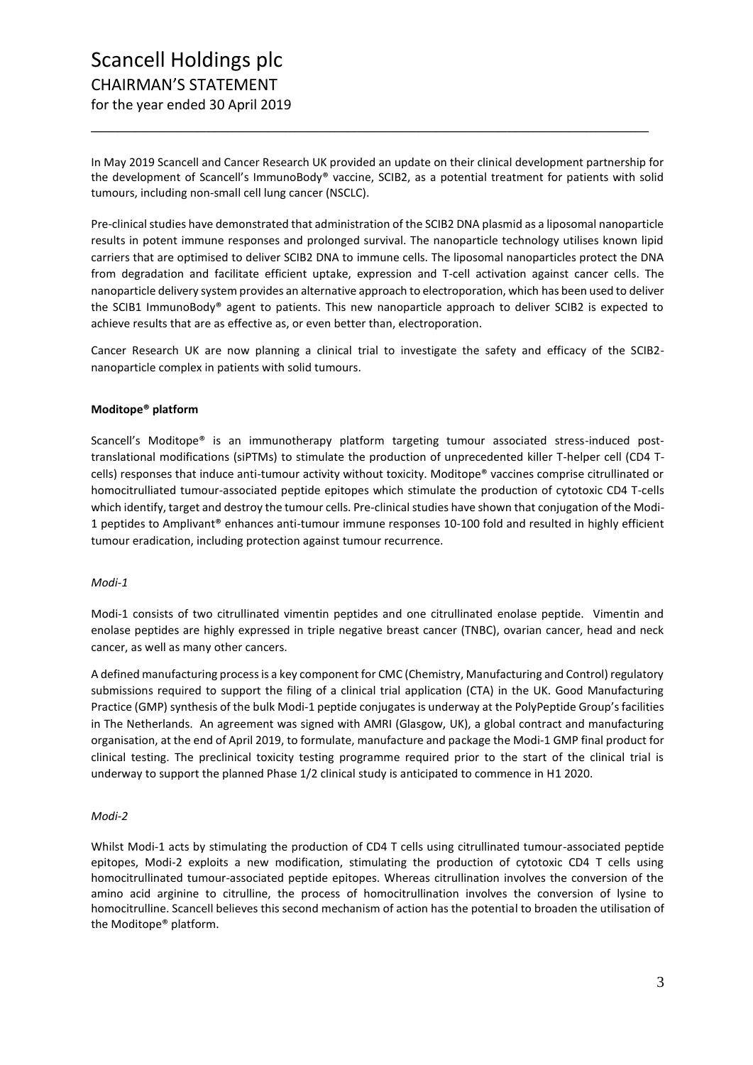In May 2019 Scancell and Cancer Research UK provided an update on their clinical development partnership for the development of Scancell's ImmunoBody® vaccine, SCIB2, as a potential treatment for patients with solid tumours, including non-small cell lung cancer (NSCLC).

Pre-clinical studies have demonstrated that administration of the SCIB2 DNA plasmid as a liposomal nanoparticle results in potent immune responses and prolonged survival. The nanoparticle technology utilises known lipid carriers that are optimised to deliver SCIB2 DNA to immune cells. The liposomal nanoparticles protect the DNA from degradation and facilitate efficient uptake, expression and T-cell activation against cancer cells. The nanoparticle delivery system provides an alternative approach to electroporation, which has been used to deliver the SCIB1 ImmunoBody® agent to patients. This new nanoparticle approach to deliver SCIB2 is expected to achieve results that are as effective as, or even better than, electroporation.

Cancer Research UK are now planning a clinical trial to investigate the safety and efficacy of the SCIB2-nanoparticle complex in patients with solid tumours.

**Moditope® platform**

Scancell's Moditope® is an immunotherapy platform targeting tumour associated stress-induced post-translational modifications (siPTMs) to stimulate the production of unprecedented killer T-helper cell (CD4 T-cells) responses that induce anti-tumour activity without toxicity. Moditope® vaccines comprise citrullinated or homocitrulliated tumour-associated peptide epitopes which stimulate the production of cytotoxic CD4 T-cells which identify, target and destroy the tumour cells. Pre-clinical studies have shown that conjugation of the Modi-1 peptides to Amplivant® enhances anti-tumour immune responses 10-100 fold and resulted in highly efficient tumour eradication, including protection against tumour recurrence.

*Modi-1*

Modi-1 consists of two citrullinated vimentin peptides and one citrullinated enolase peptide. Vimentin and enolase peptides are highly expressed in triple negative breast cancer (TNBC), ovarian cancer, head and neck cancer, as well as many other cancers.

A defined manufacturing process is a key component for CMC (Chemistry, Manufacturing and Control) regulatory submissions required to support the filing of a clinical trial application (CTA) in the UK. Good Manufacturing Practice (GMP) synthesis of the bulk Modi-1 peptide conjugates is underway at the PolyPeptide Group's facilities in The Netherlands. An agreement was signed with AMRI (Glasgow, UK), a global contract and manufacturing organisation, at the end of April 2019, to formulate, manufacture and package the Modi-1 GMP final product for clinical testing. The preclinical toxicity testing programme required prior to the start of the clinical trial is underway to support the planned Phase 1/2 clinical study is anticipated to commence in H1 2020.

*Modi-2*

Whilst Modi-1 acts by stimulating the production of CD4 T cells using citrullinated tumour-associated peptide epitopes, Modi-2 exploits a new modification, stimulating the production of cytotoxic CD4 T cells using homocitrullinated tumour-associated peptide epitopes. Whereas citrullination involves the conversion of the amino acid arginine to citrulline, the process of homocitrullination involves the conversion of lysine to homocitrulline. Scancell believes this second mechanism of action has the potential to broaden the utilisation of the Moditope® platform.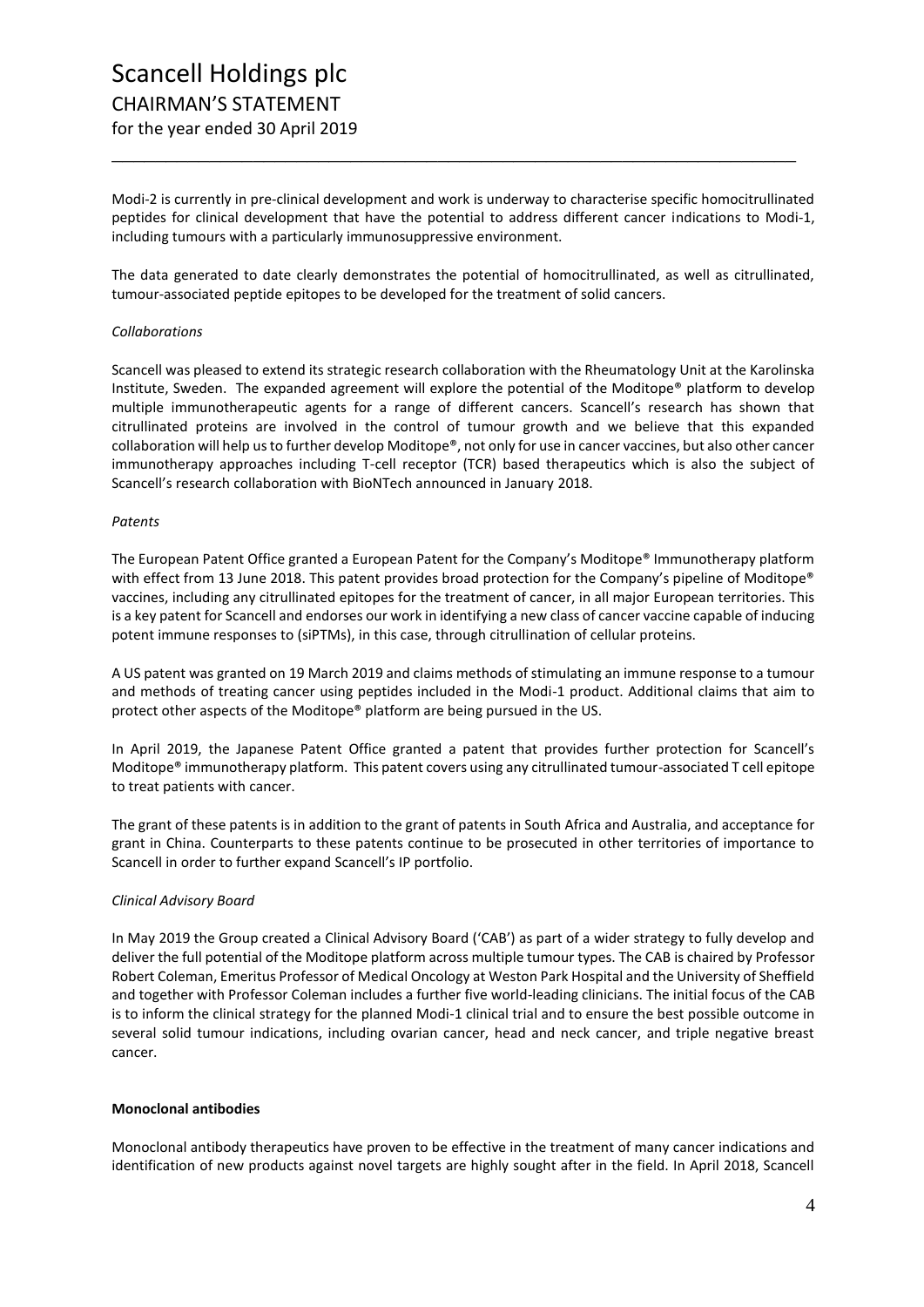Modi-2 is currently in pre-clinical development and work is underway to characterise specific homocitrullinated peptides for clinical development that have the potential to address different cancer indications to Modi-1, including tumours with a particularly immunosuppressive environment.

The data generated to date clearly demonstrates the potential of homocitrullinated, as well as citrullinated, tumour-associated peptide epitopes to be developed for the treatment of solid cancers.

*Collaborations*

Scancell was pleased to extend its strategic research collaboration with the Rheumatology Unit at the Karolinska Institute, Sweden. The expanded agreement will explore the potential of the Moditope® platform to develop multiple immunotherapeutic agents for a range of different cancers. Scancell's research has shown that citrullinated proteins are involved in the control of tumour growth and we believe that this expanded collaboration will help us to further develop Moditope®, not only for use in cancer vaccines, but also other cancer immunotherapy approaches including T-cell receptor (TCR) based therapeutics which is also the subject of Scancell's research collaboration with BioNTech announced in January 2018.

*Patents*

The European Patent Office granted a European Patent for the Company's Moditope® Immunotherapy platform with effect from 13 June 2018. This patent provides broad protection for the Company's pipeline of Moditope® vaccines, including any citrullinated epitopes for the treatment of cancer, in all major European territories. This is a key patent for Scancell and endorses our work in identifying a new class of cancer vaccine capable of inducing potent immune responses to (siPTMs), in this case, through citrullination of cellular proteins.

A US patent was granted on 19 March 2019 and claims methods of stimulating an immune response to a tumour and methods of treating cancer using peptides included in the Modi-1 product. Additional claims that aim to protect other aspects of the Moditope® platform are being pursued in the US.

In April 2019, the Japanese Patent Office granted a patent that provides further protection for Scancell's Moditope® immunotherapy platform. This patent covers using any citrullinated tumour-associated T cell epitope to treat patients with cancer.

The grant of these patents is in addition to the grant of patents in South Africa and Australia, and acceptance for grant in China. Counterparts to these patents continue to be prosecuted in other territories of importance to Scancell in order to further expand Scancell's IP portfolio.

*Clinical Advisory Board*

In May 2019 the Group created a Clinical Advisory Board ('CAB') as part of a wider strategy to fully develop and deliver the full potential of the Moditope platform across multiple tumour types. The CAB is chaired by Professor Robert Coleman, Emeritus Professor of Medical Oncology at Weston Park Hospital and the University of Sheffield and together with Professor Coleman includes a further five world-leading clinicians. The initial focus of the CAB is to inform the clinical strategy for the planned Modi-1 clinical trial and to ensure the best possible outcome in several solid tumour indications, including ovarian cancer, head and neck cancer, and triple negative breast cancer.

**Monoclonal antibodies**

Monoclonal antibody therapeutics have proven to be effective in the treatment of many cancer indications and identification of new products against novel targets are highly sought after in the field. In April 2018, Scancell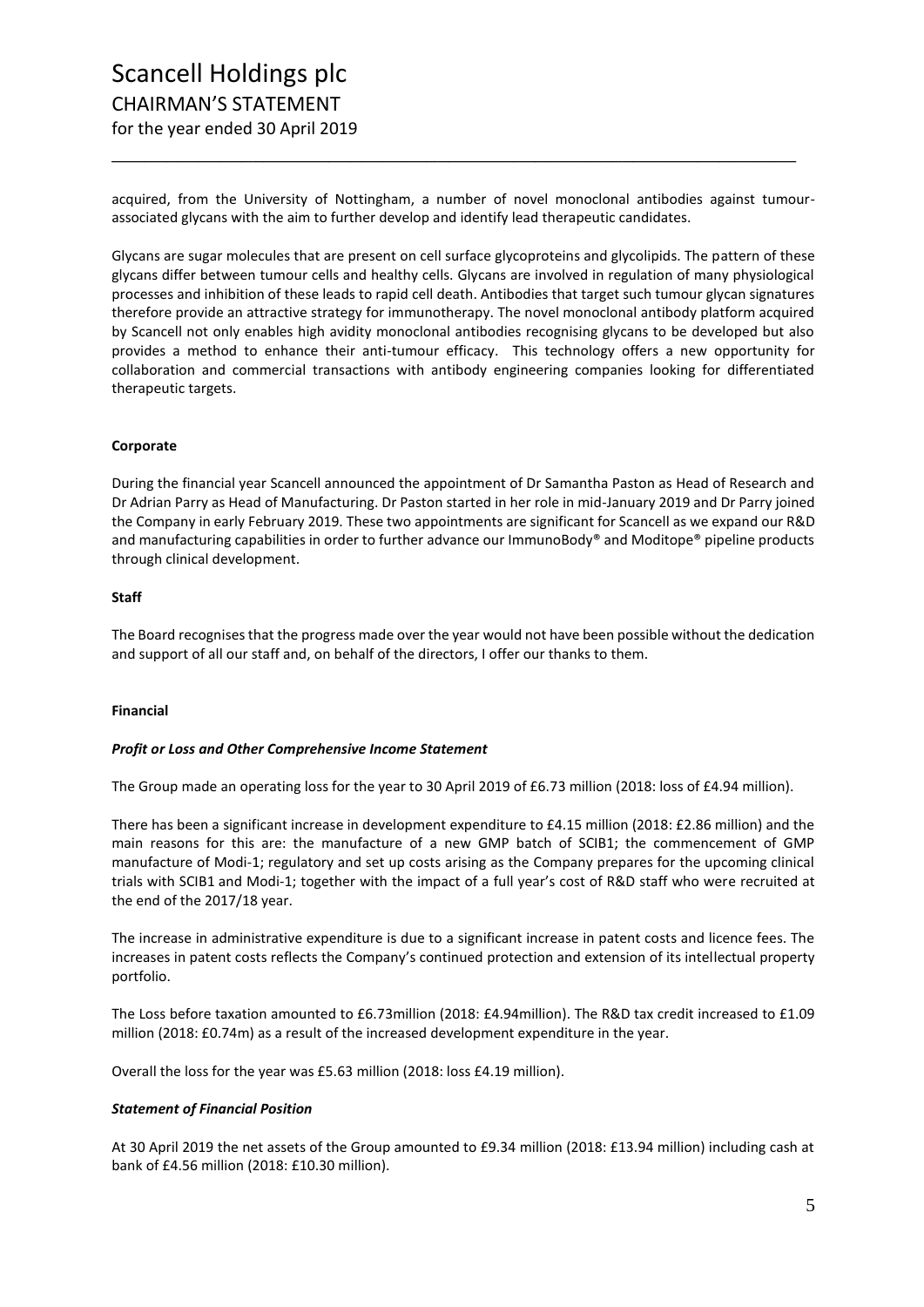acquired, from the University of Nottingham, a number of novel monoclonal antibodies against tumour-associated glycans with the aim to further develop and identify lead therapeutic candidates.

Glycans are sugar molecules that are present on cell surface glycoproteins and glycolipids. The pattern of these glycans differ between tumour cells and healthy cells. Glycans are involved in regulation of many physiological processes and inhibition of these leads to rapid cell death. Antibodies that target such tumour glycan signatures therefore provide an attractive strategy for immunotherapy. The novel monoclonal antibody platform acquired by Scancell not only enables high avidity monoclonal antibodies recognising glycans to be developed but also provides a method to enhance their anti-tumour efficacy. This technology offers a new opportunity for collaboration and commercial transactions with antibody engineering companies looking for differentiated therapeutic targets.

**Corporate**

During the financial year Scancell announced the appointment of Dr Samantha Paston as Head of Research and Dr Adrian Parry as Head of Manufacturing. Dr Paston started in her role in mid-January 2019 and Dr Parry joined the Company in early February 2019. These two appointments are significant for Scancell as we expand our R&D and manufacturing capabilities in order to further advance our ImmunoBody® and Moditope® pipeline products through clinical development.

**Staff**

The Board recognises that the progress made over the year would not have been possible without the dedication and support of all our staff and, on behalf of the directors, I offer our thanks to them.

**Financial**

***Profit or Loss and Other Comprehensive Income Statement***

The Group made an operating loss for the year to 30 April 2019 of £6.73 million (2018: loss of £4.94 million).

There has been a significant increase in development expenditure to £4.15 million (2018: £2.86 million) and the main reasons for this are: the manufacture of a new GMP batch of SCIB1; the commencement of GMP manufacture of Modi-1; regulatory and set up costs arising as the Company prepares for the upcoming clinical trials with SCIB1 and Modi-1; together with the impact of a full year's cost of R&D staff who were recruited at the end of the 2017/18 year.

The increase in administrative expenditure is due to a significant increase in patent costs and licence fees. The increases in patent costs reflects the Company's continued protection and extension of its intellectual property portfolio.

The Loss before taxation amounted to £6.73million (2018: £4.94million). The R&D tax credit increased to £1.09 million (2018: £0.74m) as a result of the increased development expenditure in the year.

Overall the loss for the year was £5.63 million (2018: loss £4.19 million).

***Statement of Financial Position***

At 30 April 2019 the net assets of the Group amounted to £9.34 million (2018: £13.94 million) including cash at bank of £4.56 million (2018: £10.30 million).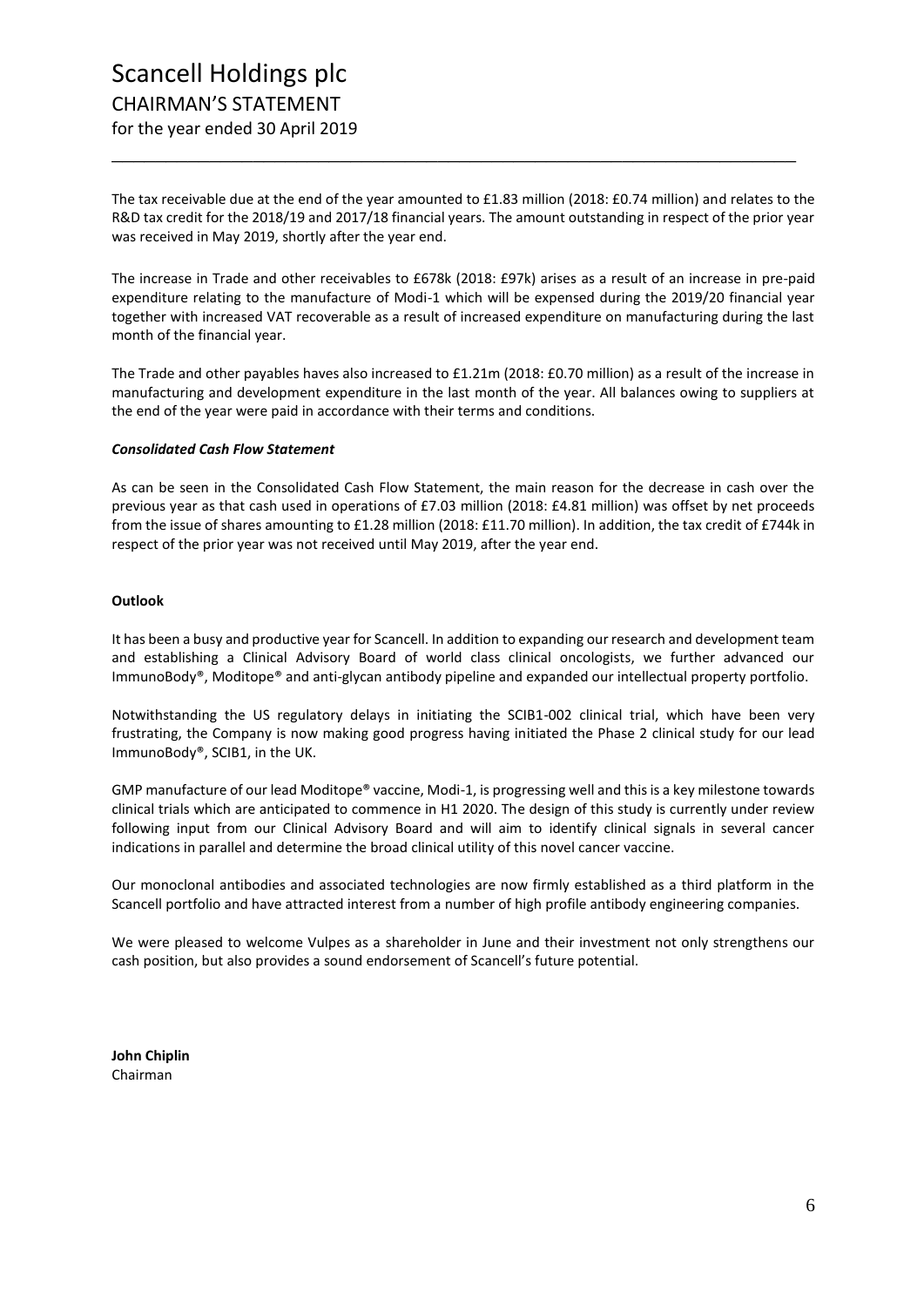The tax receivable due at the end of the year amounted to £1.83 million (2018: £0.74 million) and relates to the R&D tax credit for the 2018/19 and 2017/18 financial years. The amount outstanding in respect of the prior year was received in May 2019, shortly after the year end.

The increase in Trade and other receivables to £678k (2018: £97k) arises as a result of an increase in pre-paid expenditure relating to the manufacture of Modi-1 which will be expensed during the 2019/20 financial year together with increased VAT recoverable as a result of increased expenditure on manufacturing during the last month of the financial year.

The Trade and other payables haves also increased to £1.21m (2018: £0.70 million) as a result of the increase in manufacturing and development expenditure in the last month of the year. All balances owing to suppliers at the end of the year were paid in accordance with their terms and conditions.

***Consolidated Cash Flow Statement***

As can be seen in the Consolidated Cash Flow Statement, the main reason for the decrease in cash over the previous year as that cash used in operations of £7.03 million (2018: £4.81 million) was offset by net proceeds from the issue of shares amounting to £1.28 million (2018: £11.70 million). In addition, the tax credit of £744k in respect of the prior year was not received until May 2019, after the year end.

**Outlook**

It has been a busy and productive year for Scancell. In addition to expanding our research and development team and establishing a Clinical Advisory Board of world class clinical oncologists, we further advanced our ImmunoBody®, Moditope® and anti-glycan antibody pipeline and expanded our intellectual property portfolio.

Notwithstanding the US regulatory delays in initiating the SCIB1-002 clinical trial, which have been very frustrating, the Company is now making good progress having initiated the Phase 2 clinical study for our lead ImmunoBody®, SCIB1, in the UK.

GMP manufacture of our lead Moditope® vaccine, Modi-1, is progressing well and this is a key milestone towards clinical trials which are anticipated to commence in H1 2020. The design of this study is currently under review following input from our Clinical Advisory Board and will aim to identify clinical signals in several cancer indications in parallel and determine the broad clinical utility of this novel cancer vaccine.

Our monoclonal antibodies and associated technologies are now firmly established as a third platform in the Scancell portfolio and have attracted interest from a number of high profile antibody engineering companies.

We were pleased to welcome Vulpes as a shareholder in June and their investment not only strengthens our cash position, but also provides a sound endorsement of Scancell's future potential.

**John Chiplin**
Chairman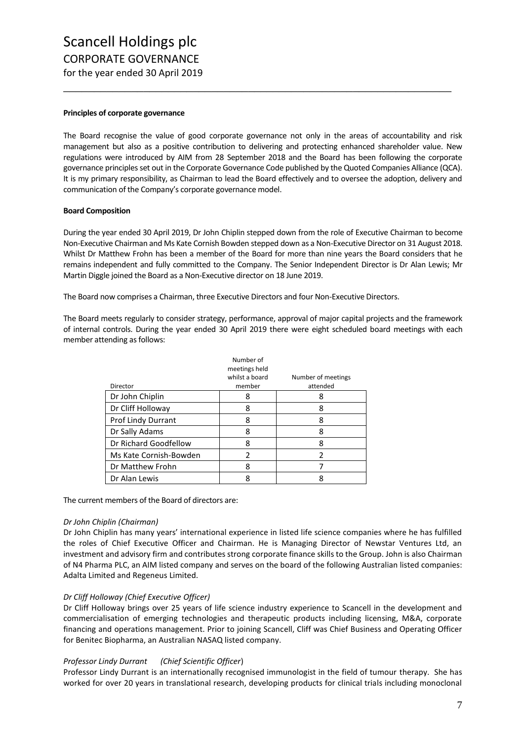# Scancell Holdings plc

## CORPORATE GOVERNANCE

for the year ended 30 April 2019

**Principles of corporate governance**

The Board recognise the value of good corporate governance not only in the areas of accountability and risk management but also as a positive contribution to delivering and protecting enhanced shareholder value. New regulations were introduced by AIM from 28 September 2018 and the Board has been following the corporate governance principles set out in the Corporate Governance Code published by the Quoted Companies Alliance (QCA). It is my primary responsibility, as Chairman to lead the Board effectively and to oversee the adoption, delivery and communication of the Company's corporate governance model.

**Board Composition**

During the year ended 30 April 2019, Dr John Chiplin stepped down from the role of Executive Chairman to become Non-Executive Chairman and Ms Kate Cornish Bowden stepped down as a Non-Executive Director on 31 August 2018. Whilst Dr Matthew Frohn has been a member of the Board for more than nine years the Board considers that he remains independent and fully committed to the Company. The Senior Independent Director is Dr Alan Lewis; Mr Martin Diggle joined the Board as a Non-Executive director on 18 June 2019.

The Board now comprises a Chairman, three Executive Directors and four Non-Executive Directors.

The Board meets regularly to consider strategy, performance, approval of major capital projects and the framework of internal controls. During the year ended 30 April 2019 there were eight scheduled board meetings with each member attending as follows:

| Director | Number of meetings held whilst a board member | Number of meetings attended |
|---|---|---|
| Dr John Chiplin | 8 | 8 |
| Dr Cliff Holloway | 8 | 8 |
| Prof Lindy Durrant | 8 | 8 |
| Dr Sally Adams | 8 | 8 |
| Dr Richard Goodfellow | 8 | 8 |
| Ms Kate Cornish-Bowden | 2 | 2 |
| Dr Matthew Frohn | 8 | 7 |
| Dr Alan Lewis | 8 | 8 |

The current members of the Board of directors are:

*Dr John Chiplin (Chairman)*
Dr John Chiplin has many years' international experience in listed life science companies where he has fulfilled the roles of Chief Executive Officer and Chairman. He is Managing Director of Newstar Ventures Ltd, an investment and advisory firm and contributes strong corporate finance skills to the Group. John is also Chairman of N4 Pharma PLC, an AIM listed company and serves on the board of the following Australian listed companies: Adalta Limited and Regeneus Limited.

*Dr Cliff Holloway (Chief Executive Officer)*
Dr Cliff Holloway brings over 25 years of life science industry experience to Scancell in the development and commercialisation of emerging technologies and therapeutic products including licensing, M&A, corporate financing and operations management. Prior to joining Scancell, Cliff was Chief Business and Operating Officer for Benitec Biopharma, an Australian NASAQ listed company.

*Professor Lindy Durrant (Chief Scientific Officer)*
Professor Lindy Durrant is an internationally recognised immunologist in the field of tumour therapy. She has worked for over 20 years in translational research, developing products for clinical trials including monoclonal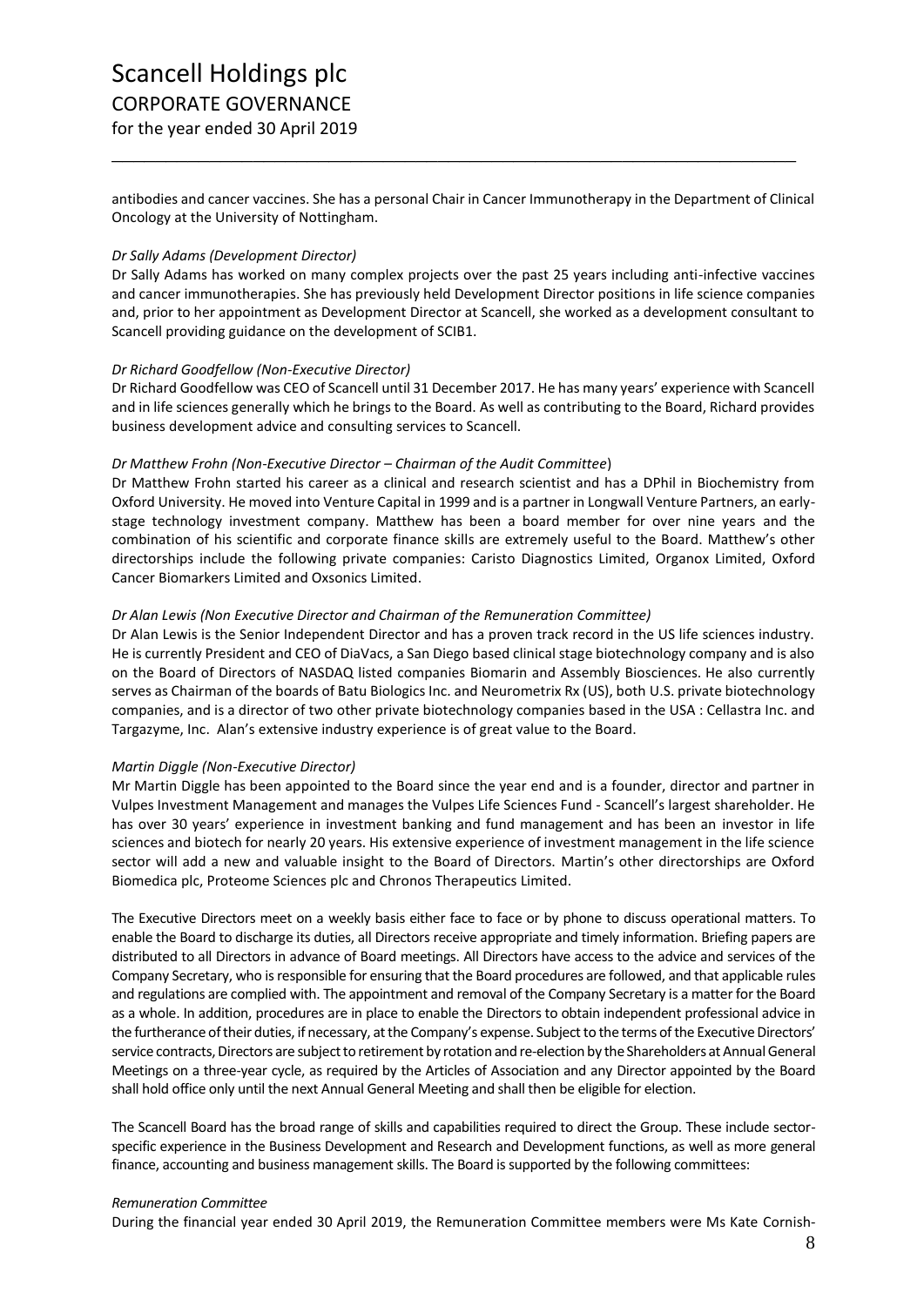antibodies and cancer vaccines. She has a personal Chair in Cancer Immunotherapy in the Department of Clinical Oncology at the University of Nottingham.

*Dr Sally Adams (Development Director)*

Dr Sally Adams has worked on many complex projects over the past 25 years including anti-infective vaccines and cancer immunotherapies. She has previously held Development Director positions in life science companies and, prior to her appointment as Development Director at Scancell, she worked as a development consultant to Scancell providing guidance on the development of SCIB1.

*Dr Richard Goodfellow (Non-Executive Director)*

Dr Richard Goodfellow was CEO of Scancell until 31 December 2017. He has many years' experience with Scancell and in life sciences generally which he brings to the Board. As well as contributing to the Board, Richard provides business development advice and consulting services to Scancell.

*Dr Matthew Frohn (Non-Executive Director – Chairman of the Audit Committee)*

Dr Matthew Frohn started his career as a clinical and research scientist and has a DPhil in Biochemistry from Oxford University. He moved into Venture Capital in 1999 and is a partner in Longwall Venture Partners, an early-stage technology investment company. Matthew has been a board member for over nine years and the combination of his scientific and corporate finance skills are extremely useful to the Board. Matthew's other directorships include the following private companies: Caristo Diagnostics Limited, Organox Limited, Oxford Cancer Biomarkers Limited and Oxsonics Limited.

*Dr Alan Lewis (Non Executive Director and Chairman of the Remuneration Committee)*

Dr Alan Lewis is the Senior Independent Director and has a proven track record in the US life sciences industry. He is currently President and CEO of DiaVacs, a San Diego based clinical stage biotechnology company and is also on the Board of Directors of NASDAQ listed companies Biomarin and Assembly Biosciences. He also currently serves as Chairman of the boards of Batu Biologics Inc. and Neurometrix Rx (US), both U.S. private biotechnology companies, and is a director of two other private biotechnology companies based in the USA : Cellastra Inc. and Targazyme, Inc. Alan's extensive industry experience is of great value to the Board.

*Martin Diggle (Non-Executive Director)*

Mr Martin Diggle has been appointed to the Board since the year end and is a founder, director and partner in Vulpes Investment Management and manages the Vulpes Life Sciences Fund - Scancell's largest shareholder. He has over 30 years' experience in investment banking and fund management and has been an investor in life sciences and biotech for nearly 20 years. His extensive experience of investment management in the life science sector will add a new and valuable insight to the Board of Directors. Martin's other directorships are Oxford Biomedica plc, Proteome Sciences plc and Chronos Therapeutics Limited.

The Executive Directors meet on a weekly basis either face to face or by phone to discuss operational matters. To enable the Board to discharge its duties, all Directors receive appropriate and timely information. Briefing papers are distributed to all Directors in advance of Board meetings. All Directors have access to the advice and services of the Company Secretary, who is responsible for ensuring that the Board procedures are followed, and that applicable rules and regulations are complied with. The appointment and removal of the Company Secretary is a matter for the Board as a whole. In addition, procedures are in place to enable the Directors to obtain independent professional advice in the furtherance of their duties, if necessary, at the Company's expense. Subject to the terms of the Executive Directors' service contracts, Directors are subject to retirement by rotation and re-election by the Shareholders at Annual General Meetings on a three-year cycle, as required by the Articles of Association and any Director appointed by the Board shall hold office only until the next Annual General Meeting and shall then be eligible for election.

The Scancell Board has the broad range of skills and capabilities required to direct the Group. These include sector-specific experience in the Business Development and Research and Development functions, as well as more general finance, accounting and business management skills. The Board is supported by the following committees:

*Remuneration Committee*

During the financial year ended 30 April 2019, the Remuneration Committee members were Ms Kate Cornish-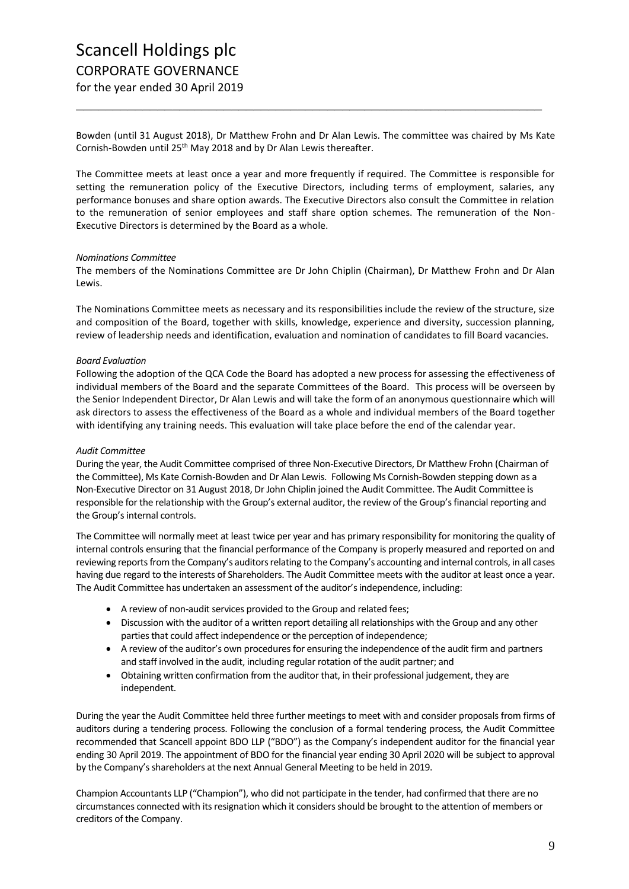Bowden (until 31 August 2018), Dr Matthew Frohn and Dr Alan Lewis. The committee was chaired by Ms Kate Cornish-Bowden until 25th May 2018 and by Dr Alan Lewis thereafter.

The Committee meets at least once a year and more frequently if required. The Committee is responsible for setting the remuneration policy of the Executive Directors, including terms of employment, salaries, any performance bonuses and share option awards. The Executive Directors also consult the Committee in relation to the remuneration of senior employees and staff share option schemes. The remuneration of the Non-Executive Directors is determined by the Board as a whole.

*Nominations Committee*

The members of the Nominations Committee are Dr John Chiplin (Chairman), Dr Matthew Frohn and Dr Alan Lewis.

The Nominations Committee meets as necessary and its responsibilities include the review of the structure, size and composition of the Board, together with skills, knowledge, experience and diversity, succession planning, review of leadership needs and identification, evaluation and nomination of candidates to fill Board vacancies.

*Board Evaluation*

Following the adoption of the QCA Code the Board has adopted a new process for assessing the effectiveness of individual members of the Board and the separate Committees of the Board. This process will be overseen by the Senior Independent Director, Dr Alan Lewis and will take the form of an anonymous questionnaire which will ask directors to assess the effectiveness of the Board as a whole and individual members of the Board together with identifying any training needs. This evaluation will take place before the end of the calendar year.

*Audit Committee*

During the year, the Audit Committee comprised of three Non-Executive Directors, Dr Matthew Frohn (Chairman of the Committee), Ms Kate Cornish-Bowden and Dr Alan Lewis. Following Ms Cornish-Bowden stepping down as a Non-Executive Director on 31 August 2018, Dr John Chiplin joined the Audit Committee. The Audit Committee is responsible for the relationship with the Group's external auditor, the review of the Group's financial reporting and the Group's internal controls.

The Committee will normally meet at least twice per year and has primary responsibility for monitoring the quality of internal controls ensuring that the financial performance of the Company is properly measured and reported on and reviewing reports from the Company's auditors relating to the Company's accounting and internal controls, in all cases having due regard to the interests of Shareholders. The Audit Committee meets with the auditor at least once a year. The Audit Committee has undertaken an assessment of the auditor's independence, including:

- A review of non-audit services provided to the Group and related fees;
- Discussion with the auditor of a written report detailing all relationships with the Group and any other parties that could affect independence or the perception of independence;
- A review of the auditor's own procedures for ensuring the independence of the audit firm and partners and staff involved in the audit, including regular rotation of the audit partner; and
- Obtaining written confirmation from the auditor that, in their professional judgement, they are independent.

During the year the Audit Committee held three further meetings to meet with and consider proposals from firms of auditors during a tendering process. Following the conclusion of a formal tendering process, the Audit Committee recommended that Scancell appoint BDO LLP ("BDO") as the Company's independent auditor for the financial year ending 30 April 2019. The appointment of BDO for the financial year ending 30 April 2020 will be subject to approval by the Company's shareholders at the next Annual General Meeting to be held in 2019.

Champion Accountants LLP ("Champion"), who did not participate in the tender, had confirmed that there are no circumstances connected with its resignation which it considers should be brought to the attention of members or creditors of the Company.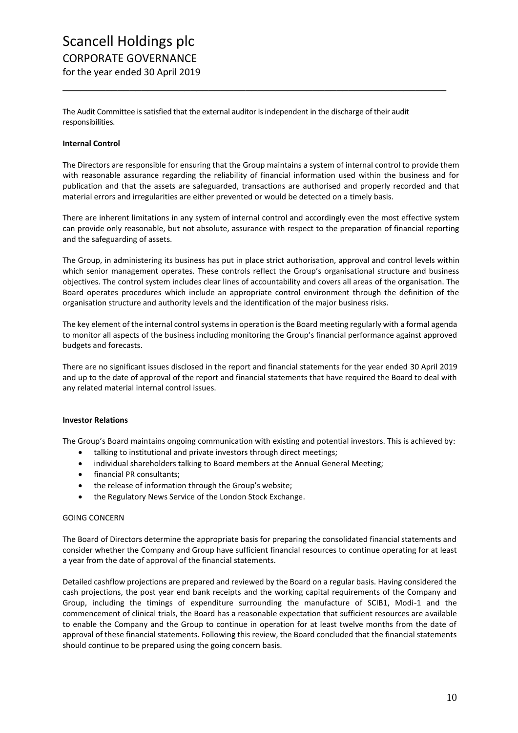The Audit Committee is satisfied that the external auditor is independent in the discharge of their audit responsibilities.

**Internal Control**

The Directors are responsible for ensuring that the Group maintains a system of internal control to provide them with reasonable assurance regarding the reliability of financial information used within the business and for publication and that the assets are safeguarded, transactions are authorised and properly recorded and that material errors and irregularities are either prevented or would be detected on a timely basis.

There are inherent limitations in any system of internal control and accordingly even the most effective system can provide only reasonable, but not absolute, assurance with respect to the preparation of financial reporting and the safeguarding of assets.

The Group, in administering its business has put in place strict authorisation, approval and control levels within which senior management operates. These controls reflect the Group's organisational structure and business objectives. The control system includes clear lines of accountability and covers all areas of the organisation. The Board operates procedures which include an appropriate control environment through the definition of the organisation structure and authority levels and the identification of the major business risks.

The key element of the internal control systems in operation is the Board meeting regularly with a formal agenda to monitor all aspects of the business including monitoring the Group's financial performance against approved budgets and forecasts.

There are no significant issues disclosed in the report and financial statements for the year ended 30 April 2019 and up to the date of approval of the report and financial statements that have required the Board to deal with any related material internal control issues.

**Investor Relations**

The Group's Board maintains ongoing communication with existing and potential investors. This is achieved by:

- talking to institutional and private investors through direct meetings;
- individual shareholders talking to Board members at the Annual General Meeting;
- financial PR consultants;
- the release of information through the Group's website;
- the Regulatory News Service of the London Stock Exchange.

GOING CONCERN

The Board of Directors determine the appropriate basis for preparing the consolidated financial statements and consider whether the Company and Group have sufficient financial resources to continue operating for at least a year from the date of approval of the financial statements.

Detailed cashflow projections are prepared and reviewed by the Board on a regular basis. Having considered the cash projections, the post year end bank receipts and the working capital requirements of the Company and Group, including the timings of expenditure surrounding the manufacture of SCIB1, Modi-1 and the commencement of clinical trials, the Board has a reasonable expectation that sufficient resources are available to enable the Company and the Group to continue in operation for at least twelve months from the date of approval of these financial statements. Following this review, the Board concluded that the financial statements should continue to be prepared using the going concern basis.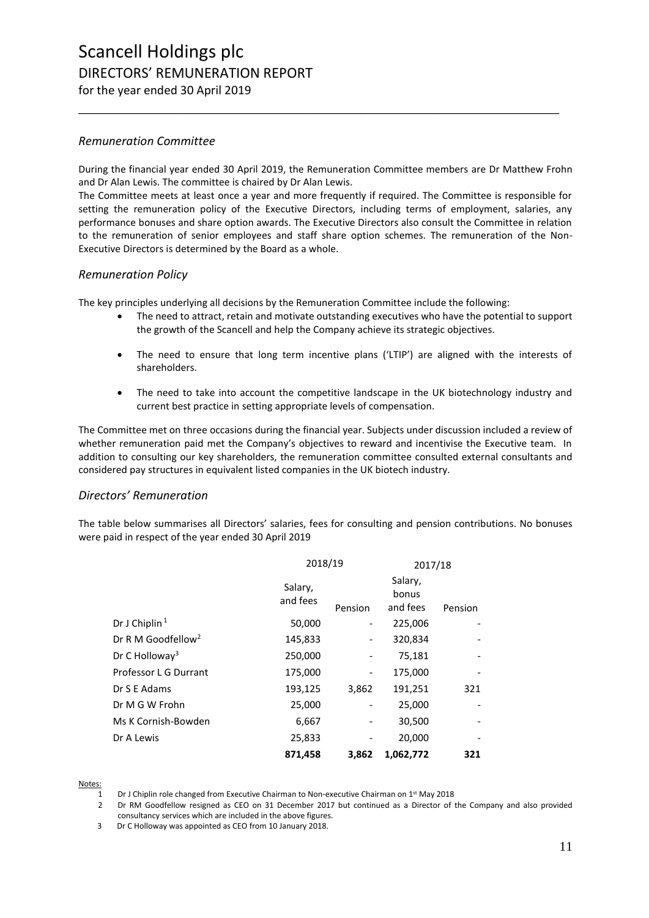# Scancell Holdings plc

## DIRECTORS' REMUNERATION REPORT

for the year ended 30 April 2019

### *Remuneration Committee*

During the financial year ended 30 April 2019, the Remuneration Committee members are Dr Matthew Frohn and Dr Alan Lewis. The committee is chaired by Dr Alan Lewis.

The Committee meets at least once a year and more frequently if required. The Committee is responsible for setting the remuneration policy of the Executive Directors, including terms of employment, salaries, any performance bonuses and share option awards. The Executive Directors also consult the Committee in relation to the remuneration of senior employees and staff share option schemes. The remuneration of the Non-Executive Directors is determined by the Board as a whole.

### *Remuneration Policy*

The key principles underlying all decisions by the Remuneration Committee include the following:

- The need to attract, retain and motivate outstanding executives who have the potential to support the growth of the Scancell and help the Company achieve its strategic objectives.
- The need to ensure that long term incentive plans ('LTIP') are aligned with the interests of shareholders.
- The need to take into account the competitive landscape in the UK biotechnology industry and current best practice in setting appropriate levels of compensation.

The Committee met on three occasions during the financial year. Subjects under discussion included a review of whether remuneration paid met the Company's objectives to reward and incentivise the Executive team. In addition to consulting our key shareholders, the remuneration committee consulted external consultants and considered pay structures in equivalent listed companies in the UK biotech industry.

### *Directors' Remuneration*

The table below summarises all Directors' salaries, fees for consulting and pension contributions. No bonuses were paid in respect of the year ended 30 April 2019

| | 2018/19 | | 2017/18 | |
|---|---|---|---|---|
| | Salary, and fees | Pension | Salary, bonus and fees | Pension |
| Dr J Chiplin [1] | 50,000 | - | 225,006 | - |
| Dr R M Goodfellow [2] | 145,833 | - | 320,834 | - |
| Dr C Holloway [3] | 250,000 | - | 75,181 | - |
| Professor L G Durrant | 175,000 | - | 175,000 | - |
| Dr S E Adams | 193,125 | 3,862 | 191,251 | 321 |
| Dr M G W Frohn | 25,000 | - | 25,000 | - |
| Ms K Cornish-Bowden | 6,667 | - | 30,500 | - |
| Dr A Lewis | 25,833 | - | 20,000 | - |
| | **871,458** | **3,862** | **1,062,772** | **321** |

Notes:

1. Dr J Chiplin role changed from Executive Chairman to Non-executive Chairman on 1st May 2018
2. Dr RM Goodfellow resigned as CEO on 31 December 2017 but continued as a Director of the Company and also provided consultancy services which are included in the above figures.
3. Dr C Holloway was appointed as CEO from 10 January 2018.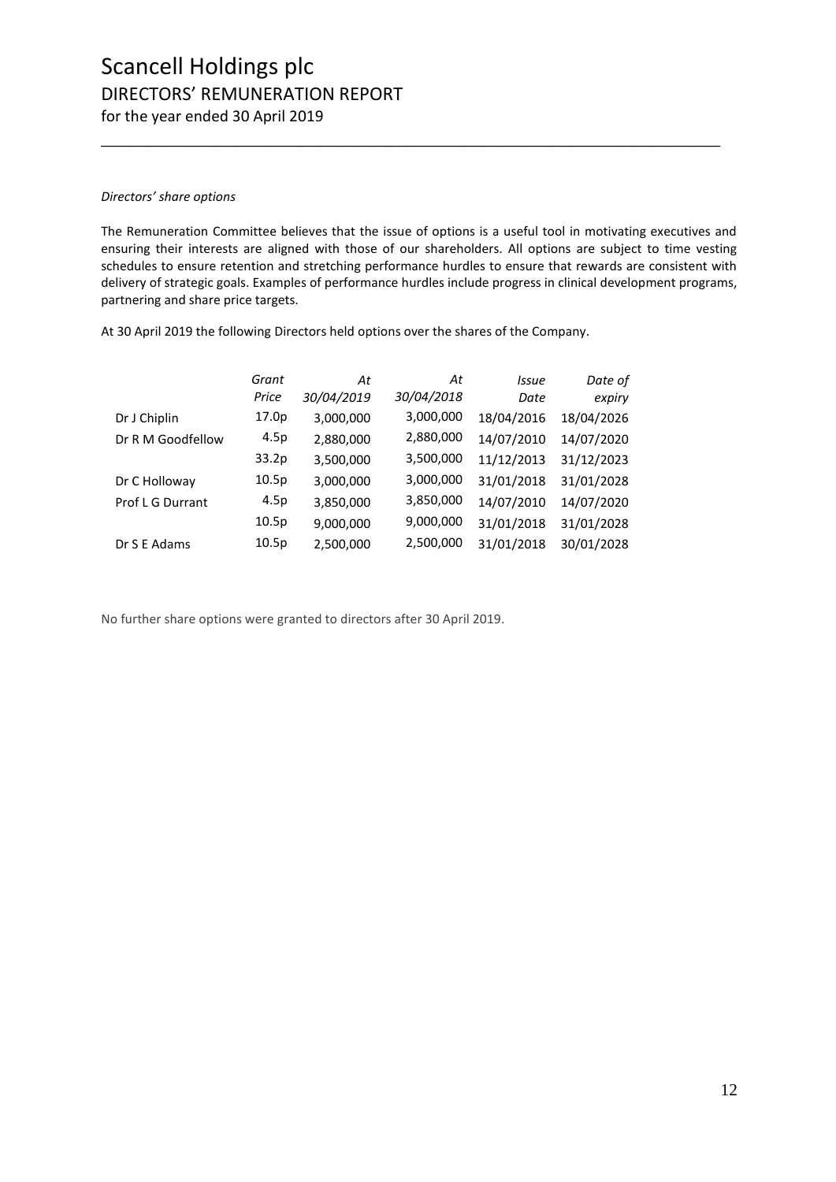*Directors' share options*

The Remuneration Committee believes that the issue of options is a useful tool in motivating executives and ensuring their interests are aligned with those of our shareholders. All options are subject to time vesting schedules to ensure retention and stretching performance hurdles to ensure that rewards are consistent with delivery of strategic goals. Examples of performance hurdles include progress in clinical development programs, partnering and share price targets.

At 30 April 2019 the following Directors held options over the shares of the Company.

| | *Grant Price* | *At 30/04/2019* | *At 30/04/2018* | *Issue Date* | *Date of expiry* |
|---|---|---|---|---|---|
| Dr J Chiplin | 17.0p | 3,000,000 | 3,000,000 | 18/04/2016 | 18/04/2026 |
| Dr R M Goodfellow | 4.5p | 2,880,000 | 2,880,000 | 14/07/2010 | 14/07/2020 |
| | 33.2p | 3,500,000 | 3,500,000 | 11/12/2013 | 31/12/2023 |
| Dr C Holloway | 10.5p | 3,000,000 | 3,000,000 | 31/01/2018 | 31/01/2028 |
| Prof L G Durrant | 4.5p | 3,850,000 | 3,850,000 | 14/07/2010 | 14/07/2020 |
| | 10.5p | 9,000,000 | 9,000,000 | 31/01/2018 | 31/01/2028 |
| Dr S E Adams | 10.5p | 2,500,000 | 2,500,000 | 31/01/2018 | 30/01/2028 |

No further share options were granted to directors after 30 April 2019.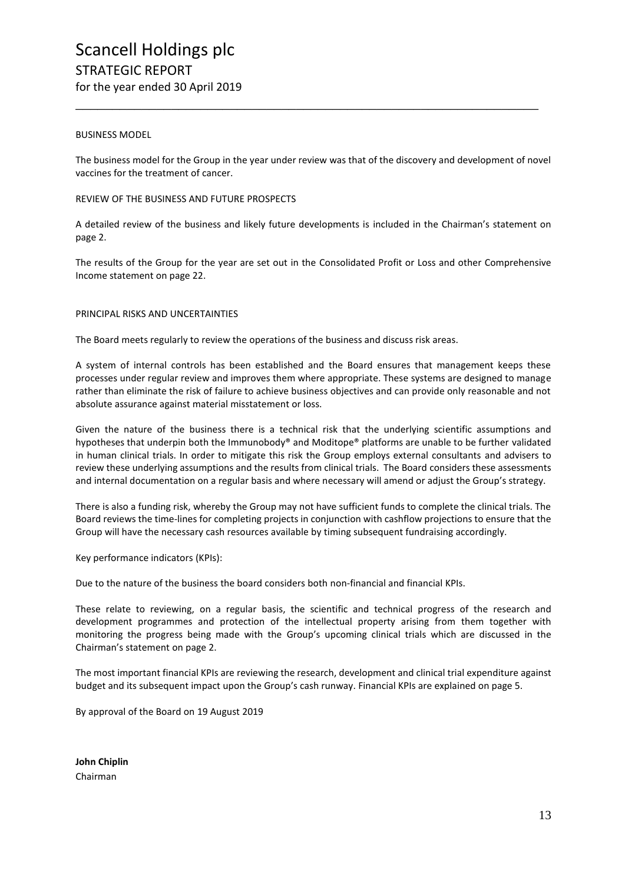# Scancell Holdings plc
## STRATEGIC REPORT
for the year ended 30 April 2019

BUSINESS MODEL

The business model for the Group in the year under review was that of the discovery and development of novel vaccines for the treatment of cancer.

REVIEW OF THE BUSINESS AND FUTURE PROSPECTS

A detailed review of the business and likely future developments is included in the Chairman's statement on page 2.

The results of the Group for the year are set out in the Consolidated Profit or Loss and other Comprehensive Income statement on page 22.

PRINCIPAL RISKS AND UNCERTAINTIES

The Board meets regularly to review the operations of the business and discuss risk areas.

A system of internal controls has been established and the Board ensures that management keeps these processes under regular review and improves them where appropriate. These systems are designed to manage rather than eliminate the risk of failure to achieve business objectives and can provide only reasonable and not absolute assurance against material misstatement or loss.

Given the nature of the business there is a technical risk that the underlying scientific assumptions and hypotheses that underpin both the Immunobody® and Moditope® platforms are unable to be further validated in human clinical trials. In order to mitigate this risk the Group employs external consultants and advisers to review these underlying assumptions and the results from clinical trials. The Board considers these assessments and internal documentation on a regular basis and where necessary will amend or adjust the Group's strategy.

There is also a funding risk, whereby the Group may not have sufficient funds to complete the clinical trials. The Board reviews the time-lines for completing projects in conjunction with cashflow projections to ensure that the Group will have the necessary cash resources available by timing subsequent fundraising accordingly.

Key performance indicators (KPIs):

Due to the nature of the business the board considers both non-financial and financial KPIs.

These relate to reviewing, on a regular basis, the scientific and technical progress of the research and development programmes and protection of the intellectual property arising from them together with monitoring the progress being made with the Group's upcoming clinical trials which are discussed in the Chairman's statement on page 2.

The most important financial KPIs are reviewing the research, development and clinical trial expenditure against budget and its subsequent impact upon the Group's cash runway. Financial KPIs are explained on page 5.

By approval of the Board on 19 August 2019

**John Chiplin**
Chairman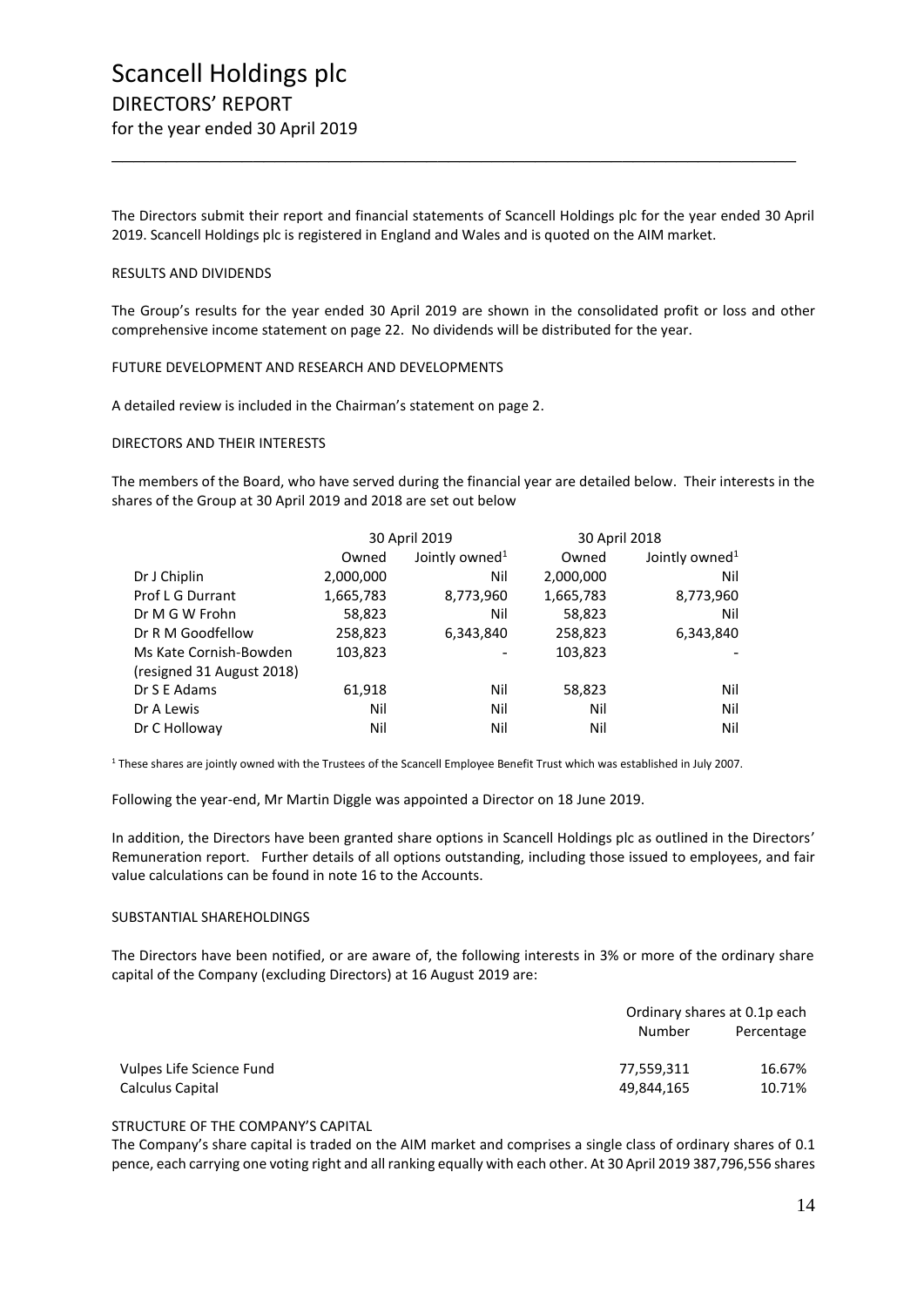# Scancell Holdings plc

## DIRECTORS' REPORT

for the year ended 30 April 2019

The Directors submit their report and financial statements of Scancell Holdings plc for the year ended 30 April 2019. Scancell Holdings plc is registered in England and Wales and is quoted on the AIM market.

RESULTS AND DIVIDENDS

The Group's results for the year ended 30 April 2019 are shown in the consolidated profit or loss and other comprehensive income statement on page 22. No dividends will be distributed for the year.

FUTURE DEVELOPMENT AND RESEARCH AND DEVELOPMENTS

A detailed review is included in the Chairman's statement on page 2.

DIRECTORS AND THEIR INTERESTS

The members of the Board, who have served during the financial year are detailed below. Their interests in the shares of the Group at 30 April 2019 and 2018 are set out below

| | 30 April 2019 | | 30 April 2018 | |
|---|---|---|---|---|
| | Owned | Jointly owned[1] | Owned | Jointly owned[1] |
| Dr J Chiplin | 2,000,000 | Nil | 2,000,000 | Nil |
| Prof L G Durrant | 1,665,783 | 8,773,960 | 1,665,783 | 8,773,960 |
| Dr M G W Frohn | 58,823 | Nil | 58,823 | Nil |
| Dr R M Goodfellow | 258,823 | 6,343,840 | 258,823 | 6,343,840 |
| Ms Kate Cornish-Bowden (resigned 31 August 2018) | 103,823 | - | 103,823 | - |
| Dr S E Adams | 61,918 | Nil | 58,823 | Nil |
| Dr A Lewis | Nil | Nil | Nil | Nil |
| Dr C Holloway | Nil | Nil | Nil | Nil |

[1] These shares are jointly owned with the Trustees of the Scancell Employee Benefit Trust which was established in July 2007.

Following the year-end, Mr Martin Diggle was appointed a Director on 18 June 2019.

In addition, the Directors have been granted share options in Scancell Holdings plc as outlined in the Directors' Remuneration report. Further details of all options outstanding, including those issued to employees, and fair value calculations can be found in note 16 to the Accounts.

SUBSTANTIAL SHAREHOLDINGS

The Directors have been notified, or are aware of, the following interests in 3% or more of the ordinary share capital of the Company (excluding Directors) at 16 August 2019 are:

| | Ordinary shares at 0.1p each | |
|---|---|---|
| | Number | Percentage |
| Vulpes Life Science Fund | 77,559,311 | 16.67% |
| Calculus Capital | 49,844,165 | 10.71% |

STRUCTURE OF THE COMPANY'S CAPITAL

The Company's share capital is traded on the AIM market and comprises a single class of ordinary shares of 0.1 pence, each carrying one voting right and all ranking equally with each other. At 30 April 2019 387,796,556 shares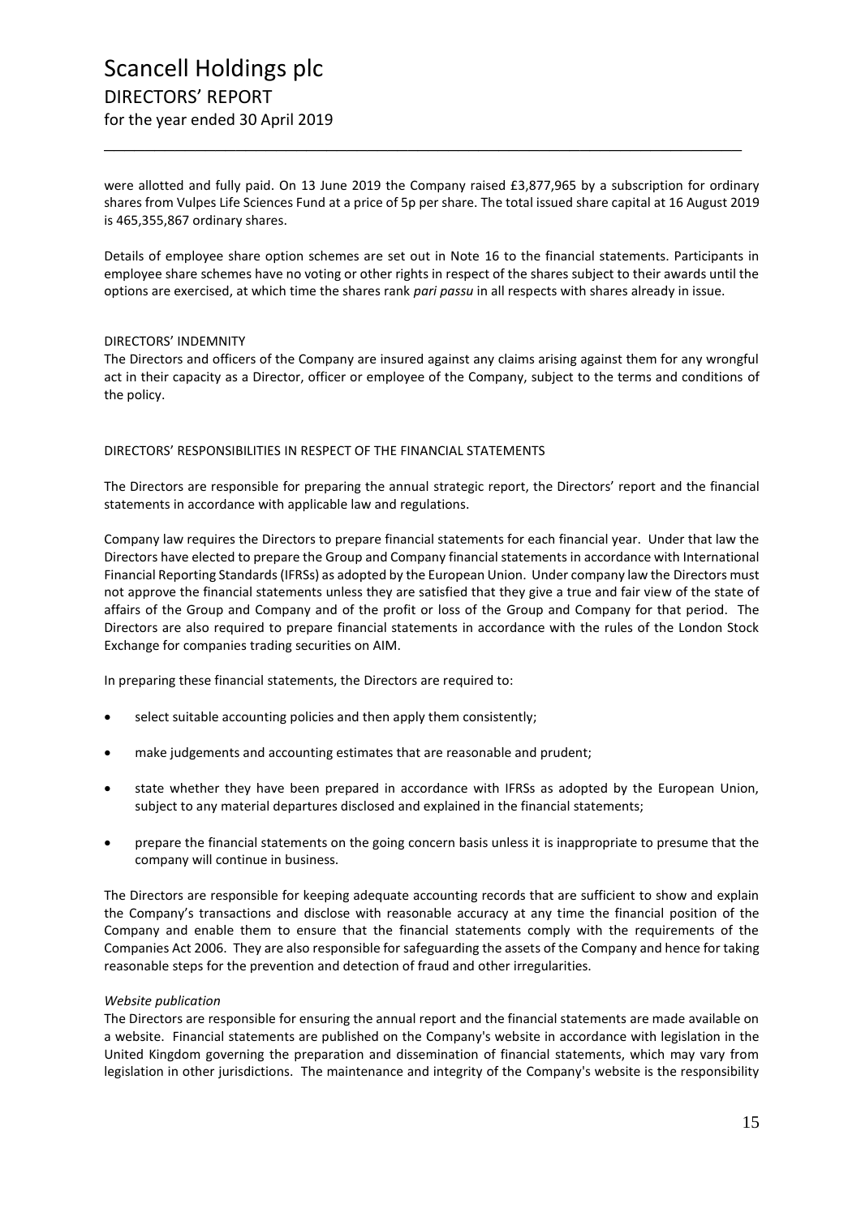were allotted and fully paid. On 13 June 2019 the Company raised £3,877,965 by a subscription for ordinary shares from Vulpes Life Sciences Fund at a price of 5p per share. The total issued share capital at 16 August 2019 is 465,355,867 ordinary shares.

Details of employee share option schemes are set out in Note 16 to the financial statements. Participants in employee share schemes have no voting or other rights in respect of the shares subject to their awards until the options are exercised, at which time the shares rank *pari passu* in all respects with shares already in issue.

DIRECTORS' INDEMNITY

The Directors and officers of the Company are insured against any claims arising against them for any wrongful act in their capacity as a Director, officer or employee of the Company, subject to the terms and conditions of the policy.

DIRECTORS' RESPONSIBILITIES IN RESPECT OF THE FINANCIAL STATEMENTS

The Directors are responsible for preparing the annual strategic report, the Directors' report and the financial statements in accordance with applicable law and regulations.

Company law requires the Directors to prepare financial statements for each financial year. Under that law the Directors have elected to prepare the Group and Company financial statements in accordance with International Financial Reporting Standards (IFRSs) as adopted by the European Union. Under company law the Directors must not approve the financial statements unless they are satisfied that they give a true and fair view of the state of affairs of the Group and Company and of the profit or loss of the Group and Company for that period. The Directors are also required to prepare financial statements in accordance with the rules of the London Stock Exchange for companies trading securities on AIM.

In preparing these financial statements, the Directors are required to:

- select suitable accounting policies and then apply them consistently;
- make judgements and accounting estimates that are reasonable and prudent;
- state whether they have been prepared in accordance with IFRSs as adopted by the European Union, subject to any material departures disclosed and explained in the financial statements;
- prepare the financial statements on the going concern basis unless it is inappropriate to presume that the company will continue in business.

The Directors are responsible for keeping adequate accounting records that are sufficient to show and explain the Company's transactions and disclose with reasonable accuracy at any time the financial position of the Company and enable them to ensure that the financial statements comply with the requirements of the Companies Act 2006. They are also responsible for safeguarding the assets of the Company and hence for taking reasonable steps for the prevention and detection of fraud and other irregularities.

*Website publication*

The Directors are responsible for ensuring the annual report and the financial statements are made available on a website. Financial statements are published on the Company's website in accordance with legislation in the United Kingdom governing the preparation and dissemination of financial statements, which may vary from legislation in other jurisdictions. The maintenance and integrity of the Company's website is the responsibility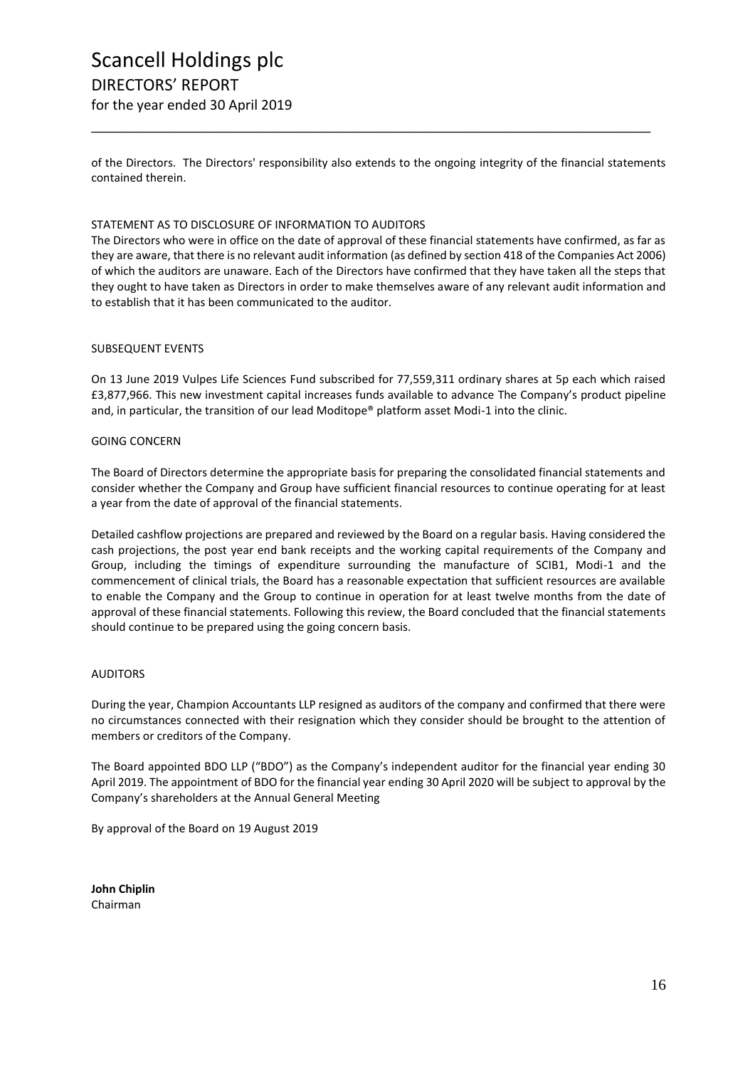of the Directors. The Directors' responsibility also extends to the ongoing integrity of the financial statements contained therein.

STATEMENT AS TO DISCLOSURE OF INFORMATION TO AUDITORS

The Directors who were in office on the date of approval of these financial statements have confirmed, as far as they are aware, that there is no relevant audit information (as defined by section 418 of the Companies Act 2006) of which the auditors are unaware. Each of the Directors have confirmed that they have taken all the steps that they ought to have taken as Directors in order to make themselves aware of any relevant audit information and to establish that it has been communicated to the auditor.

SUBSEQUENT EVENTS

On 13 June 2019 Vulpes Life Sciences Fund subscribed for 77,559,311 ordinary shares at 5p each which raised £3,877,966. This new investment capital increases funds available to advance The Company's product pipeline and, in particular, the transition of our lead Moditope® platform asset Modi-1 into the clinic.

GOING CONCERN

The Board of Directors determine the appropriate basis for preparing the consolidated financial statements and consider whether the Company and Group have sufficient financial resources to continue operating for at least a year from the date of approval of the financial statements.

Detailed cashflow projections are prepared and reviewed by the Board on a regular basis. Having considered the cash projections, the post year end bank receipts and the working capital requirements of the Company and Group, including the timings of expenditure surrounding the manufacture of SCIB1, Modi-1 and the commencement of clinical trials, the Board has a reasonable expectation that sufficient resources are available to enable the Company and the Group to continue in operation for at least twelve months from the date of approval of these financial statements. Following this review, the Board concluded that the financial statements should continue to be prepared using the going concern basis.

AUDITORS

During the year, Champion Accountants LLP resigned as auditors of the company and confirmed that there were no circumstances connected with their resignation which they consider should be brought to the attention of members or creditors of the Company.

The Board appointed BDO LLP ("BDO") as the Company's independent auditor for the financial year ending 30 April 2019. The appointment of BDO for the financial year ending 30 April 2020 will be subject to approval by the Company's shareholders at the Annual General Meeting

By approval of the Board on 19 August 2019

**John Chiplin**
Chairman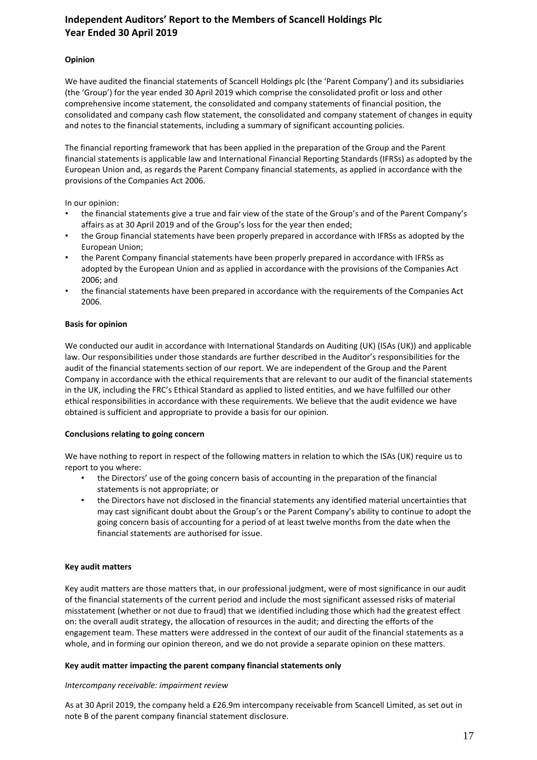# Independent Auditors' Report to the Members of Scancell Holdings Plc
# Year Ended 30 April 2019

**Opinion**

We have audited the financial statements of Scancell Holdings plc (the 'Parent Company') and its subsidiaries (the 'Group') for the year ended 30 April 2019 which comprise the consolidated profit or loss and other comprehensive income statement, the consolidated and company statements of financial position, the consolidated and company cash flow statement, the consolidated and company statement of changes in equity and notes to the financial statements, including a summary of significant accounting policies.

The financial reporting framework that has been applied in the preparation of the Group and the Parent financial statements is applicable law and International Financial Reporting Standards (IFRSs) as adopted by the European Union and, as regards the Parent Company financial statements, as applied in accordance with the provisions of the Companies Act 2006.

In our opinion:

- the financial statements give a true and fair view of the state of the Group's and of the Parent Company's affairs as at 30 April 2019 and of the Group's loss for the year then ended;
- the Group financial statements have been properly prepared in accordance with IFRSs as adopted by the European Union;
- the Parent Company financial statements have been properly prepared in accordance with IFRSs as adopted by the European Union and as applied in accordance with the provisions of the Companies Act 2006; and
- the financial statements have been prepared in accordance with the requirements of the Companies Act 2006.

**Basis for opinion**

We conducted our audit in accordance with International Standards on Auditing (UK) (ISAs (UK)) and applicable law. Our responsibilities under those standards are further described in the Auditor's responsibilities for the audit of the financial statements section of our report. We are independent of the Group and the Parent Company in accordance with the ethical requirements that are relevant to our audit of the financial statements in the UK, including the FRC's Ethical Standard as applied to listed entities, and we have fulfilled our other ethical responsibilities in accordance with these requirements. We believe that the audit evidence we have obtained is sufficient and appropriate to provide a basis for our opinion.

**Conclusions relating to going concern**

We have nothing to report in respect of the following matters in relation to which the ISAs (UK) require us to report to you where:

- the Directors' use of the going concern basis of accounting in the preparation of the financial statements is not appropriate; or
- the Directors have not disclosed in the financial statements any identified material uncertainties that may cast significant doubt about the Group's or the Parent Company's ability to continue to adopt the going concern basis of accounting for a period of at least twelve months from the date when the financial statements are authorised for issue.

**Key audit matters**

Key audit matters are those matters that, in our professional judgment, were of most significance in our audit of the financial statements of the current period and include the most significant assessed risks of material misstatement (whether or not due to fraud) that we identified including those which had the greatest effect on: the overall audit strategy, the allocation of resources in the audit; and directing the efforts of the engagement team. These matters were addressed in the context of our audit of the financial statements as a whole, and in forming our opinion thereon, and we do not provide a separate opinion on these matters.

**Key audit matter impacting the parent company financial statements only**

*Intercompany receivable: impairment review*

As at 30 April 2019, the company held a £26.9m intercompany receivable from Scancell Limited, as set out in note B of the parent company financial statement disclosure.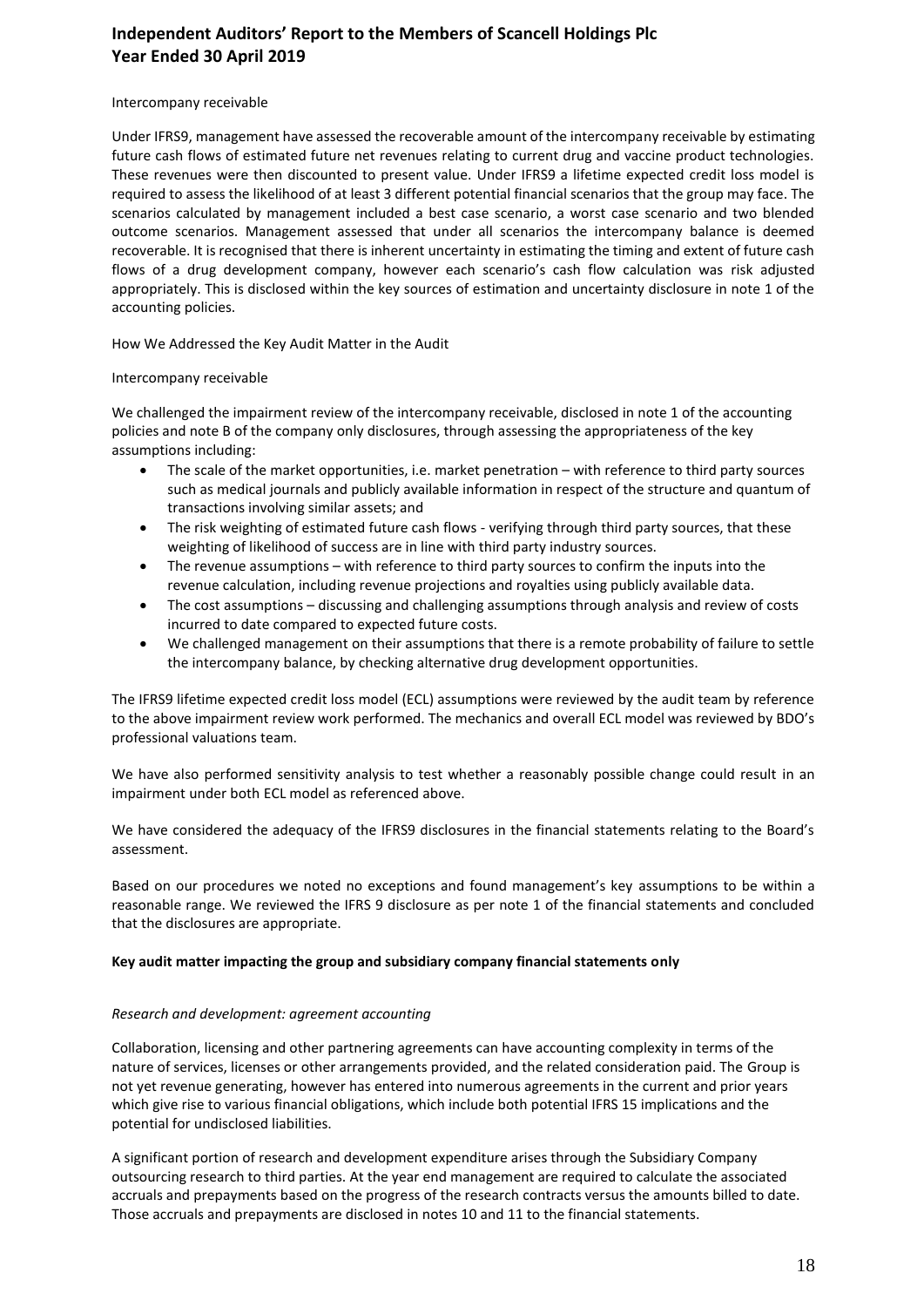Intercompany receivable

Under IFRS9, management have assessed the recoverable amount of the intercompany receivable by estimating future cash flows of estimated future net revenues relating to current drug and vaccine product technologies. These revenues were then discounted to present value. Under IFRS9 a lifetime expected credit loss model is required to assess the likelihood of at least 3 different potential financial scenarios that the group may face. The scenarios calculated by management included a best case scenario, a worst case scenario and two blended outcome scenarios. Management assessed that under all scenarios the intercompany balance is deemed recoverable. It is recognised that there is inherent uncertainty in estimating the timing and extent of future cash flows of a drug development company, however each scenario's cash flow calculation was risk adjusted appropriately. This is disclosed within the key sources of estimation and uncertainty disclosure in note 1 of the accounting policies.

How We Addressed the Key Audit Matter in the Audit

Intercompany receivable

We challenged the impairment review of the intercompany receivable, disclosed in note 1 of the accounting policies and note B of the company only disclosures, through assessing the appropriateness of the key assumptions including:

- The scale of the market opportunities, i.e. market penetration – with reference to third party sources such as medical journals and publicly available information in respect of the structure and quantum of transactions involving similar assets; and
- The risk weighting of estimated future cash flows - verifying through third party sources, that these weighting of likelihood of success are in line with third party industry sources.
- The revenue assumptions – with reference to third party sources to confirm the inputs into the revenue calculation, including revenue projections and royalties using publicly available data.
- The cost assumptions – discussing and challenging assumptions through analysis and review of costs incurred to date compared to expected future costs.
- We challenged management on their assumptions that there is a remote probability of failure to settle the intercompany balance, by checking alternative drug development opportunities.

The IFRS9 lifetime expected credit loss model (ECL) assumptions were reviewed by the audit team by reference to the above impairment review work performed. The mechanics and overall ECL model was reviewed by BDO's professional valuations team.

We have also performed sensitivity analysis to test whether a reasonably possible change could result in an impairment under both ECL model as referenced above.

We have considered the adequacy of the IFRS9 disclosures in the financial statements relating to the Board's assessment.

Based on our procedures we noted no exceptions and found management's key assumptions to be within a reasonable range. We reviewed the IFRS 9 disclosure as per note 1 of the financial statements and concluded that the disclosures are appropriate.

**Key audit matter impacting the group and subsidiary company financial statements only**

*Research and development: agreement accounting*

Collaboration, licensing and other partnering agreements can have accounting complexity in terms of the nature of services, licenses or other arrangements provided, and the related consideration paid. The Group is not yet revenue generating, however has entered into numerous agreements in the current and prior years which give rise to various financial obligations, which include both potential IFRS 15 implications and the potential for undisclosed liabilities.

A significant portion of research and development expenditure arises through the Subsidiary Company outsourcing research to third parties. At the year end management are required to calculate the associated accruals and prepayments based on the progress of the research contracts versus the amounts billed to date. Those accruals and prepayments are disclosed in notes 10 and 11 to the financial statements.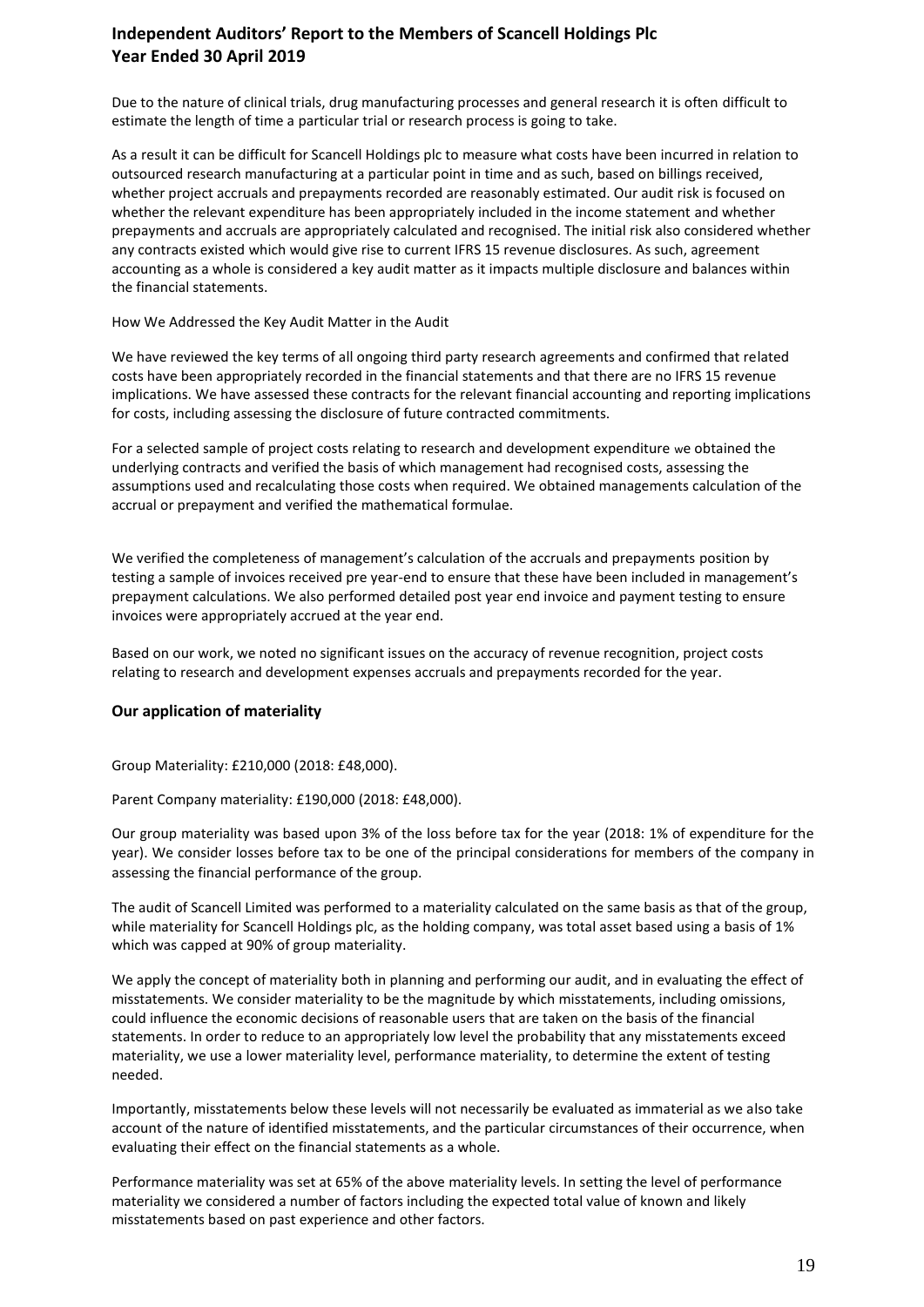Due to the nature of clinical trials, drug manufacturing processes and general research it is often difficult to estimate the length of time a particular trial or research process is going to take.

As a result it can be difficult for Scancell Holdings plc to measure what costs have been incurred in relation to outsourced research manufacturing at a particular point in time and as such, based on billings received, whether project accruals and prepayments recorded are reasonably estimated. Our audit risk is focused on whether the relevant expenditure has been appropriately included in the income statement and whether prepayments and accruals are appropriately calculated and recognised. The initial risk also considered whether any contracts existed which would give rise to current IFRS 15 revenue disclosures. As such, agreement accounting as a whole is considered a key audit matter as it impacts multiple disclosure and balances within the financial statements.

How We Addressed the Key Audit Matter in the Audit

We have reviewed the key terms of all ongoing third party research agreements and confirmed that related costs have been appropriately recorded in the financial statements and that there are no IFRS 15 revenue implications. We have assessed these contracts for the relevant financial accounting and reporting implications for costs, including assessing the disclosure of future contracted commitments.

For a selected sample of project costs relating to research and development expenditure we obtained the underlying contracts and verified the basis of which management had recognised costs, assessing the assumptions used and recalculating those costs when required. We obtained managements calculation of the accrual or prepayment and verified the mathematical formulae.

We verified the completeness of management's calculation of the accruals and prepayments position by testing a sample of invoices received pre year-end to ensure that these have been included in management's prepayment calculations. We also performed detailed post year end invoice and payment testing to ensure invoices were appropriately accrued at the year end.

Based on our work, we noted no significant issues on the accuracy of revenue recognition, project costs relating to research and development expenses accruals and prepayments recorded for the year.

## Our application of materiality

Group Materiality: £210,000 (2018: £48,000).

Parent Company materiality: £190,000 (2018: £48,000).

Our group materiality was based upon 3% of the loss before tax for the year (2018: 1% of expenditure for the year). We consider losses before tax to be one of the principal considerations for members of the company in assessing the financial performance of the group.

The audit of Scancell Limited was performed to a materiality calculated on the same basis as that of the group, while materiality for Scancell Holdings plc, as the holding company, was total asset based using a basis of 1% which was capped at 90% of group materiality.

We apply the concept of materiality both in planning and performing our audit, and in evaluating the effect of misstatements. We consider materiality to be the magnitude by which misstatements, including omissions, could influence the economic decisions of reasonable users that are taken on the basis of the financial statements. In order to reduce to an appropriately low level the probability that any misstatements exceed materiality, we use a lower materiality level, performance materiality, to determine the extent of testing needed.

Importantly, misstatements below these levels will not necessarily be evaluated as immaterial as we also take account of the nature of identified misstatements, and the particular circumstances of their occurrence, when evaluating their effect on the financial statements as a whole.

Performance materiality was set at 65% of the above materiality levels. In setting the level of performance materiality we considered a number of factors including the expected total value of known and likely misstatements based on past experience and other factors.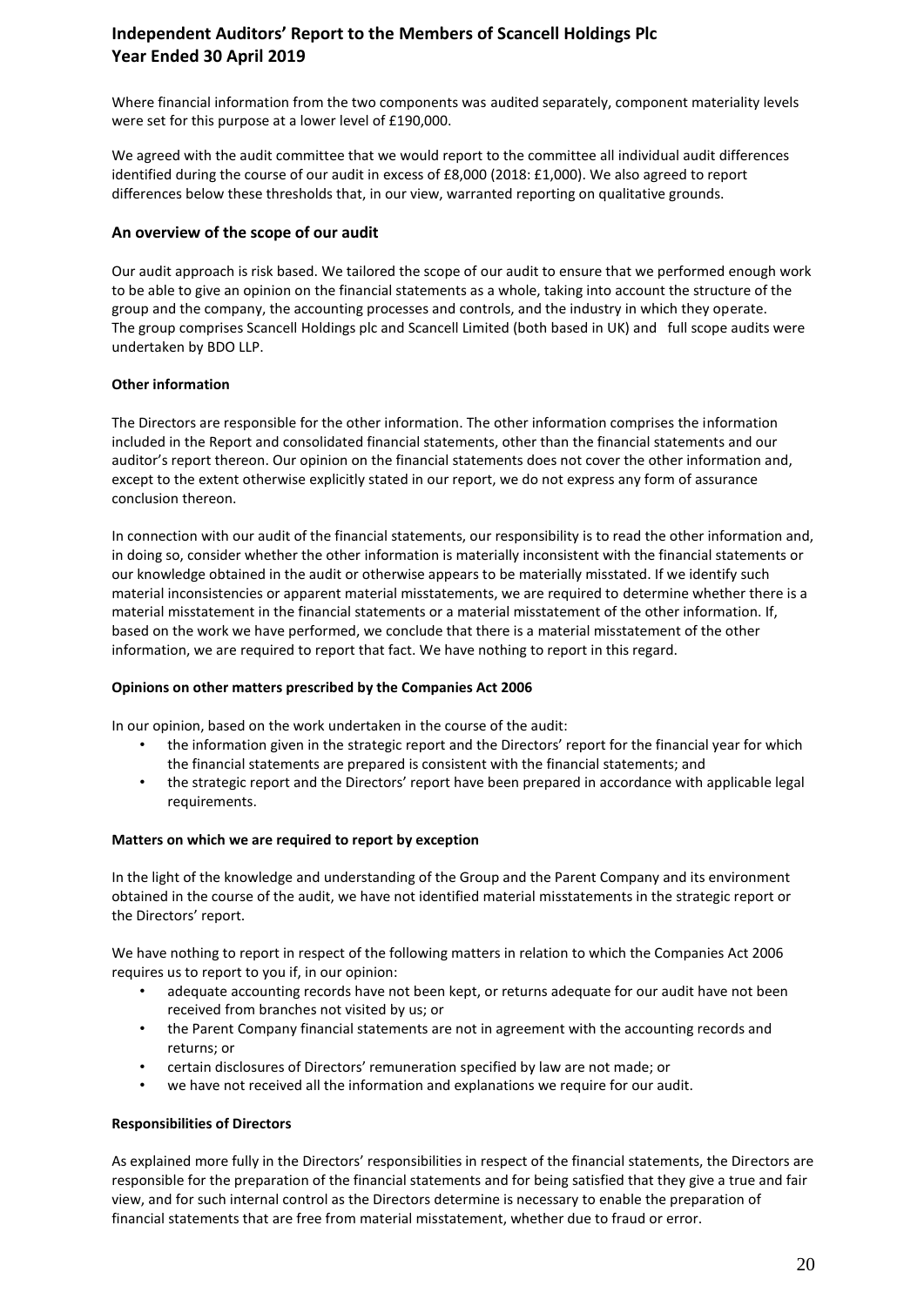Where financial information from the two components was audited separately, component materiality levels were set for this purpose at a lower level of £190,000.

We agreed with the audit committee that we would report to the committee all individual audit differences identified during the course of our audit in excess of £8,000 (2018: £1,000). We also agreed to report differences below these thresholds that, in our view, warranted reporting on qualitative grounds.

## An overview of the scope of our audit

Our audit approach is risk based. We tailored the scope of our audit to ensure that we performed enough work to be able to give an opinion on the financial statements as a whole, taking into account the structure of the group and the company, the accounting processes and controls, and the industry in which they operate. The group comprises Scancell Holdings plc and Scancell Limited (both based in UK) and full scope audits were undertaken by BDO LLP.

**Other information**

The Directors are responsible for the other information. The other information comprises the information included in the Report and consolidated financial statements, other than the financial statements and our auditor's report thereon. Our opinion on the financial statements does not cover the other information and, except to the extent otherwise explicitly stated in our report, we do not express any form of assurance conclusion thereon.

In connection with our audit of the financial statements, our responsibility is to read the other information and, in doing so, consider whether the other information is materially inconsistent with the financial statements or our knowledge obtained in the audit or otherwise appears to be materially misstated. If we identify such material inconsistencies or apparent material misstatements, we are required to determine whether there is a material misstatement in the financial statements or a material misstatement of the other information. If, based on the work we have performed, we conclude that there is a material misstatement of the other information, we are required to report that fact. We have nothing to report in this regard.

**Opinions on other matters prescribed by the Companies Act 2006**

In our opinion, based on the work undertaken in the course of the audit:

- the information given in the strategic report and the Directors' report for the financial year for which the financial statements are prepared is consistent with the financial statements; and
- the strategic report and the Directors' report have been prepared in accordance with applicable legal requirements.

**Matters on which we are required to report by exception**

In the light of the knowledge and understanding of the Group and the Parent Company and its environment obtained in the course of the audit, we have not identified material misstatements in the strategic report or the Directors' report.

We have nothing to report in respect of the following matters in relation to which the Companies Act 2006 requires us to report to you if, in our opinion:

- adequate accounting records have not been kept, or returns adequate for our audit have not been received from branches not visited by us; or
- the Parent Company financial statements are not in agreement with the accounting records and returns; or
- certain disclosures of Directors' remuneration specified by law are not made; or
- we have not received all the information and explanations we require for our audit.

**Responsibilities of Directors**

As explained more fully in the Directors' responsibilities in respect of the financial statements, the Directors are responsible for the preparation of the financial statements and for being satisfied that they give a true and fair view, and for such internal control as the Directors determine is necessary to enable the preparation of financial statements that are free from material misstatement, whether due to fraud or error.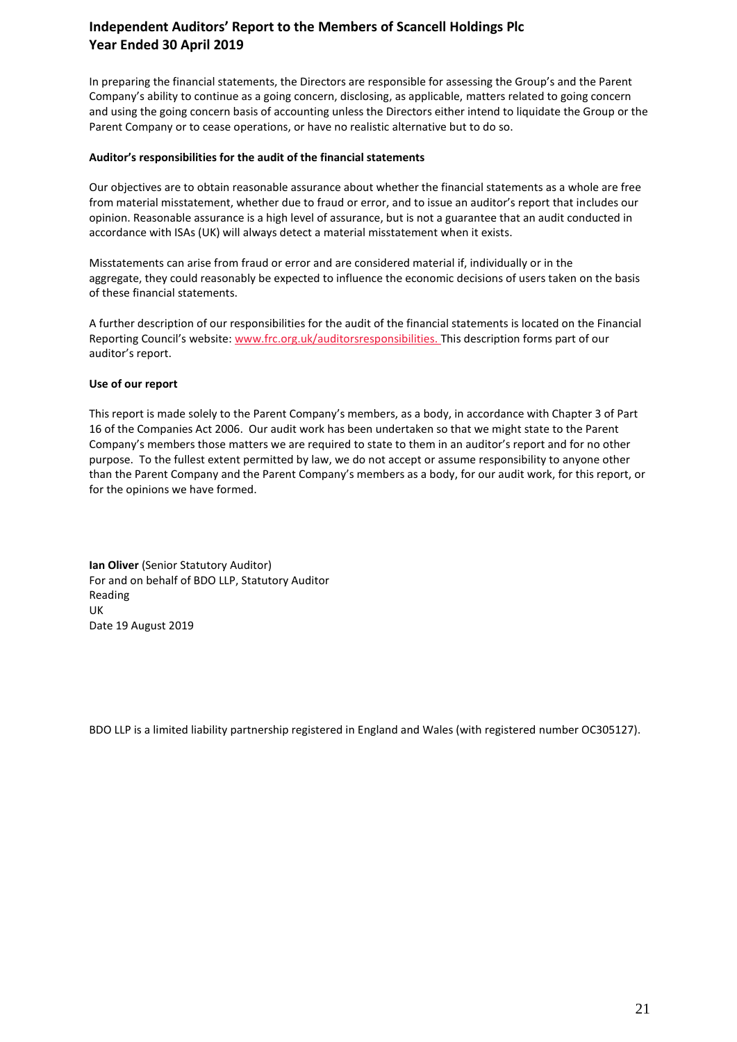In preparing the financial statements, the Directors are responsible for assessing the Group's and the Parent Company's ability to continue as a going concern, disclosing, as applicable, matters related to going concern and using the going concern basis of accounting unless the Directors either intend to liquidate the Group or the Parent Company or to cease operations, or have no realistic alternative but to do so.

**Auditor's responsibilities for the audit of the financial statements**

Our objectives are to obtain reasonable assurance about whether the financial statements as a whole are free from material misstatement, whether due to fraud or error, and to issue an auditor's report that includes our opinion. Reasonable assurance is a high level of assurance, but is not a guarantee that an audit conducted in accordance with ISAs (UK) will always detect a material misstatement when it exists.

Misstatements can arise from fraud or error and are considered material if, individually or in the aggregate, they could reasonably be expected to influence the economic decisions of users taken on the basis of these financial statements.

A further description of our responsibilities for the audit of the financial statements is located on the Financial Reporting Council's website: www.frc.org.uk/auditorsresponsibilities. This description forms part of our auditor's report.

**Use of our report**

This report is made solely to the Parent Company's members, as a body, in accordance with Chapter 3 of Part 16 of the Companies Act 2006. Our audit work has been undertaken so that we might state to the Parent Company's members those matters we are required to state to them in an auditor's report and for no other purpose. To the fullest extent permitted by law, we do not accept or assume responsibility to anyone other than the Parent Company and the Parent Company's members as a body, for our audit work, for this report, or for the opinions we have formed.

**Ian Oliver** (Senior Statutory Auditor)
For and on behalf of BDO LLP, Statutory Auditor
Reading
UK
Date 19 August 2019

BDO LLP is a limited liability partnership registered in England and Wales (with registered number OC305127).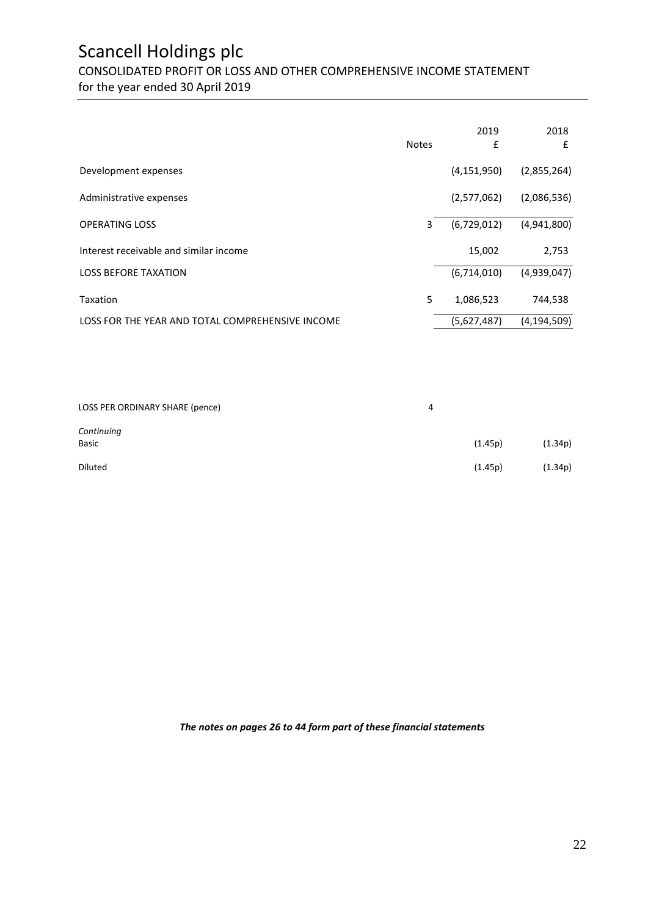# Scancell Holdings plc

## CONSOLIDATED PROFIT OR LOSS AND OTHER COMPREHENSIVE INCOME STATEMENT
for the year ended 30 April 2019

| | Notes | 2019 £ | 2018 £ |
|---|---|---|---|
| Development expenses | | (4,151,950) | (2,855,264) |
| Administrative expenses | | (2,577,062) | (2,086,536) |
| OPERATING LOSS | 3 | (6,729,012) | (4,941,800) |
| Interest receivable and similar income | | 15,002 | 2,753 |
| LOSS BEFORE TAXATION | | (6,714,010) | (4,939,047) |
| Taxation | 5 | 1,086,523 | 744,538 |
| LOSS FOR THE YEAR AND TOTAL COMPREHENSIVE INCOME | | (5,627,487) | (4,194,509) |

| | Notes | 2019 | 2018 |
|---|---|---|---|
| LOSS PER ORDINARY SHARE (pence) | 4 | | |
| *Continuing* | | | |
| Basic | | (1.45p) | (1.34p) |
| Diluted | | (1.45p) | (1.34p) |

***The notes on pages 26 to 44 form part of these financial statements***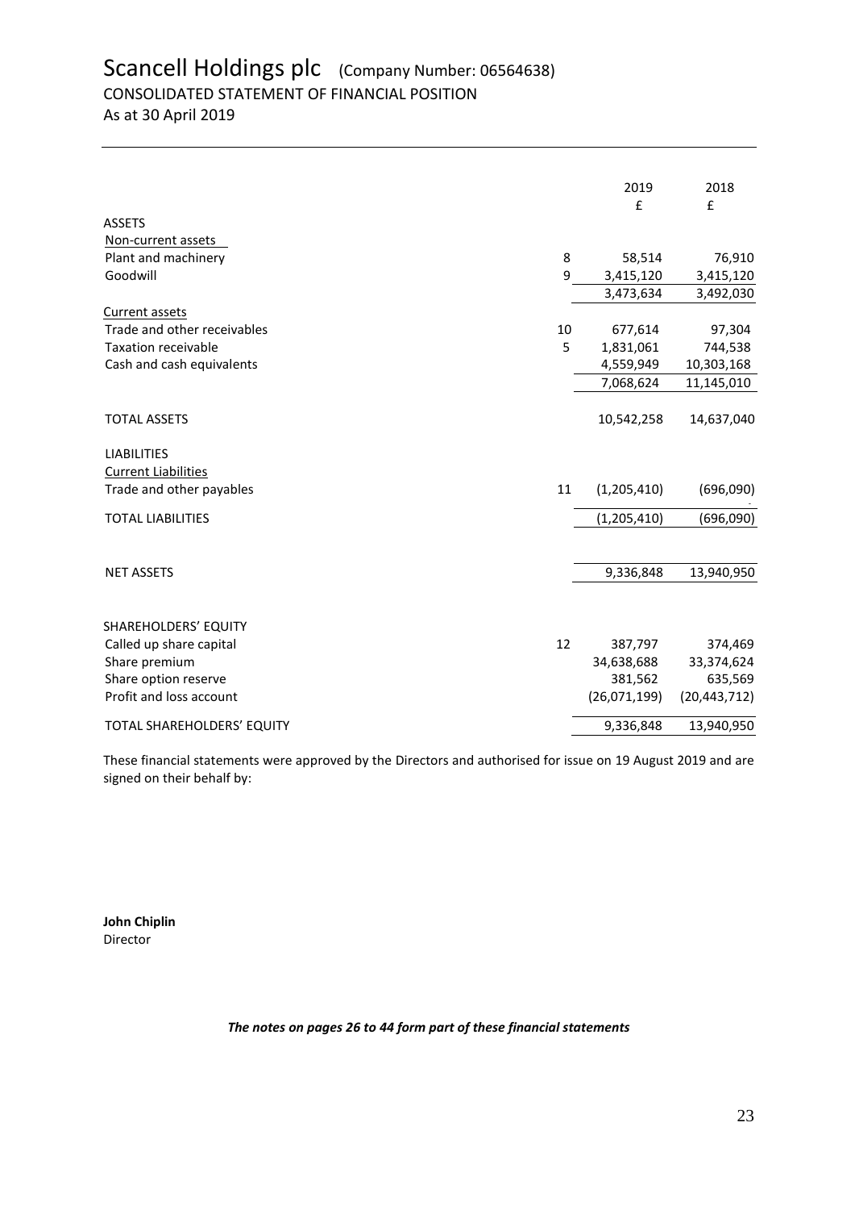# Scancell Holdings plc (Company Number: 06564638)

CONSOLIDATED STATEMENT OF FINANCIAL POSITION

As at 30 April 2019

| | | 2019 | 2018 |
|---|---|---|---|
| | | £ | £ |
| ASSETS | | | |
| Non-current assets | | | |
| Plant and machinery | 8 | 58,514 | 76,910 |
| Goodwill | 9 | 3,415,120 | 3,415,120 |
| | | 3,473,634 | 3,492,030 |
| Current assets | | | |
| Trade and other receivables | 10 | 677,614 | 97,304 |
| Taxation receivable | 5 | 1,831,061 | 744,538 |
| Cash and cash equivalents | | 4,559,949 | 10,303,168 |
| | | 7,068,624 | 11,145,010 |
| TOTAL ASSETS | | 10,542,258 | 14,637,040 |
| LIABILITIES | | | |
| Current Liabilities | | | |
| Trade and other payables | 11 | (1,205,410) | (696,090) |
| TOTAL LIABILITIES | | (1,205,410) | (696,090) |
| NET ASSETS | | 9,336,848 | 13,940,950 |
| SHAREHOLDERS' EQUITY | | | |
| Called up share capital | 12 | 387,797 | 374,469 |
| Share premium | | 34,638,688 | 33,374,624 |
| Share option reserve | | 381,562 | 635,569 |
| Profit and loss account | | (26,071,199) | (20,443,712) |
| TOTAL SHAREHOLDERS' EQUITY | | 9,336,848 | 13,940,950 |

These financial statements were approved by the Directors and authorised for issue on 19 August 2019 and are signed on their behalf by:

**John Chiplin**
Director

***The notes on pages 26 to 44 form part of these financial statements***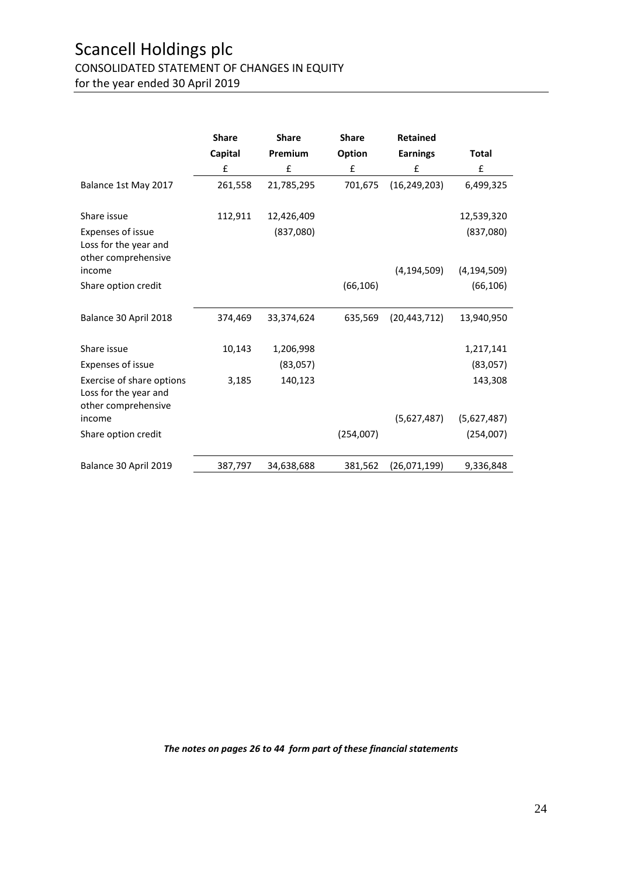# Scancell Holdings plc

## CONSOLIDATED STATEMENT OF CHANGES IN EQUITY

for the year ended 30 April 2019

| | Share Capital | Share Premium | Share Option | Retained Earnings | Total |
|---|---|---|---|---|---|
| | £ | £ | £ | £ | £ |
| Balance 1st May 2017 | 261,558 | 21,785,295 | 701,675 | (16,249,203) | 6,499,325 |
| Share issue | 112,911 | 12,426,409 | | | 12,539,320 |
| Expenses of issue | | (837,080) | | | (837,080) |
| Loss for the year and other comprehensive income | | | | (4,194,509) | (4,194,509) |
| Share option credit | | | (66,106) | | (66,106) |
| Balance 30 April 2018 | 374,469 | 33,374,624 | 635,569 | (20,443,712) | 13,940,950 |
| Share issue | 10,143 | 1,206,998 | | | 1,217,141 |
| Expenses of issue | | (83,057) | | | (83,057) |
| Exercise of share options | 3,185 | 140,123 | | | 143,308 |
| Loss for the year and other comprehensive income | | | | (5,627,487) | (5,627,487) |
| Share option credit | | | (254,007) | | (254,007) |
| Balance 30 April 2019 | 387,797 | 34,638,688 | 381,562 | (26,071,199) | 9,336,848 |

***The notes on pages 26 to 44 form part of these financial statements***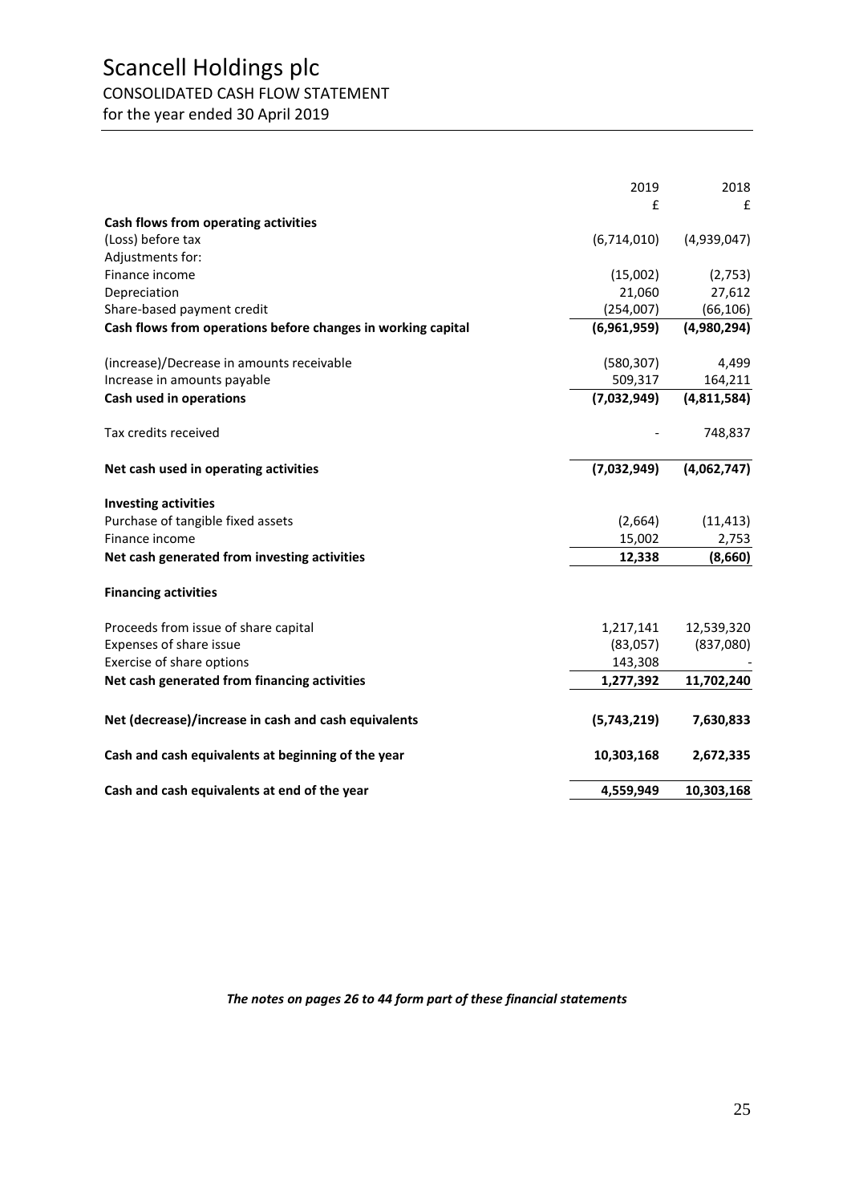# Scancell Holdings plc

CONSOLIDATED CASH FLOW STATEMENT

for the year ended 30 April 2019

| | 2019 | 2018 |
|---|---|---|
| | £ | £ |
| **Cash flows from operating activities** | | |
| (Loss) before tax | (6,714,010) | (4,939,047) |
| Adjustments for: | | |
| Finance income | (15,002) | (2,753) |
| Depreciation | 21,060 | 27,612 |
| Share-based payment credit | (254,007) | (66,106) |
| **Cash flows from operations before changes in working capital** | **(6,961,959)** | **(4,980,294)** |
| (increase)/Decrease in amounts receivable | (580,307) | 4,499 |
| Increase in amounts payable | 509,317 | 164,211 |
| **Cash used in operations** | **(7,032,949)** | **(4,811,584)** |
| Tax credits received | - | 748,837 |
| **Net cash used in operating activities** | **(7,032,949)** | **(4,062,747)** |
| **Investing activities** | | |
| Purchase of tangible fixed assets | (2,664) | (11,413) |
| Finance income | 15,002 | 2,753 |
| **Net cash generated from investing activities** | **12,338** | **(8,660)** |
| **Financing activities** | | |
| Proceeds from issue of share capital | 1,217,141 | 12,539,320 |
| Expenses of share issue | (83,057) | (837,080) |
| Exercise of share options | 143,308 | - |
| **Net cash generated from financing activities** | **1,277,392** | **11,702,240** |
| **Net (decrease)/increase in cash and cash equivalents** | **(5,743,219)** | **7,630,833** |
| **Cash and cash equivalents at beginning of the year** | **10,303,168** | **2,672,335** |
| **Cash and cash equivalents at end of the year** | **4,559,949** | **10,303,168** |

***The notes on pages 26 to 44 form part of these financial statements***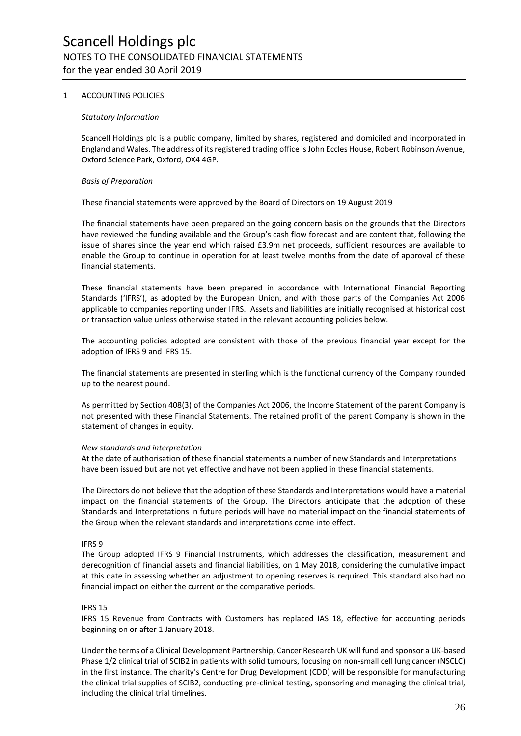# Scancell Holdings plc

## NOTES TO THE CONSOLIDATED FINANCIAL STATEMENTS

for the year ended 30 April 2019

### 1 ACCOUNTING POLICIES

*Statutory Information*

Scancell Holdings plc is a public company, limited by shares, registered and domiciled and incorporated in England and Wales. The address of its registered trading office is John Eccles House, Robert Robinson Avenue, Oxford Science Park, Oxford, OX4 4GP.

*Basis of Preparation*

These financial statements were approved by the Board of Directors on 19 August 2019

The financial statements have been prepared on the going concern basis on the grounds that the Directors have reviewed the funding available and the Group's cash flow forecast and are content that, following the issue of shares since the year end which raised £3.9m net proceeds, sufficient resources are available to enable the Group to continue in operation for at least twelve months from the date of approval of these financial statements.

These financial statements have been prepared in accordance with International Financial Reporting Standards ('IFRS'), as adopted by the European Union, and with those parts of the Companies Act 2006 applicable to companies reporting under IFRS. Assets and liabilities are initially recognised at historical cost or transaction value unless otherwise stated in the relevant accounting policies below.

The accounting policies adopted are consistent with those of the previous financial year except for the adoption of IFRS 9 and IFRS 15.

The financial statements are presented in sterling which is the functional currency of the Company rounded up to the nearest pound.

As permitted by Section 408(3) of the Companies Act 2006, the Income Statement of the parent Company is not presented with these Financial Statements. The retained profit of the parent Company is shown in the statement of changes in equity.

*New standards and interpretation*

At the date of authorisation of these financial statements a number of new Standards and Interpretations have been issued but are not yet effective and have not been applied in these financial statements.

The Directors do not believe that the adoption of these Standards and Interpretations would have a material impact on the financial statements of the Group. The Directors anticipate that the adoption of these Standards and Interpretations in future periods will have no material impact on the financial statements of the Group when the relevant standards and interpretations come into effect.

IFRS 9

The Group adopted IFRS 9 Financial Instruments, which addresses the classification, measurement and derecognition of financial assets and financial liabilities, on 1 May 2018, considering the cumulative impact at this date in assessing whether an adjustment to opening reserves is required. This standard also had no financial impact on either the current or the comparative periods.

IFRS 15

IFRS 15 Revenue from Contracts with Customers has replaced IAS 18, effective for accounting periods beginning on or after 1 January 2018.

Under the terms of a Clinical Development Partnership, Cancer Research UK will fund and sponsor a UK-based Phase 1/2 clinical trial of SCIB2 in patients with solid tumours, focusing on non-small cell lung cancer (NSCLC) in the first instance. The charity's Centre for Drug Development (CDD) will be responsible for manufacturing the clinical trial supplies of SCIB2, conducting pre-clinical testing, sponsoring and managing the clinical trial, including the clinical trial timelines.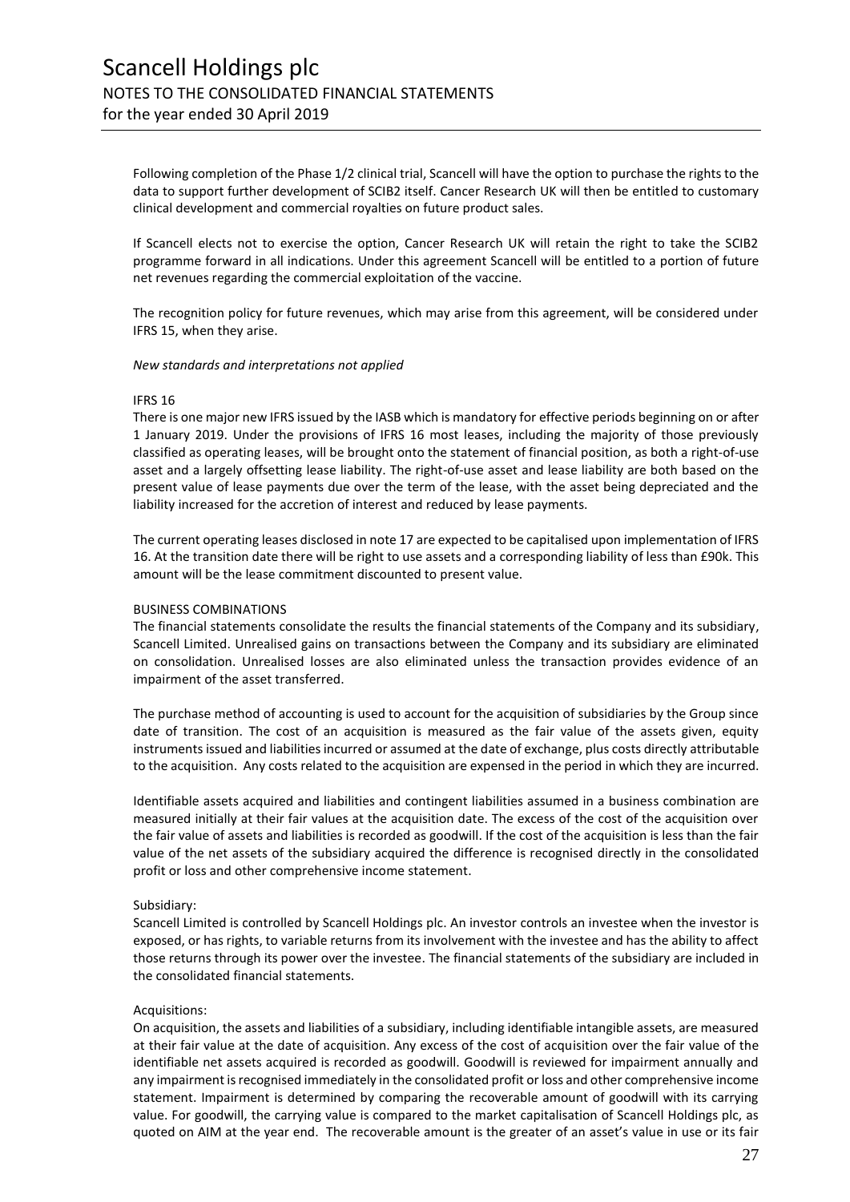Following completion of the Phase 1/2 clinical trial, Scancell will have the option to purchase the rights to the data to support further development of SCIB2 itself. Cancer Research UK will then be entitled to customary clinical development and commercial royalties on future product sales.

If Scancell elects not to exercise the option, Cancer Research UK will retain the right to take the SCIB2 programme forward in all indications. Under this agreement Scancell will be entitled to a portion of future net revenues regarding the commercial exploitation of the vaccine.

The recognition policy for future revenues, which may arise from this agreement, will be considered under IFRS 15, when they arise.

*New standards and interpretations not applied*

IFRS 16

There is one major new IFRS issued by the IASB which is mandatory for effective periods beginning on or after 1 January 2019. Under the provisions of IFRS 16 most leases, including the majority of those previously classified as operating leases, will be brought onto the statement of financial position, as both a right-of-use asset and a largely offsetting lease liability. The right-of-use asset and lease liability are both based on the present value of lease payments due over the term of the lease, with the asset being depreciated and the liability increased for the accretion of interest and reduced by lease payments.

The current operating leases disclosed in note 17 are expected to be capitalised upon implementation of IFRS 16. At the transition date there will be right to use assets and a corresponding liability of less than £90k. This amount will be the lease commitment discounted to present value.

BUSINESS COMBINATIONS

The financial statements consolidate the results the financial statements of the Company and its subsidiary, Scancell Limited. Unrealised gains on transactions between the Company and its subsidiary are eliminated on consolidation. Unrealised losses are also eliminated unless the transaction provides evidence of an impairment of the asset transferred.

The purchase method of accounting is used to account for the acquisition of subsidiaries by the Group since date of transition. The cost of an acquisition is measured as the fair value of the assets given, equity instruments issued and liabilities incurred or assumed at the date of exchange, plus costs directly attributable to the acquisition. Any costs related to the acquisition are expensed in the period in which they are incurred.

Identifiable assets acquired and liabilities and contingent liabilities assumed in a business combination are measured initially at their fair values at the acquisition date. The excess of the cost of the acquisition over the fair value of assets and liabilities is recorded as goodwill. If the cost of the acquisition is less than the fair value of the net assets of the subsidiary acquired the difference is recognised directly in the consolidated profit or loss and other comprehensive income statement.

Subsidiary:

Scancell Limited is controlled by Scancell Holdings plc. An investor controls an investee when the investor is exposed, or has rights, to variable returns from its involvement with the investee and has the ability to affect those returns through its power over the investee. The financial statements of the subsidiary are included in the consolidated financial statements.

Acquisitions:

On acquisition, the assets and liabilities of a subsidiary, including identifiable intangible assets, are measured at their fair value at the date of acquisition. Any excess of the cost of acquisition over the fair value of the identifiable net assets acquired is recorded as goodwill. Goodwill is reviewed for impairment annually and any impairment is recognised immediately in the consolidated profit or loss and other comprehensive income statement. Impairment is determined by comparing the recoverable amount of goodwill with its carrying value. For goodwill, the carrying value is compared to the market capitalisation of Scancell Holdings plc, as quoted on AIM at the year end. The recoverable amount is the greater of an asset's value in use or its fair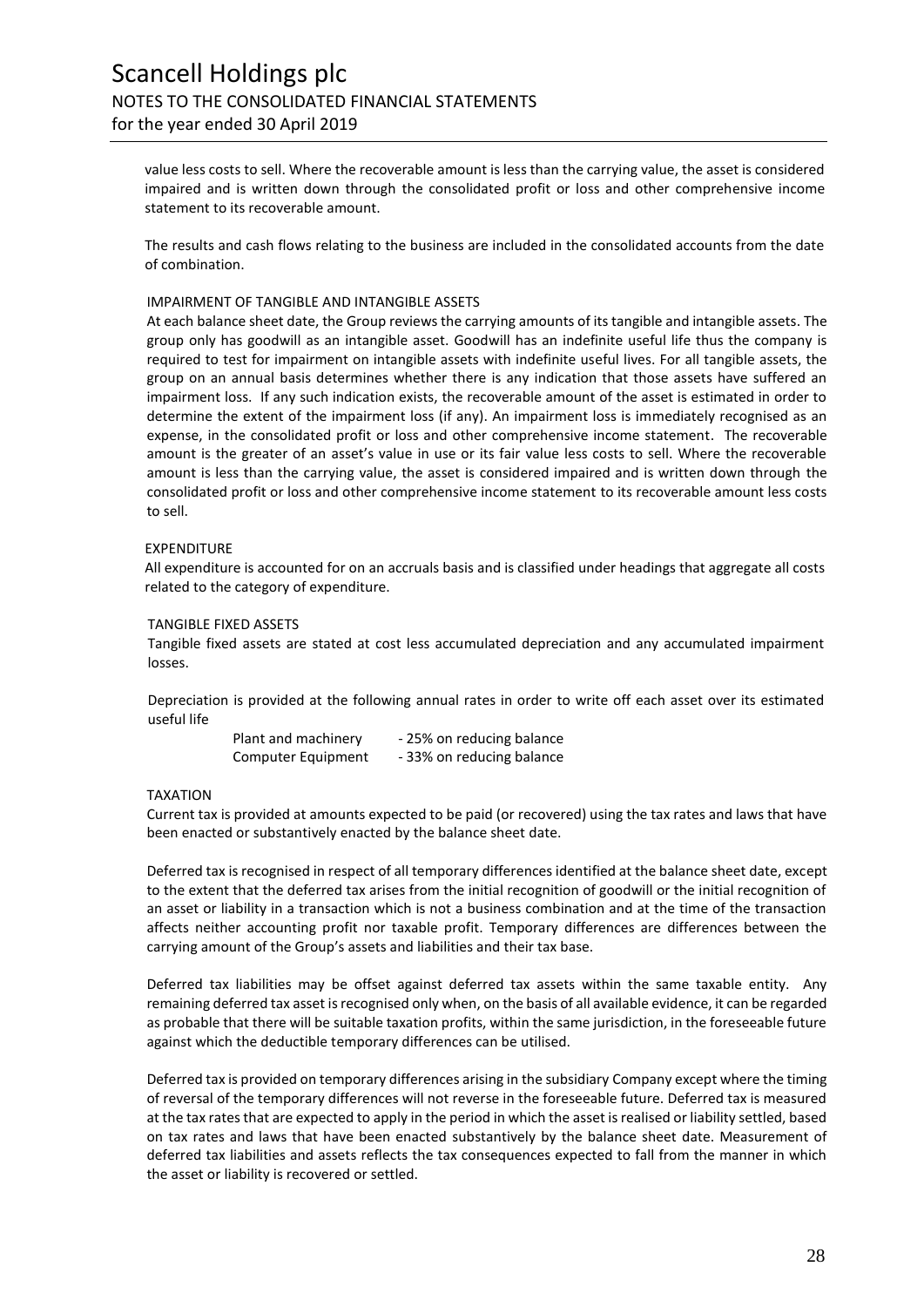value less costs to sell. Where the recoverable amount is less than the carrying value, the asset is considered impaired and is written down through the consolidated profit or loss and other comprehensive income statement to its recoverable amount.

The results and cash flows relating to the business are included in the consolidated accounts from the date of combination.

### IMPAIRMENT OF TANGIBLE AND INTANGIBLE ASSETS

At each balance sheet date, the Group reviews the carrying amounts of its tangible and intangible assets. The group only has goodwill as an intangible asset. Goodwill has an indefinite useful life thus the company is required to test for impairment on intangible assets with indefinite useful lives. For all tangible assets, the group on an annual basis determines whether there is any indication that those assets have suffered an impairment loss. If any such indication exists, the recoverable amount of the asset is estimated in order to determine the extent of the impairment loss (if any). An impairment loss is immediately recognised as an expense, in the consolidated profit or loss and other comprehensive income statement. The recoverable amount is the greater of an asset's value in use or its fair value less costs to sell. Where the recoverable amount is less than the carrying value, the asset is considered impaired and is written down through the consolidated profit or loss and other comprehensive income statement to its recoverable amount less costs to sell.

### EXPENDITURE

All expenditure is accounted for on an accruals basis and is classified under headings that aggregate all costs related to the category of expenditure.

### TANGIBLE FIXED ASSETS

Tangible fixed assets are stated at cost less accumulated depreciation and any accumulated impairment losses.

Depreciation is provided at the following annual rates in order to write off each asset over its estimated useful life

| | |
|---|---|
| Plant and machinery | - 25% on reducing balance |
| Computer Equipment | - 33% on reducing balance |

### TAXATION

Current tax is provided at amounts expected to be paid (or recovered) using the tax rates and laws that have been enacted or substantively enacted by the balance sheet date.

Deferred tax is recognised in respect of all temporary differences identified at the balance sheet date, except to the extent that the deferred tax arises from the initial recognition of goodwill or the initial recognition of an asset or liability in a transaction which is not a business combination and at the time of the transaction affects neither accounting profit nor taxable profit. Temporary differences are differences between the carrying amount of the Group's assets and liabilities and their tax base.

Deferred tax liabilities may be offset against deferred tax assets within the same taxable entity. Any remaining deferred tax asset is recognised only when, on the basis of all available evidence, it can be regarded as probable that there will be suitable taxation profits, within the same jurisdiction, in the foreseeable future against which the deductible temporary differences can be utilised.

Deferred tax is provided on temporary differences arising in the subsidiary Company except where the timing of reversal of the temporary differences will not reverse in the foreseeable future. Deferred tax is measured at the tax rates that are expected to apply in the period in which the asset is realised or liability settled, based on tax rates and laws that have been enacted substantively by the balance sheet date. Measurement of deferred tax liabilities and assets reflects the tax consequences expected to fall from the manner in which the asset or liability is recovered or settled.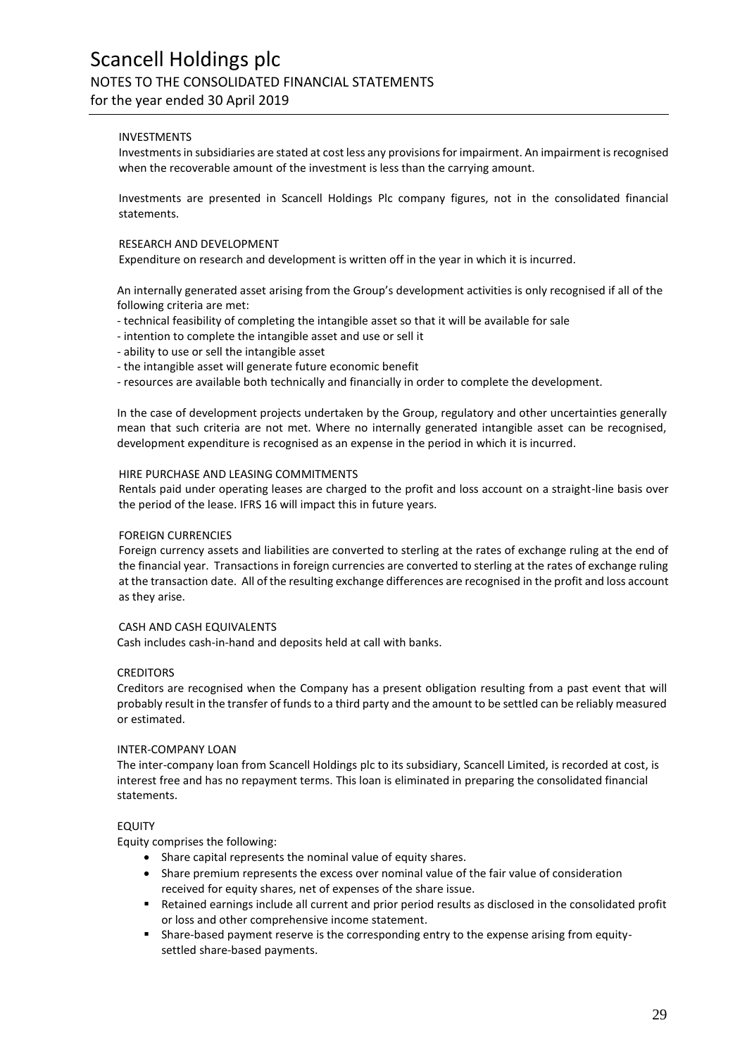# Scancell Holdings plc

## NOTES TO THE CONSOLIDATED FINANCIAL STATEMENTS

for the year ended 30 April 2019

### INVESTMENTS

Investments in subsidiaries are stated at cost less any provisions for impairment. An impairment is recognised when the recoverable amount of the investment is less than the carrying amount.

Investments are presented in Scancell Holdings Plc company figures, not in the consolidated financial statements.

### RESEARCH AND DEVELOPMENT

Expenditure on research and development is written off in the year in which it is incurred.

An internally generated asset arising from the Group's development activities is only recognised if all of the following criteria are met:

- technical feasibility of completing the intangible asset so that it will be available for sale
- intention to complete the intangible asset and use or sell it
- ability to use or sell the intangible asset
- the intangible asset will generate future economic benefit
- resources are available both technically and financially in order to complete the development.

In the case of development projects undertaken by the Group, regulatory and other uncertainties generally mean that such criteria are not met. Where no internally generated intangible asset can be recognised, development expenditure is recognised as an expense in the period in which it is incurred.

### HIRE PURCHASE AND LEASING COMMITMENTS

Rentals paid under operating leases are charged to the profit and loss account on a straight-line basis over the period of the lease. IFRS 16 will impact this in future years.

### FOREIGN CURRENCIES

Foreign currency assets and liabilities are converted to sterling at the rates of exchange ruling at the end of the financial year. Transactions in foreign currencies are converted to sterling at the rates of exchange ruling at the transaction date. All of the resulting exchange differences are recognised in the profit and loss account as they arise.

### CASH AND CASH EQUIVALENTS

Cash includes cash-in-hand and deposits held at call with banks.

### CREDITORS

Creditors are recognised when the Company has a present obligation resulting from a past event that will probably result in the transfer of funds to a third party and the amount to be settled can be reliably measured or estimated.

### INTER-COMPANY LOAN

The inter-company loan from Scancell Holdings plc to its subsidiary, Scancell Limited, is recorded at cost, is interest free and has no repayment terms. This loan is eliminated in preparing the consolidated financial statements.

### EQUITY

Equity comprises the following:

- Share capital represents the nominal value of equity shares.
- Share premium represents the excess over nominal value of the fair value of consideration received for equity shares, net of expenses of the share issue.
- Retained earnings include all current and prior period results as disclosed in the consolidated profit or loss and other comprehensive income statement.
- Share-based payment reserve is the corresponding entry to the expense arising from equity-settled share-based payments.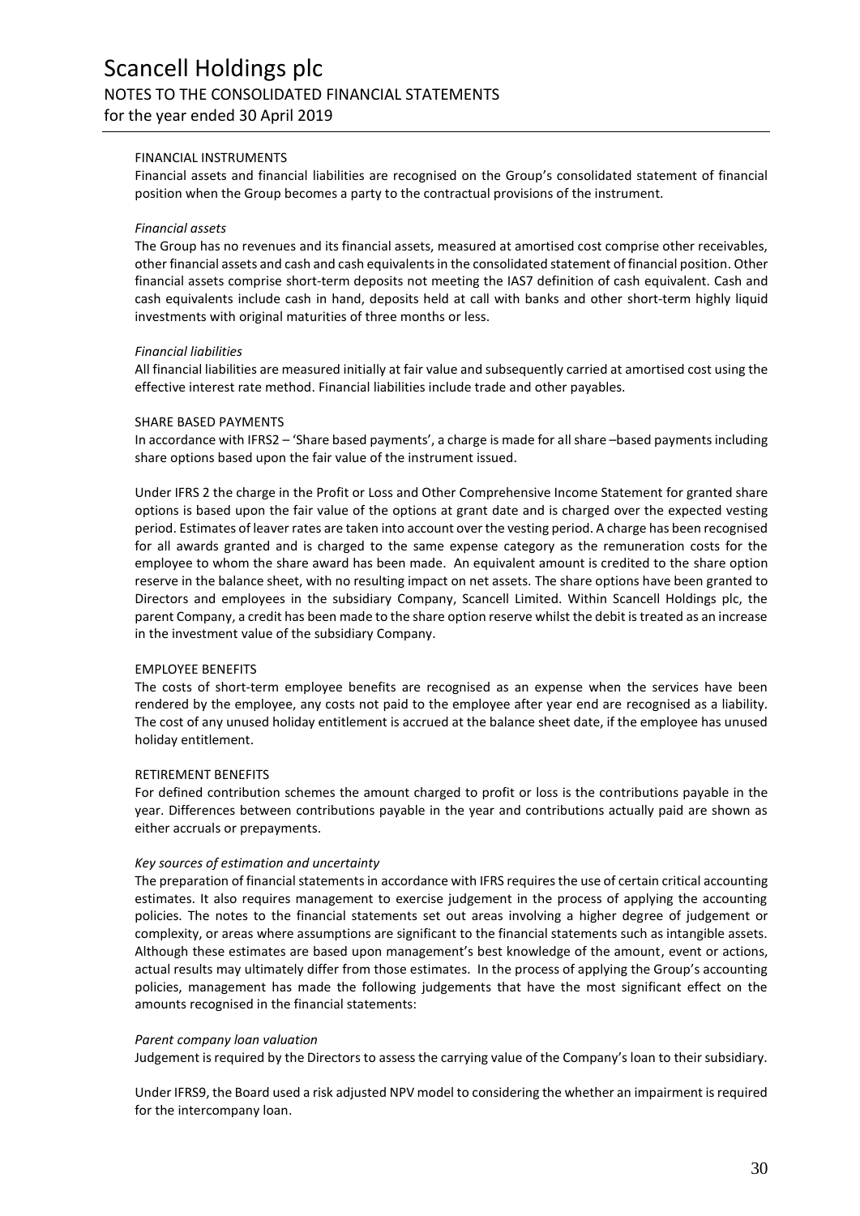#### FINANCIAL INSTRUMENTS

Financial assets and financial liabilities are recognised on the Group's consolidated statement of financial position when the Group becomes a party to the contractual provisions of the instrument.

*Financial assets*

The Group has no revenues and its financial assets, measured at amortised cost comprise other receivables, other financial assets and cash and cash equivalents in the consolidated statement of financial position. Other financial assets comprise short-term deposits not meeting the IAS7 definition of cash equivalent. Cash and cash equivalents include cash in hand, deposits held at call with banks and other short-term highly liquid investments with original maturities of three months or less.

*Financial liabilities*

All financial liabilities are measured initially at fair value and subsequently carried at amortised cost using the effective interest rate method. Financial liabilities include trade and other payables.

#### SHARE BASED PAYMENTS

In accordance with IFRS2 – 'Share based payments', a charge is made for all share –based payments including share options based upon the fair value of the instrument issued.

Under IFRS 2 the charge in the Profit or Loss and Other Comprehensive Income Statement for granted share options is based upon the fair value of the options at grant date and is charged over the expected vesting period. Estimates of leaver rates are taken into account over the vesting period. A charge has been recognised for all awards granted and is charged to the same expense category as the remuneration costs for the employee to whom the share award has been made. An equivalent amount is credited to the share option reserve in the balance sheet, with no resulting impact on net assets. The share options have been granted to Directors and employees in the subsidiary Company, Scancell Limited. Within Scancell Holdings plc, the parent Company, a credit has been made to the share option reserve whilst the debit is treated as an increase in the investment value of the subsidiary Company.

#### EMPLOYEE BENEFITS

The costs of short-term employee benefits are recognised as an expense when the services have been rendered by the employee, any costs not paid to the employee after year end are recognised as a liability. The cost of any unused holiday entitlement is accrued at the balance sheet date, if the employee has unused holiday entitlement.

#### RETIREMENT BENEFITS

For defined contribution schemes the amount charged to profit or loss is the contributions payable in the year. Differences between contributions payable in the year and contributions actually paid are shown as either accruals or prepayments.

*Key sources of estimation and uncertainty*

The preparation of financial statements in accordance with IFRS requires the use of certain critical accounting estimates. It also requires management to exercise judgement in the process of applying the accounting policies. The notes to the financial statements set out areas involving a higher degree of judgement or complexity, or areas where assumptions are significant to the financial statements such as intangible assets. Although these estimates are based upon management's best knowledge of the amount, event or actions, actual results may ultimately differ from those estimates. In the process of applying the Group's accounting policies, management has made the following judgements that have the most significant effect on the amounts recognised in the financial statements:

*Parent company loan valuation*

Judgement is required by the Directors to assess the carrying value of the Company's loan to their subsidiary.

Under IFRS9, the Board used a risk adjusted NPV model to considering the whether an impairment is required for the intercompany loan.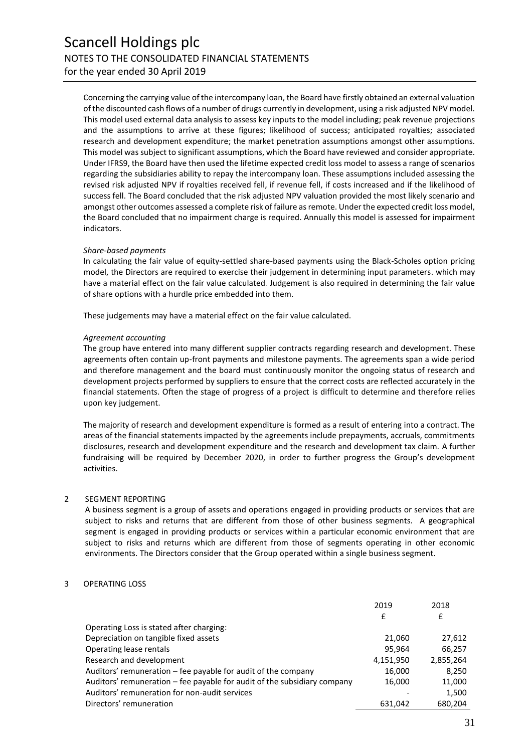Concerning the carrying value of the intercompany loan, the Board have firstly obtained an external valuation of the discounted cash flows of a number of drugs currently in development, using a risk adjusted NPV model. This model used external data analysis to assess key inputs to the model including; peak revenue projections and the assumptions to arrive at these figures; likelihood of success; anticipated royalties; associated research and development expenditure; the market penetration assumptions amongst other assumptions. This model was subject to significant assumptions, which the Board have reviewed and consider appropriate. Under IFRS9, the Board have then used the lifetime expected credit loss model to assess a range of scenarios regarding the subsidiaries ability to repay the intercompany loan. These assumptions included assessing the revised risk adjusted NPV if royalties received fell, if revenue fell, if costs increased and if the likelihood of success fell. The Board concluded that the risk adjusted NPV valuation provided the most likely scenario and amongst other outcomes assessed a complete risk of failure as remote. Under the expected credit loss model, the Board concluded that no impairment charge is required. Annually this model is assessed for impairment indicators.

*Share-based payments*

In calculating the fair value of equity-settled share-based payments using the Black-Scholes option pricing model, the Directors are required to exercise their judgement in determining input parameters. which may have a material effect on the fair value calculated. Judgement is also required in determining the fair value of share options with a hurdle price embedded into them.

These judgements may have a material effect on the fair value calculated.

*Agreement accounting*

The group have entered into many different supplier contracts regarding research and development. These agreements often contain up-front payments and milestone payments. The agreements span a wide period and therefore management and the board must continuously monitor the ongoing status of research and development projects performed by suppliers to ensure that the correct costs are reflected accurately in the financial statements. Often the stage of progress of a project is difficult to determine and therefore relies upon key judgement.

The majority of research and development expenditure is formed as a result of entering into a contract. The areas of the financial statements impacted by the agreements include prepayments, accruals, commitments disclosures, research and development expenditure and the research and development tax claim. A further fundraising will be required by December 2020, in order to further progress the Group's development activities.

## 2 SEGMENT REPORTING

A business segment is a group of assets and operations engaged in providing products or services that are subject to risks and returns that are different from those of other business segments. A geographical segment is engaged in providing products or services within a particular economic environment that are subject to risks and returns which are different from those of segments operating in other economic environments. The Directors consider that the Group operated within a single business segment.

## 3 OPERATING LOSS

| | 2019 | 2018 |
|---|---|---|
| | £ | £ |
| Operating Loss is stated after charging: | | |
| Depreciation on tangible fixed assets | 21,060 | 27,612 |
| Operating lease rentals | 95,964 | 66,257 |
| Research and development | 4,151,950 | 2,855,264 |
| Auditors' remuneration – fee payable for audit of the company | 16,000 | 8,250 |
| Auditors' remuneration – fee payable for audit of the subsidiary company | 16,000 | 11,000 |
| Auditors' remuneration for non-audit services | - | 1,500 |
| Directors' remuneration | 631,042 | 680,204 |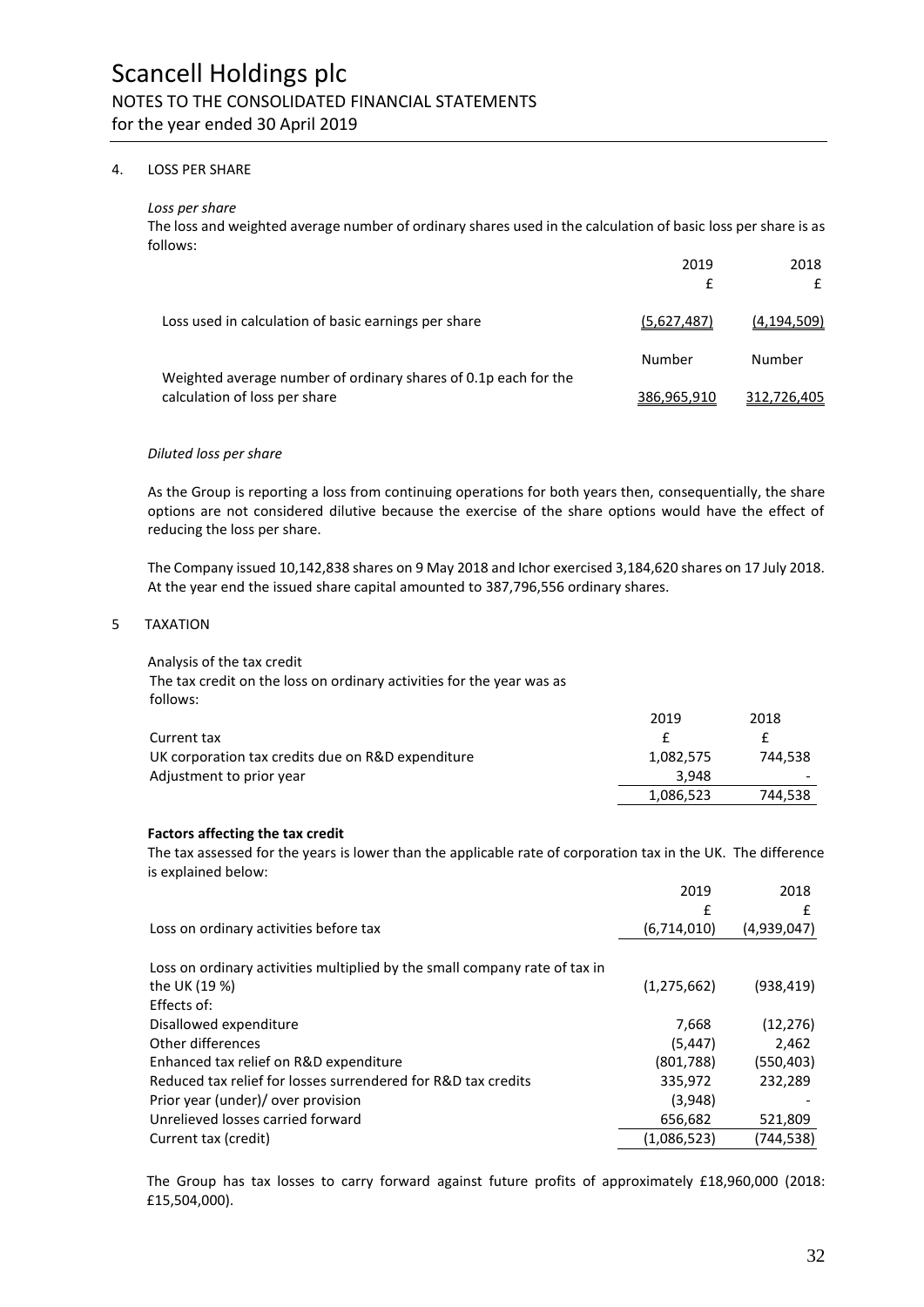# Scancell Holdings plc

## NOTES TO THE CONSOLIDATED FINANCIAL STATEMENTS

for the year ended 30 April 2019

### 4. LOSS PER SHARE

*Loss per share*

The loss and weighted average number of ordinary shares used in the calculation of basic loss per share is as follows:

| | 2019 | 2018 |
|---|---|---|
| | £ | £ |
| Loss used in calculation of basic earnings per share | (5,627,487) | (4,194,509) |
| | Number | Number |
| Weighted average number of ordinary shares of 0.1p each for the calculation of loss per share | 386,965,910 | 312,726,405 |

*Diluted loss per share*

As the Group is reporting a loss from continuing operations for both years then, consequentially, the share options are not considered dilutive because the exercise of the share options would have the effect of reducing the loss per share.

The Company issued 10,142,838 shares on 9 May 2018 and Ichor exercised 3,184,620 shares on 17 July 2018. At the year end the issued share capital amounted to 387,796,556 ordinary shares.

### 5 TAXATION

Analysis of the tax credit

The tax credit on the loss on ordinary activities for the year was as follows:

| | 2019 | 2018 |
|---|---|---|
| Current tax | £ | £ |
| UK corporation tax credits due on R&D expenditure | 1,082,575 | 744,538 |
| Adjustment to prior year | 3,948 | - |
| | 1,086,523 | 744,538 |

**Factors affecting the tax credit**

The tax assessed for the years is lower than the applicable rate of corporation tax in the UK. The difference is explained below:

| | 2019 | 2018 |
|---|---|---|
| | £ | £ |
| Loss on ordinary activities before tax | (6,714,010) | (4,939,047) |
| Loss on ordinary activities multiplied by the small company rate of tax in the UK (19 %) | (1,275,662) | (938,419) |
| Effects of: | | |
| Disallowed expenditure | 7,668 | (12,276) |
| Other differences | (5,447) | 2,462 |
| Enhanced tax relief on R&D expenditure | (801,788) | (550,403) |
| Reduced tax relief for losses surrendered for R&D tax credits | 335,972 | 232,289 |
| Prior year (under)/ over provision | (3,948) | - |
| Unrelieved losses carried forward | 656,682 | 521,809 |
| Current tax (credit) | (1,086,523) | (744,538) |

The Group has tax losses to carry forward against future profits of approximately £18,960,000 (2018: £15,504,000).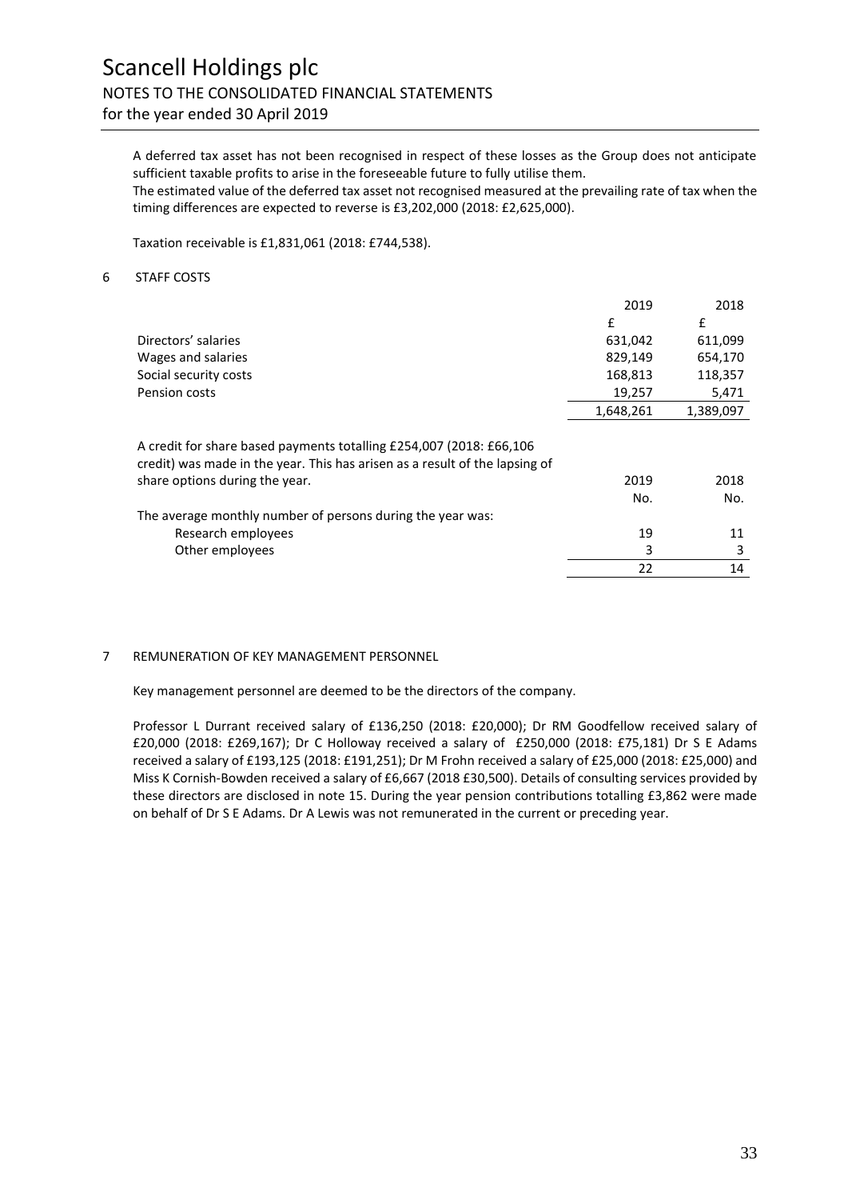# Scancell Holdings plc

## NOTES TO THE CONSOLIDATED FINANCIAL STATEMENTS

for the year ended 30 April 2019

A deferred tax asset has not been recognised in respect of these losses as the Group does not anticipate sufficient taxable profits to arise in the foreseeable future to fully utilise them.

The estimated value of the deferred tax asset not recognised measured at the prevailing rate of tax when the timing differences are expected to reverse is £3,202,000 (2018: £2,625,000).

Taxation receivable is £1,831,061 (2018: £744,538).

### 6 STAFF COSTS

| | 2019 | 2018 |
|---|---|---|
| | £ | £ |
| Directors' salaries | 631,042 | 611,099 |
| Wages and salaries | 829,149 | 654,170 |
| Social security costs | 168,813 | 118,357 |
| Pension costs | 19,257 | 5,471 |
| | 1,648,261 | 1,389,097 |

A credit for share based payments totalling £254,007 (2018: £66,106 credit) was made in the year. This has arisen as a result of the lapsing of share options during the year.

| | 2019 | 2018 |
|---|---|---|
| | No. | No. |
| The average monthly number of persons during the year was: | | |
| Research employees | 19 | 11 |
| Other employees | 3 | 3 |
| | 22 | 14 |

### 7 REMUNERATION OF KEY MANAGEMENT PERSONNEL

Key management personnel are deemed to be the directors of the company.

Professor L Durrant received salary of £136,250 (2018: £20,000); Dr RM Goodfellow received salary of £20,000 (2018: £269,167); Dr C Holloway received a salary of £250,000 (2018: £75,181) Dr S E Adams received a salary of £193,125 (2018: £191,251); Dr M Frohn received a salary of £25,000 (2018: £25,000) and Miss K Cornish-Bowden received a salary of £6,667 (2018 £30,500). Details of consulting services provided by these directors are disclosed in note 15. During the year pension contributions totalling £3,862 were made on behalf of Dr S E Adams. Dr A Lewis was not remunerated in the current or preceding year.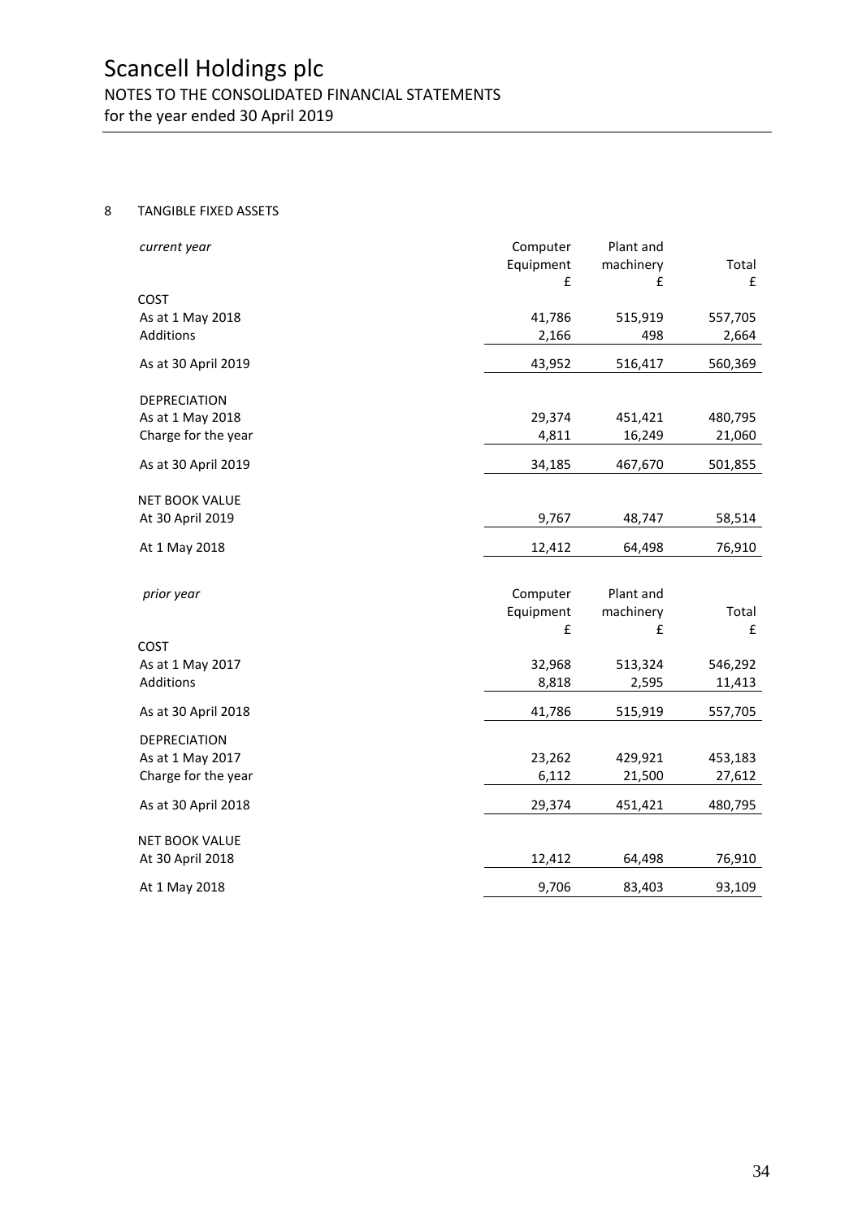## 8 TANGIBLE FIXED ASSETS

| *current year* | Computer Equipment £ | Plant and machinery £ | Total £ |
|---|---|---|---|
| COST | | | |
| As at 1 May 2018 | 41,786 | 515,919 | 557,705 |
| Additions | 2,166 | 498 | 2,664 |
| As at 30 April 2019 | 43,952 | 516,417 | 560,369 |
| DEPRECIATION | | | |
| As at 1 May 2018 | 29,374 | 451,421 | 480,795 |
| Charge for the year | 4,811 | 16,249 | 21,060 |
| As at 30 April 2019 | 34,185 | 467,670 | 501,855 |
| NET BOOK VALUE | | | |
| At 30 April 2019 | 9,767 | 48,747 | 58,514 |
| At 1 May 2018 | 12,412 | 64,498 | 76,910 |

| *prior year* | Computer Equipment £ | Plant and machinery £ | Total £ |
|---|---|---|---|
| COST | | | |
| As at 1 May 2017 | 32,968 | 513,324 | 546,292 |
| Additions | 8,818 | 2,595 | 11,413 |
| As at 30 April 2018 | 41,786 | 515,919 | 557,705 |
| DEPRECIATION | | | |
| As at 1 May 2017 | 23,262 | 429,921 | 453,183 |
| Charge for the year | 6,112 | 21,500 | 27,612 |
| As at 30 April 2018 | 29,374 | 451,421 | 480,795 |
| NET BOOK VALUE | | | |
| At 30 April 2018 | 12,412 | 64,498 | 76,910 |
| At 1 May 2018 | 9,706 | 83,403 | 93,109 |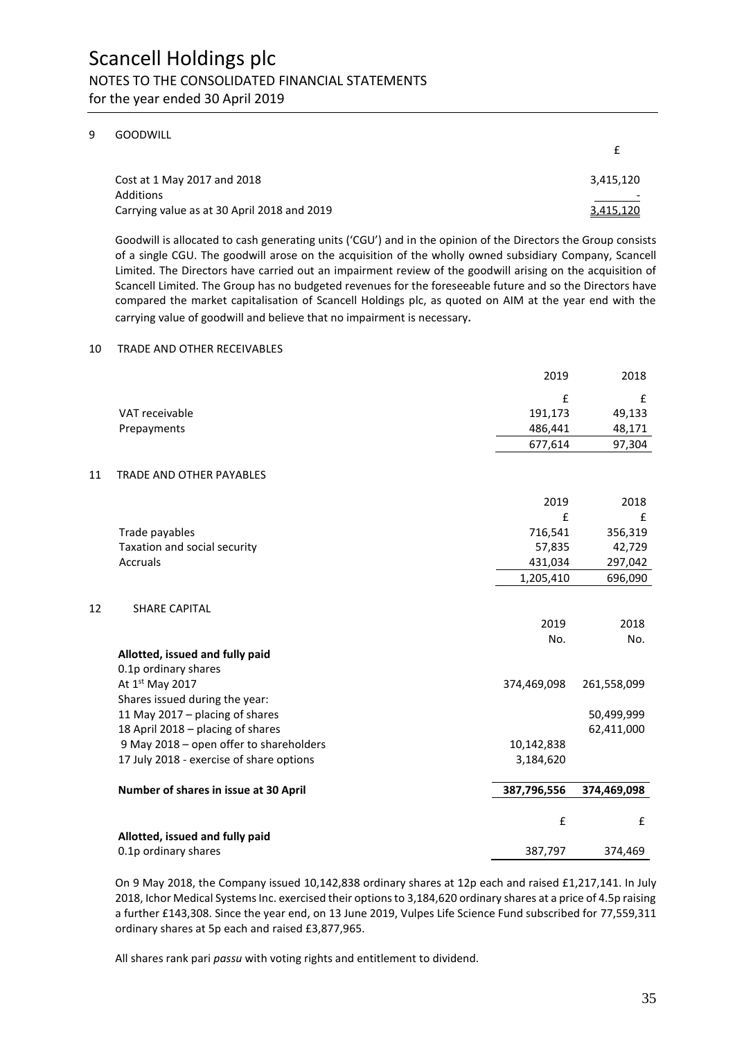# Scancell Holdings plc

## NOTES TO THE CONSOLIDATED FINANCIAL STATEMENTS

for the year ended 30 April 2019

### 9 GOODWILL

| | £ |
|---|---|
| Cost at 1 May 2017 and 2018 | 3,415,120 |
| Additions | - |
| Carrying value as at 30 April 2018 and 2019 | 3,415,120 |

Goodwill is allocated to cash generating units ('CGU') and in the opinion of the Directors the Group consists of a single CGU. The goodwill arose on the acquisition of the wholly owned subsidiary Company, Scancell Limited. The Directors have carried out an impairment review of the goodwill arising on the acquisition of Scancell Limited. The Group has no budgeted revenues for the foreseeable future and so the Directors have compared the market capitalisation of Scancell Holdings plc, as quoted on AIM at the year end with the carrying value of goodwill and believe that no impairment is necessary.

### 10 TRADE AND OTHER RECEIVABLES

| | 2019 | 2018 |
|---|---|---|
| | £ | £ |
| VAT receivable | 191,173 | 49,133 |
| Prepayments | 486,441 | 48,171 |
| | 677,614 | 97,304 |

### 11 TRADE AND OTHER PAYABLES

| | 2019 | 2018 |
|---|---|---|
| | £ | £ |
| Trade payables | 716,541 | 356,319 |
| Taxation and social security | 57,835 | 42,729 |
| Accruals | 431,034 | 297,042 |
| | 1,205,410 | 696,090 |

### 12 SHARE CAPITAL

| | 2019 | 2018 |
|---|---|---|
| | No. | No. |
| **Allotted, issued and fully paid** | | |
| 0.1p ordinary shares | | |
| At 1st May 2017 | 374,469,098 | 261,558,099 |
| Shares issued during the year: | | |
| 11 May 2017 – placing of shares | | 50,499,999 |
| 18 April 2018 – placing of shares | | 62,411,000 |
| 9 May 2018 – open offer to shareholders | 10,142,838 | |
| 17 July 2018 - exercise of share options | 3,184,620 | |
| **Number of shares in issue at 30 April** | **387,796,556** | **374,469,098** |
| | £ | £ |
| **Allotted, issued and fully paid** | | |
| 0.1p ordinary shares | 387,797 | 374,469 |

On 9 May 2018, the Company issued 10,142,838 ordinary shares at 12p each and raised £1,217,141. In July 2018, Ichor Medical Systems Inc. exercised their options to 3,184,620 ordinary shares at a price of 4.5p raising a further £143,308. Since the year end, on 13 June 2019, Vulpes Life Science Fund subscribed for 77,559,311 ordinary shares at 5p each and raised £3,877,965.

All shares rank pari *passu* with voting rights and entitlement to dividend.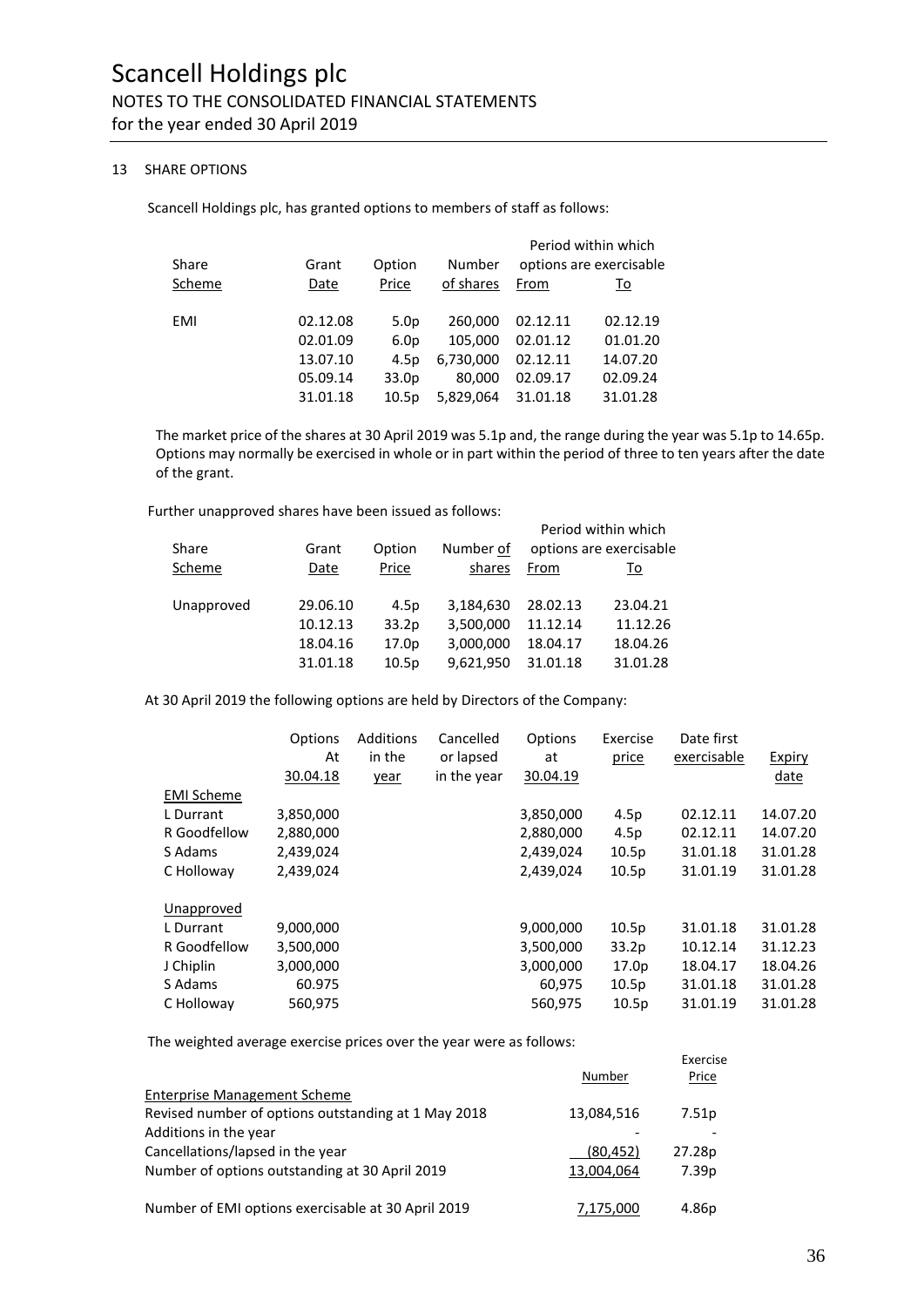# Scancell Holdings plc

## NOTES TO THE CONSOLIDATED FINANCIAL STATEMENTS

for the year ended 30 April 2019

### 13 SHARE OPTIONS

Scancell Holdings plc, has granted options to members of staff as follows:

| Share Scheme | Grant Date | Option Price | Number of shares | Period within which options are exercisable From | To |
|---|---|---|---|---|---|
| EMI | 02.12.08 | 5.0p | 260,000 | 02.12.11 | 02.12.19 |
| | 02.01.09 | 6.0p | 105,000 | 02.01.12 | 01.01.20 |
| | 13.07.10 | 4.5p | 6,730,000 | 02.12.11 | 14.07.20 |
| | 05.09.14 | 33.0p | 80,000 | 02.09.17 | 02.09.24 |
| | 31.01.18 | 10.5p | 5,829,064 | 31.01.18 | 31.01.28 |

The market price of the shares at 30 April 2019 was 5.1p and, the range during the year was 5.1p to 14.65p. Options may normally be exercised in whole or in part within the period of three to ten years after the date of the grant.

Further unapproved shares have been issued as follows:

| Share Scheme | Grant Date | Option Price | Number of shares | Period within which options are exercisable From | To |
|---|---|---|---|---|---|
| Unapproved | 29.06.10 | 4.5p | 3,184,630 | 28.02.13 | 23.04.21 |
| | 10.12.13 | 33.2p | 3,500,000 | 11.12.14 | 11.12.26 |
| | 18.04.16 | 17.0p | 3,000,000 | 18.04.17 | 18.04.26 |
| | 31.01.18 | 10.5p | 9,621,950 | 31.01.18 | 31.01.28 |

At 30 April 2019 the following options are held by Directors of the Company:

| | Options At 30.04.18 | Additions in the year | Cancelled or lapsed in the year | Options at 30.04.19 | Exercise price | Date first exercisable | Expiry date |
|---|---|---|---|---|---|---|---|
| EMI Scheme | | | | | | | |
| L Durrant | 3,850,000 | | | 3,850,000 | 4.5p | 02.12.11 | 14.07.20 |
| R Goodfellow | 2,880,000 | | | 2,880,000 | 4.5p | 02.12.11 | 14.07.20 |
| S Adams | 2,439,024 | | | 2,439,024 | 10.5p | 31.01.18 | 31.01.28 |
| C Holloway | 2,439,024 | | | 2,439,024 | 10.5p | 31.01.19 | 31.01.28 |
| Unapproved | | | | | | | |
| L Durrant | 9,000,000 | | | 9,000,000 | 10.5p | 31.01.18 | 31.01.28 |
| R Goodfellow | 3,500,000 | | | 3,500,000 | 33.2p | 10.12.14 | 31.12.23 |
| J Chiplin | 3,000,000 | | | 3,000,000 | 17.0p | 18.04.17 | 18.04.26 |
| S Adams | 60.975 | | | 60,975 | 10.5p | 31.01.18 | 31.01.28 |
| C Holloway | 560,975 | | | 560,975 | 10.5p | 31.01.19 | 31.01.28 |

The weighted average exercise prices over the year were as follows:

| | Number | Exercise Price |
|---|---|---|
| Enterprise Management Scheme | | |
| Revised number of options outstanding at 1 May 2018 | 13,084,516 | 7.51p |
| Additions in the year | - | - |
| Cancellations/lapsed in the year | (80,452) | 27.28p |
| Number of options outstanding at 30 April 2019 | 13,004,064 | 7.39p |
| Number of EMI options exercisable at 30 April 2019 | 7,175,000 | 4.86p |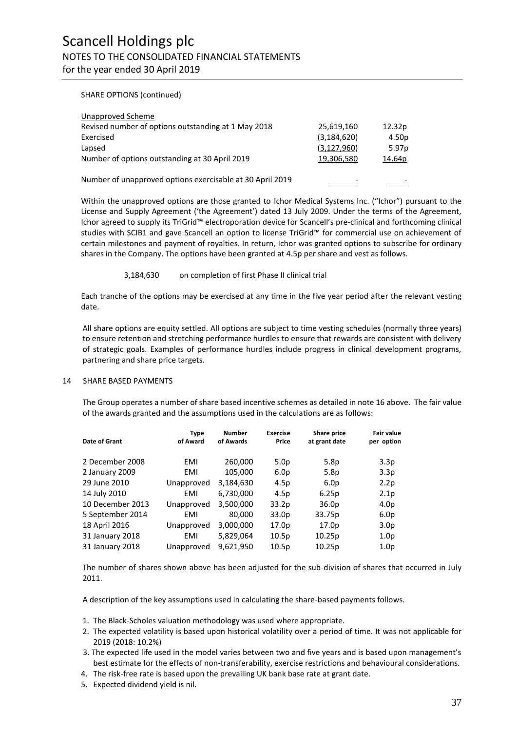SHARE OPTIONS (continued)

| Unapproved Scheme | | |
|---|---|---|
| Revised number of options outstanding at 1 May 2018 | 25,619,160 | 12.32p |
| Exercised | (3,184,620) | 4.50p |
| Lapsed | (3,127,960) | 5.97p |
| Number of options outstanding at 30 April 2019 | 19,306,580 | 14.64p |
| Number of unapproved options exercisable at 30 April 2019 | - | - |

Within the unapproved options are those granted to Ichor Medical Systems Inc. ("Ichor") pursuant to the License and Supply Agreement ('the Agreement') dated 13 July 2009. Under the terms of the Agreement, Ichor agreed to supply its TriGrid™ electroporation device for Scancell's pre-clinical and forthcoming clinical studies with SCIB1 and gave Scancell an option to license TriGrid™ for commercial use on achievement of certain milestones and payment of royalties. In return, Ichor was granted options to subscribe for ordinary shares in the Company. The options have been granted at 4.5p per share and vest as follows.

3,184,630 on completion of first Phase II clinical trial

Each tranche of the options may be exercised at any time in the five year period after the relevant vesting date.

All share options are equity settled. All options are subject to time vesting schedules (normally three years) to ensure retention and stretching performance hurdles to ensure that rewards are consistent with delivery of strategic goals. Examples of performance hurdles include progress in clinical development programs, partnering and share price targets.

## 14 SHARE BASED PAYMENTS

The Group operates a number of share based incentive schemes as detailed in note 16 above. The fair value of the awards granted and the assumptions used in the calculations are as follows:

| Date of Grant | Type of Award | Number of Awards | Exercise Price | Share price at grant date | Fair value per option |
|---|---|---|---|---|---|
| 2 December 2008 | EMI | 260,000 | 5.0p | 5.8p | 3.3p |
| 2 January 2009 | EMI | 105,000 | 6.0p | 5.8p | 3.3p |
| 29 June 2010 | Unapproved | 3,184,630 | 4.5p | 6.0p | 2.2p |
| 14 July 2010 | EMI | 6,730,000 | 4.5p | 6.25p | 2.1p |
| 10 December 2013 | Unapproved | 3,500,000 | 33.2p | 36.0p | 4.0p |
| 5 September 2014 | EMI | 80,000 | 33.0p | 33.75p | 6.0p |
| 18 April 2016 | Unapproved | 3,000,000 | 17.0p | 17.0p | 3.0p |
| 31 January 2018 | EMI | 5,829,064 | 10.5p | 10.25p | 1.0p |
| 31 January 2018 | Unapproved | 9,621,950 | 10.5p | 10.25p | 1.0p |

The number of shares shown above has been adjusted for the sub-division of shares that occurred in July 2011.

A description of the key assumptions used in calculating the share-based payments follows.

1. The Black-Scholes valuation methodology was used where appropriate.
2. The expected volatility is based upon historical volatility over a period of time. It was not applicable for 2019 (2018: 10.2%)
3. The expected life used in the model varies between two and five years and is based upon management's best estimate for the effects of non-transferability, exercise restrictions and behavioural considerations.
4. The risk-free rate is based upon the prevailing UK bank base rate at grant date.
5. Expected dividend yield is nil.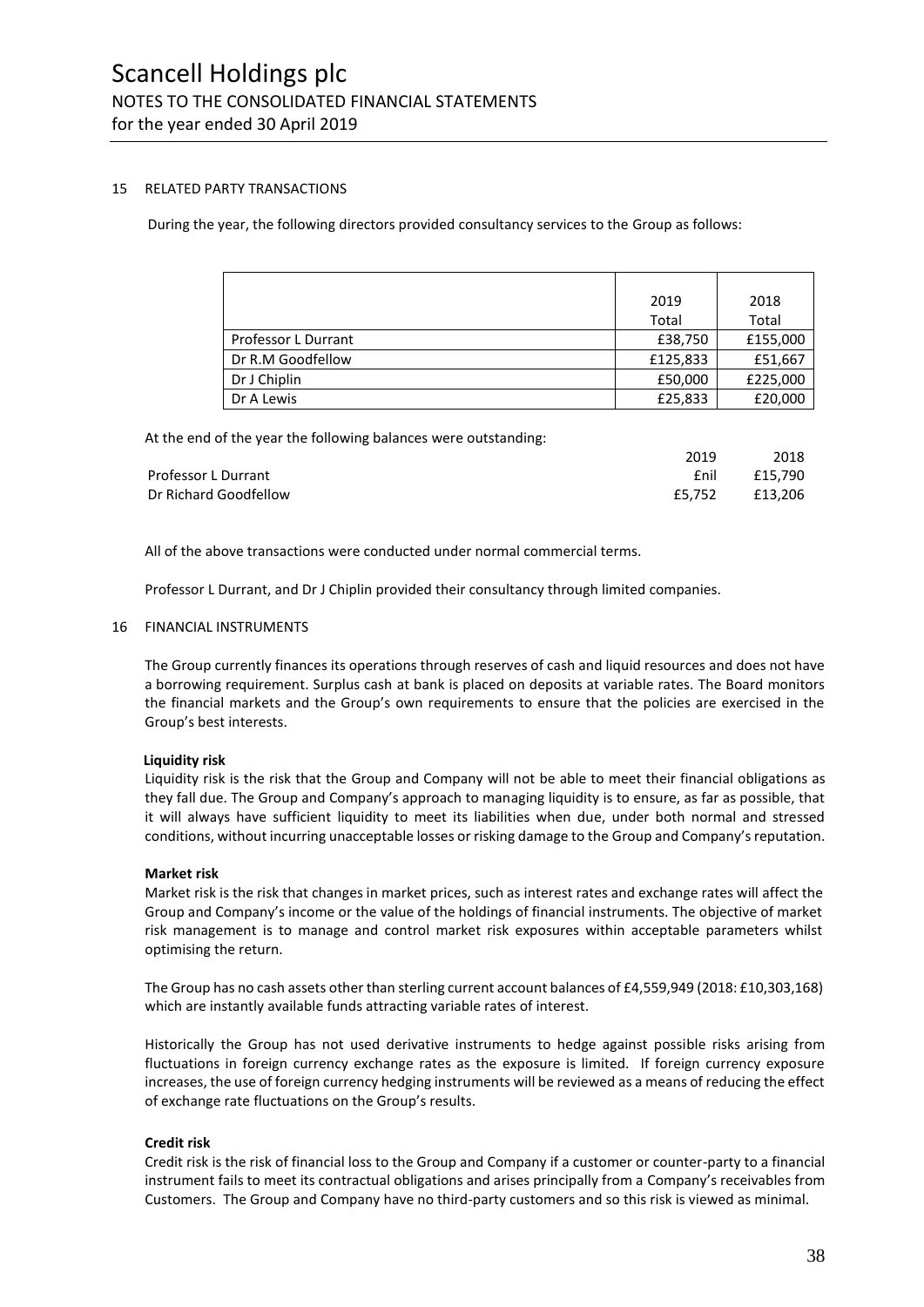## 15 RELATED PARTY TRANSACTIONS

During the year, the following directors provided consultancy services to the Group as follows:

| | 2019 Total | 2018 Total |
|---|---|---|
| Professor L Durrant | £38,750 | £155,000 |
| Dr R.M Goodfellow | £125,833 | £51,667 |
| Dr J Chiplin | £50,000 | £225,000 |
| Dr A Lewis | £25,833 | £20,000 |

At the end of the year the following balances were outstanding:

| | 2019 | 2018 |
|---|---|---|
| Professor L Durrant | £nil | £15,790 |
| Dr Richard Goodfellow | £5,752 | £13,206 |

All of the above transactions were conducted under normal commercial terms.

Professor L Durrant, and Dr J Chiplin provided their consultancy through limited companies.

## 16 FINANCIAL INSTRUMENTS

The Group currently finances its operations through reserves of cash and liquid resources and does not have a borrowing requirement. Surplus cash at bank is placed on deposits at variable rates. The Board monitors the financial markets and the Group's own requirements to ensure that the policies are exercised in the Group's best interests.

**Liquidity risk**

Liquidity risk is the risk that the Group and Company will not be able to meet their financial obligations as they fall due. The Group and Company's approach to managing liquidity is to ensure, as far as possible, that it will always have sufficient liquidity to meet its liabilities when due, under both normal and stressed conditions, without incurring unacceptable losses or risking damage to the Group and Company's reputation.

**Market risk**

Market risk is the risk that changes in market prices, such as interest rates and exchange rates will affect the Group and Company's income or the value of the holdings of financial instruments. The objective of market risk management is to manage and control market risk exposures within acceptable parameters whilst optimising the return.

The Group has no cash assets other than sterling current account balances of £4,559,949 (2018: £10,303,168) which are instantly available funds attracting variable rates of interest.

Historically the Group has not used derivative instruments to hedge against possible risks arising from fluctuations in foreign currency exchange rates as the exposure is limited. If foreign currency exposure increases, the use of foreign currency hedging instruments will be reviewed as a means of reducing the effect of exchange rate fluctuations on the Group's results.

**Credit risk**

Credit risk is the risk of financial loss to the Group and Company if a customer or counter-party to a financial instrument fails to meet its contractual obligations and arises principally from a Company's receivables from Customers. The Group and Company have no third-party customers and so this risk is viewed as minimal.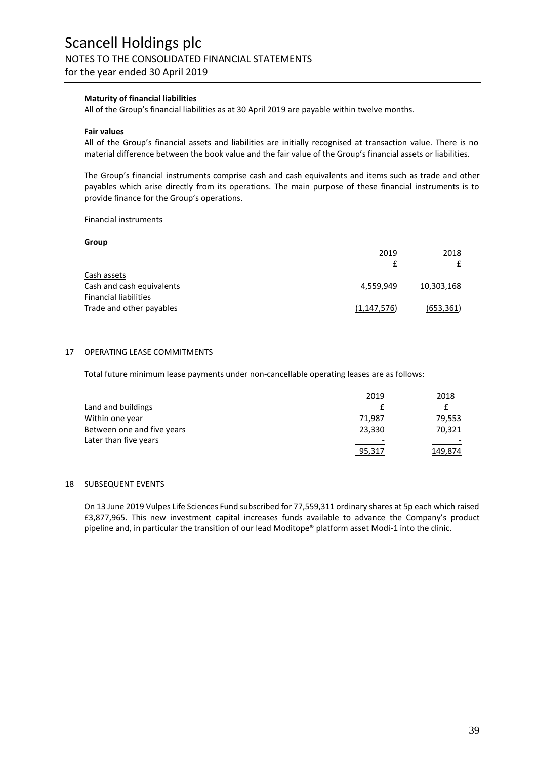**Maturity of financial liabilities**

All of the Group's financial liabilities as at 30 April 2019 are payable within twelve months.

**Fair values**

All of the Group's financial assets and liabilities are initially recognised at transaction value. There is no material difference between the book value and the fair value of the Group's financial assets or liabilities.

The Group's financial instruments comprise cash and cash equivalents and items such as trade and other payables which arise directly from its operations. The main purpose of these financial instruments is to provide finance for the Group's operations.

Financial instruments

**Group**

| | 2019 | 2018 |
|---|---|---|
| | £ | £ |
| Cash assets | | |
| Cash and cash equivalents | 4,559,949 | 10,303,168 |
| Financial liabilities | | |
| Trade and other payables | (1,147,576) | (653,361) |

## 17 OPERATING LEASE COMMITMENTS

Total future minimum lease payments under non-cancellable operating leases are as follows:

| | 2019 | 2018 |
|---|---|---|
| Land and buildings | £ | £ |
| Within one year | 71,987 | 79,553 |
| Between one and five years | 23,330 | 70,321 |
| Later than five years | - | - |
| | 95,317 | 149,874 |

## 18 SUBSEQUENT EVENTS

On 13 June 2019 Vulpes Life Sciences Fund subscribed for 77,559,311 ordinary shares at 5p each which raised £3,877,965. This new investment capital increases funds available to advance the Company's product pipeline and, in particular the transition of our lead Moditope® platform asset Modi-1 into the clinic.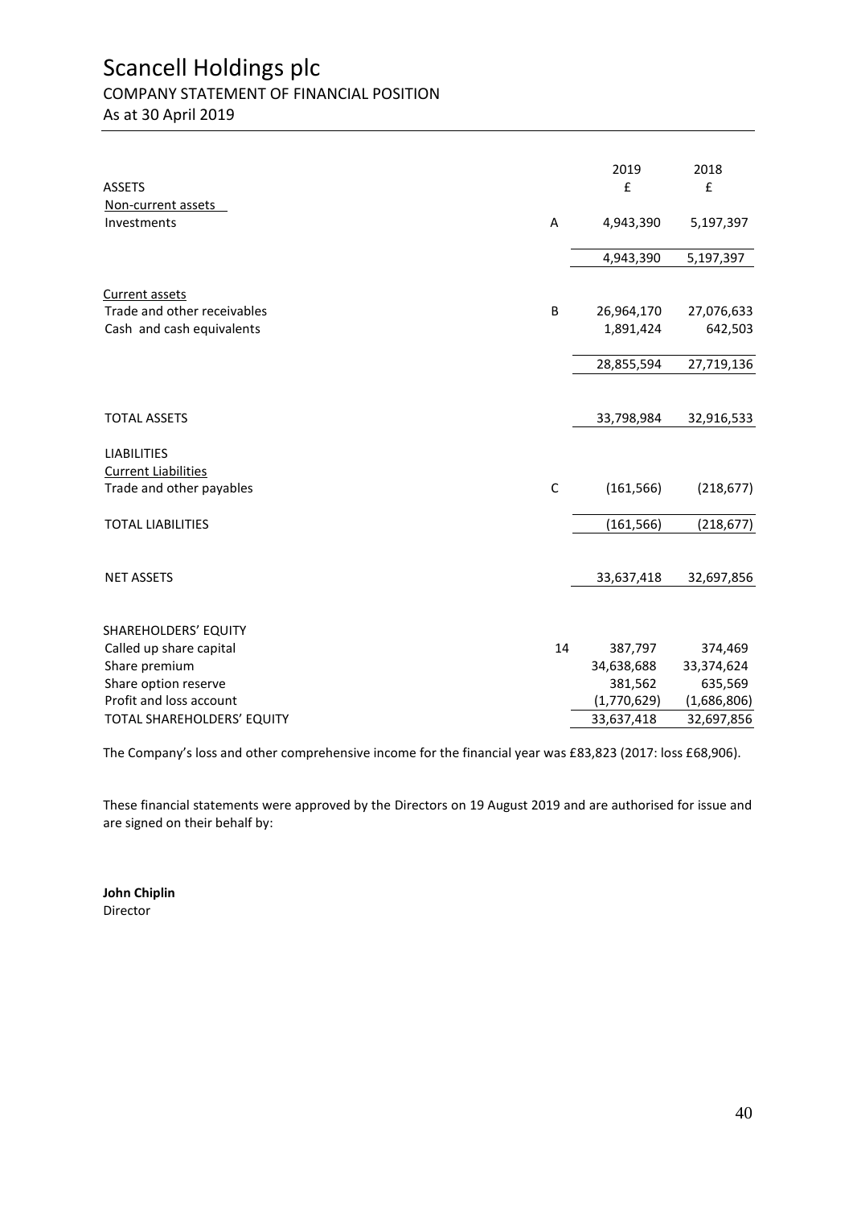# Scancell Holdings plc

## COMPANY STATEMENT OF FINANCIAL POSITION

As at 30 April 2019

| | | 2019 | 2018 |
|---|---|---|---|
| ASSETS | | £ | £ |
| Non-current assets | | | |
| Investments | A | 4,943,390 | 5,197,397 |
| | | 4,943,390 | 5,197,397 |
| Current assets | | | |
| Trade and other receivables | B | 26,964,170 | 27,076,633 |
| Cash and cash equivalents | | 1,891,424 | 642,503 |
| | | 28,855,594 | 27,719,136 |
| TOTAL ASSETS | | 33,798,984 | 32,916,533 |
| LIABILITIES | | | |
| Current Liabilities | | | |
| Trade and other payables | C | (161,566) | (218,677) |
| TOTAL LIABILITIES | | (161,566) | (218,677) |
| NET ASSETS | | 33,637,418 | 32,697,856 |
| SHAREHOLDERS' EQUITY | | | |
| Called up share capital | 14 | 387,797 | 374,469 |
| Share premium | | 34,638,688 | 33,374,624 |
| Share option reserve | | 381,562 | 635,569 |
| Profit and loss account | | (1,770,629) | (1,686,806) |
| TOTAL SHAREHOLDERS' EQUITY | | 33,637,418 | 32,697,856 |

The Company's loss and other comprehensive income for the financial year was £83,823 (2017: loss £68,906).

These financial statements were approved by the Directors on 19 August 2019 and are authorised for issue and are signed on their behalf by:

**John Chiplin**
Director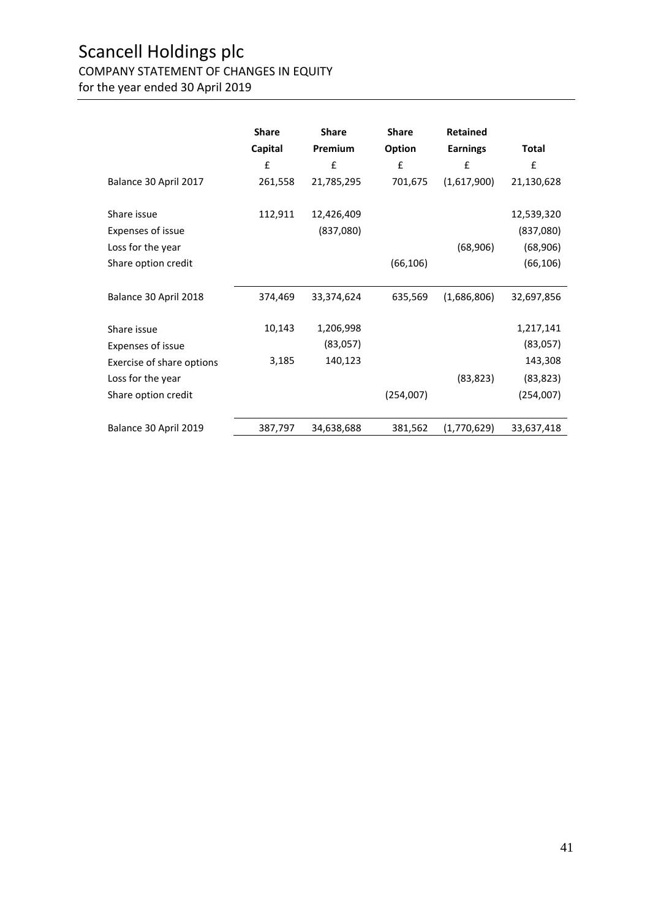# Scancell Holdings plc

COMPANY STATEMENT OF CHANGES IN EQUITY

for the year ended 30 April 2019

| | Share Capital | Share Premium | Share Option | Retained Earnings | Total |
|---|---|---|---|---|---|
| | £ | £ | £ | £ | £ |
| Balance 30 April 2017 | 261,558 | 21,785,295 | 701,675 | (1,617,900) | 21,130,628 |
| Share issue | 112,911 | 12,426,409 | | | 12,539,320 |
| Expenses of issue | | (837,080) | | | (837,080) |
| Loss for the year | | | | (68,906) | (68,906) |
| Share option credit | | | (66,106) | | (66,106) |
| Balance 30 April 2018 | 374,469 | 33,374,624 | 635,569 | (1,686,806) | 32,697,856 |
| Share issue | 10,143 | 1,206,998 | | | 1,217,141 |
| Expenses of issue | | (83,057) | | | (83,057) |
| Exercise of share options | 3,185 | 140,123 | | | 143,308 |
| Loss for the year | | | | (83,823) | (83,823) |
| Share option credit | | | (254,007) | | (254,007) |
| Balance 30 April 2019 | 387,797 | 34,638,688 | 381,562 | (1,770,629) | 33,637,418 |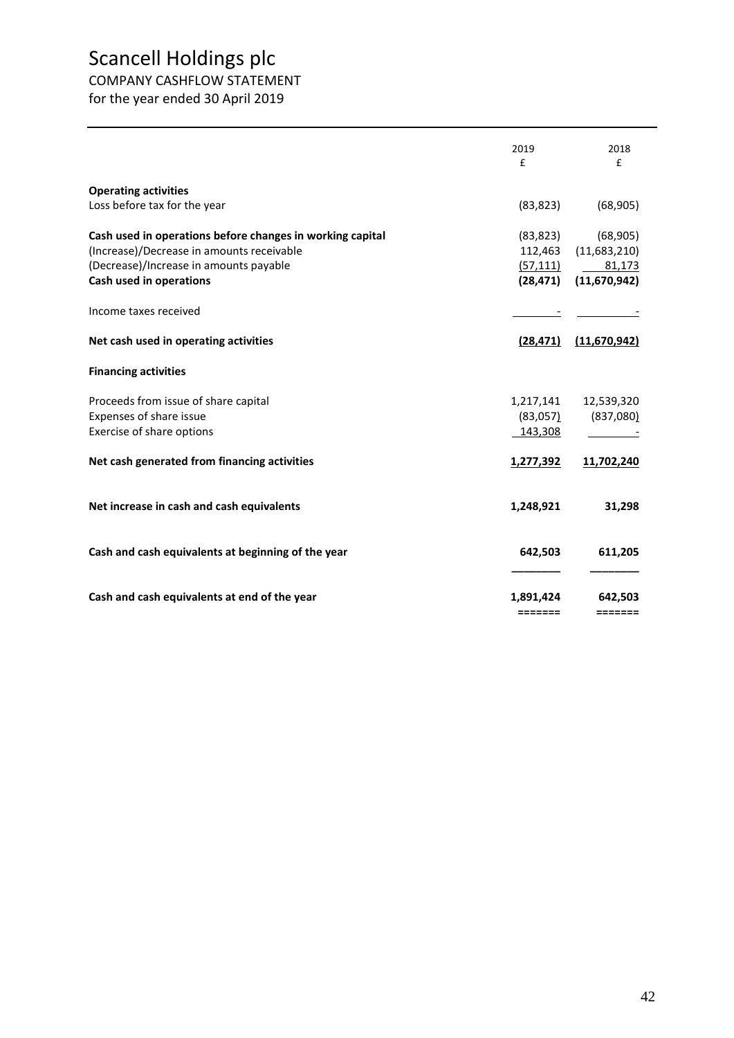# Scancell Holdings plc

COMPANY CASHFLOW STATEMENT

for the year ended 30 April 2019

| | 2019 | 2018 |
|---|---|---|
| | £ | £ |
| **Operating activities** | | |
| Loss before tax for the year | (83,823) | (68,905) |
| **Cash used in operations before changes in working capital** | (83,823) | (68,905) |
| (Increase)/Decrease in amounts receivable | 112,463 | (11,683,210) |
| (Decrease)/Increase in amounts payable | (57,111) | 81,173 |
| **Cash used in operations** | **(28,471)** | **(11,670,942)** |
| Income taxes received | - | - |
| **Net cash used in operating activities** | **(28,471)** | **(11,670,942)** |
| **Financing activities** | | |
| Proceeds from issue of share capital | 1,217,141 | 12,539,320 |
| Expenses of share issue | (83,057) | (837,080) |
| Exercise of share options | 143,308 | - |
| **Net cash generated from financing activities** | **1,277,392** | **11,702,240** |
| **Net increase in cash and cash equivalents** | **1,248,921** | **31,298** |
| **Cash and cash equivalents at beginning of the year** | **642,503** | **611,205** |
| **Cash and cash equivalents at end of the year** | **1,891,424** | **642,503** |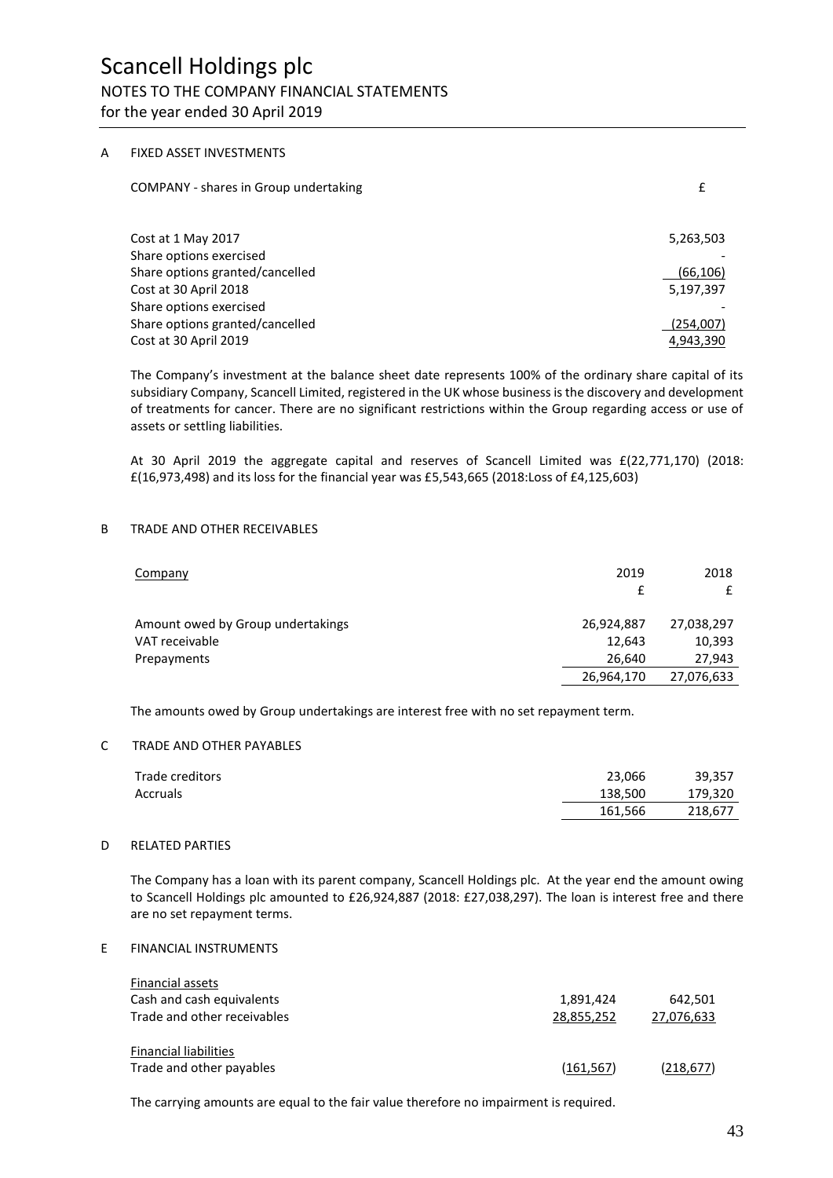# Scancell Holdings plc

## NOTES TO THE COMPANY FINANCIAL STATEMENTS

for the year ended 30 April 2019

### A FIXED ASSET INVESTMENTS

| COMPANY - shares in Group undertaking | £ |
|---|---|
| Cost at 1 May 2017 | 5,263,503 |
| Share options exercised | - |
| Share options granted/cancelled | (66,106) |
| Cost at 30 April 2018 | 5,197,397 |
| Share options exercised | - |
| Share options granted/cancelled | (254,007) |
| Cost at 30 April 2019 | 4,943,390 |

The Company's investment at the balance sheet date represents 100% of the ordinary share capital of its subsidiary Company, Scancell Limited, registered in the UK whose business is the discovery and development of treatments for cancer. There are no significant restrictions within the Group regarding access or use of assets or settling liabilities.

At 30 April 2019 the aggregate capital and reserves of Scancell Limited was £(22,771,170) (2018: £(16,973,498) and its loss for the financial year was £5,543,665 (2018:Loss of £4,125,603)

### B TRADE AND OTHER RECEIVABLES

| Company | 2019 £ | 2018 £ |
|---|---|---|
| Amount owed by Group undertakings | 26,924,887 | 27,038,297 |
| VAT receivable | 12,643 | 10,393 |
| Prepayments | 26,640 | 27,943 |
| | 26,964,170 | 27,076,633 |

The amounts owed by Group undertakings are interest free with no set repayment term.

### C TRADE AND OTHER PAYABLES

| | | |
|---|---|---|
| Trade creditors | 23,066 | 39,357 |
| Accruals | 138,500 | 179,320 |
| | 161,566 | 218,677 |

### D RELATED PARTIES

The Company has a loan with its parent company, Scancell Holdings plc. At the year end the amount owing to Scancell Holdings plc amounted to £26,924,887 (2018: £27,038,297). The loan is interest free and there are no set repayment terms.

### E FINANCIAL INSTRUMENTS

| | | |
|---|---|---|
| Financial assets | | |
| Cash and cash equivalents | 1,891,424 | 642,501 |
| Trade and other receivables | 28,855,252 | 27,076,633 |
| | | |
| Financial liabilities | | |
| Trade and other payables | (161,567) | (218,677) |

The carrying amounts are equal to the fair value therefore no impairment is required.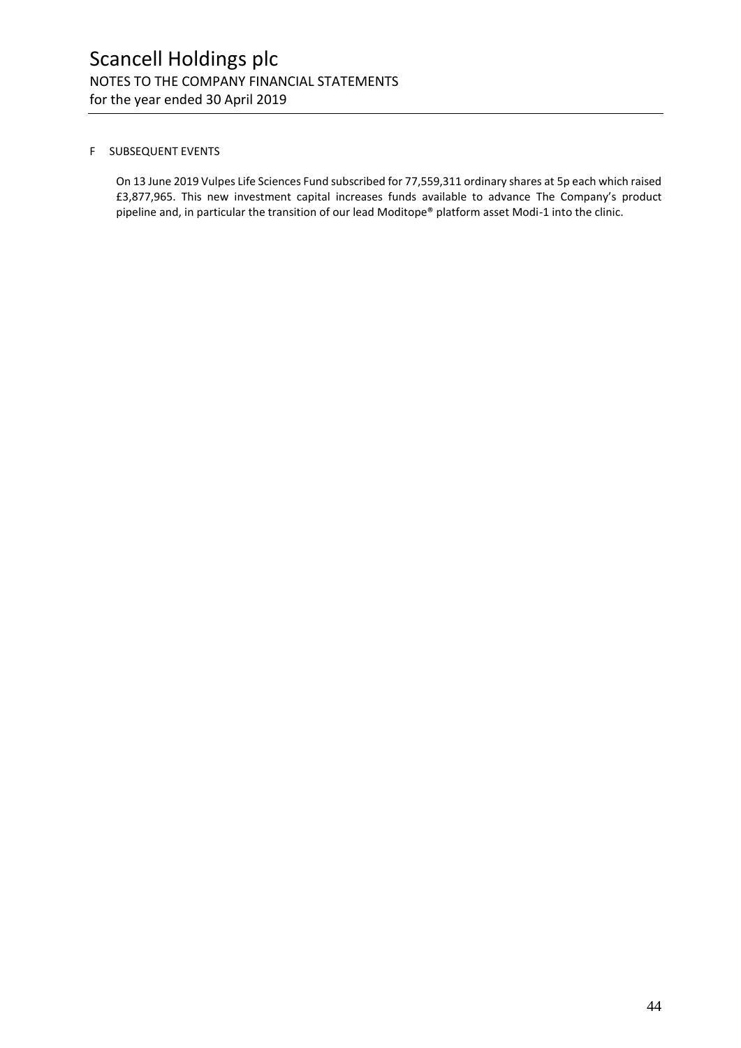# Scancell Holdings plc

NOTES TO THE COMPANY FINANCIAL STATEMENTS

for the year ended 30 April 2019

## F SUBSEQUENT EVENTS

On 13 June 2019 Vulpes Life Sciences Fund subscribed for 77,559,311 ordinary shares at 5p each which raised £3,877,965. This new investment capital increases funds available to advance The Company's product pipeline and, in particular the transition of our lead Moditope® platform asset Modi-1 into the clinic.